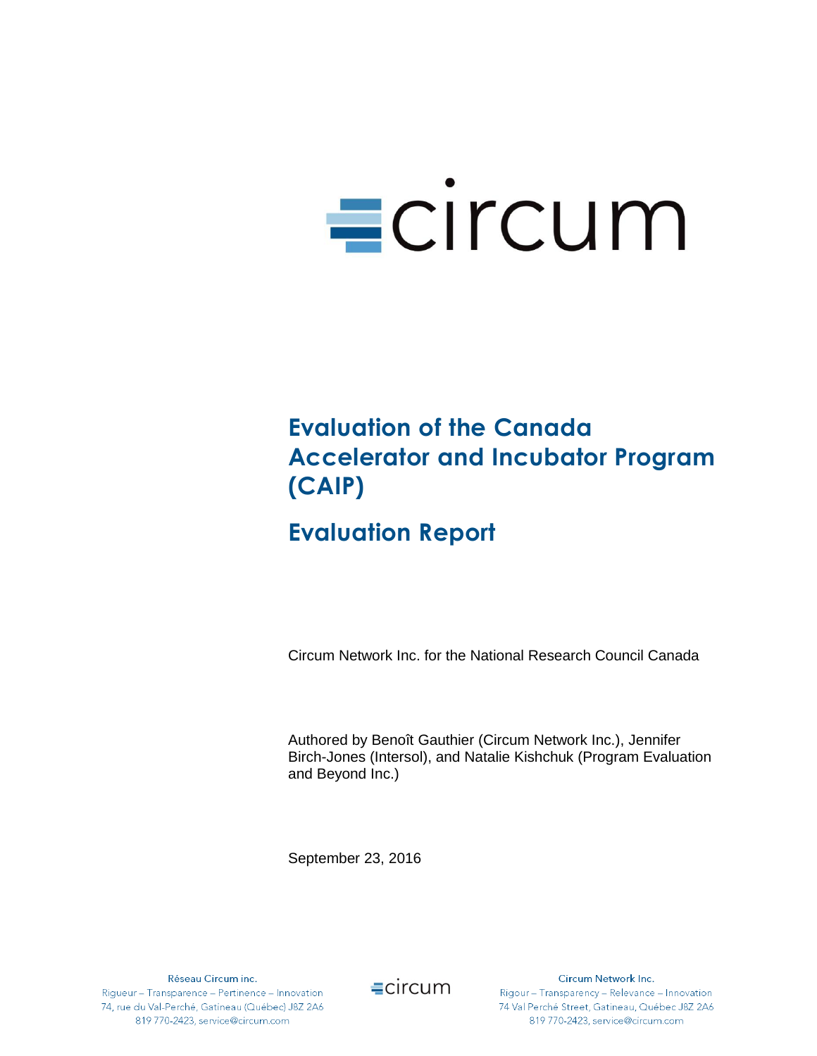circum

# Evaluation of the Canada Accelerator and Incubator Program (CAIP)

## Evaluation Report

Circum Network Inc. for the National Research Council Canada

Authored by Benoît Gauthier (Circum Network Inc.), Jennifer Birch-Jones (Intersol), and Natalie Kishchuk (Program Evaluation and Beyond Inc.)

September 23, 2016

Réseau Circum inc.
Rigueur – Transparence – Pertinence – Innovation
74, rue du Val-Perché, Gatineau (Québec) J8Z 2A6
819 770-2423, service@circum.com

Circum Network Inc.
Rigour – Transparency – Relevance – Innovation
74 Val Perché Street, Gatineau, Québec J8Z 2A6
819 770-2423, service@circum.com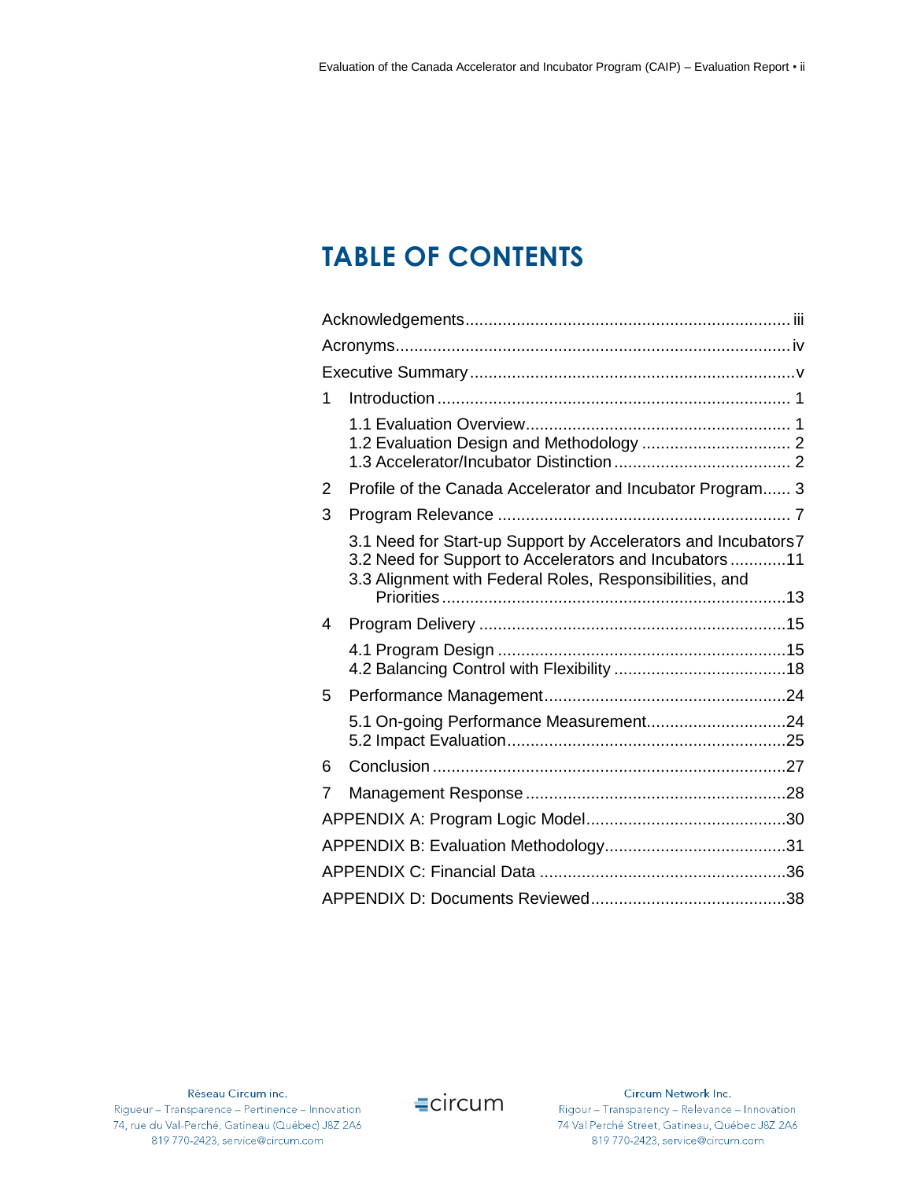# TABLE OF CONTENTS

Acknowledgements ..... iii

Acronyms ..... iv

Executive Summary ..... v

1 Introduction ..... 1

- 1.1 Evaluation Overview ..... 1
- 1.2 Evaluation Design and Methodology ..... 2
- 1.3 Accelerator/Incubator Distinction ..... 2

2 Profile of the Canada Accelerator and Incubator Program ..... 3

3 Program Relevance ..... 7

- 3.1 Need for Start-up Support by Accelerators and Incubators ..... 7
- 3.2 Need for Support to Accelerators and Incubators ..... 11
- 3.3 Alignment with Federal Roles, Responsibilities, and Priorities ..... 13

4 Program Delivery ..... 15

- 4.1 Program Design ..... 15
- 4.2 Balancing Control with Flexibility ..... 18

5 Performance Management ..... 24

- 5.1 On-going Performance Measurement ..... 24
- 5.2 Impact Evaluation ..... 25

6 Conclusion ..... 27

7 Management Response ..... 28

APPENDIX A: Program Logic Model ..... 30

APPENDIX B: Evaluation Methodology ..... 31

APPENDIX C: Financial Data ..... 36

APPENDIX D: Documents Reviewed ..... 38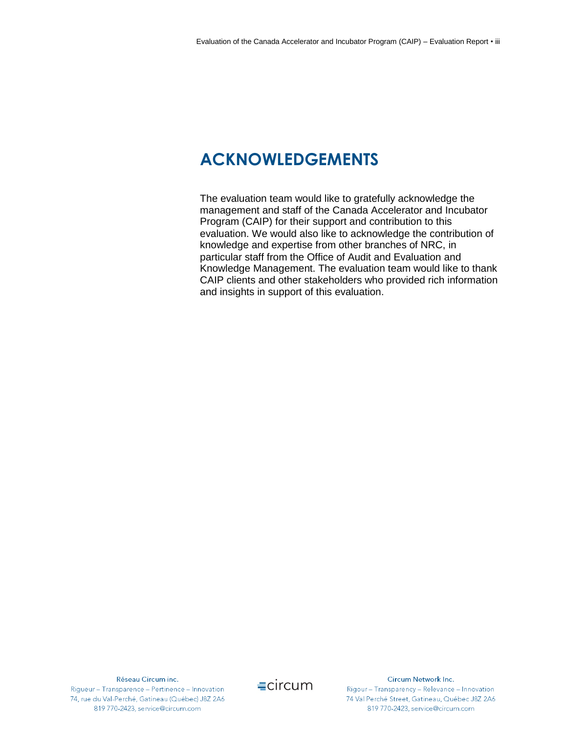# ACKNOWLEDGEMENTS

The evaluation team would like to gratefully acknowledge the management and staff of the Canada Accelerator and Incubator Program (CAIP) for their support and contribution to this evaluation. We would also like to acknowledge the contribution of knowledge and expertise from other branches of NRC, in particular staff from the Office of Audit and Evaluation and Knowledge Management. The evaluation team would like to thank CAIP clients and other stakeholders who provided rich information and insights in support of this evaluation.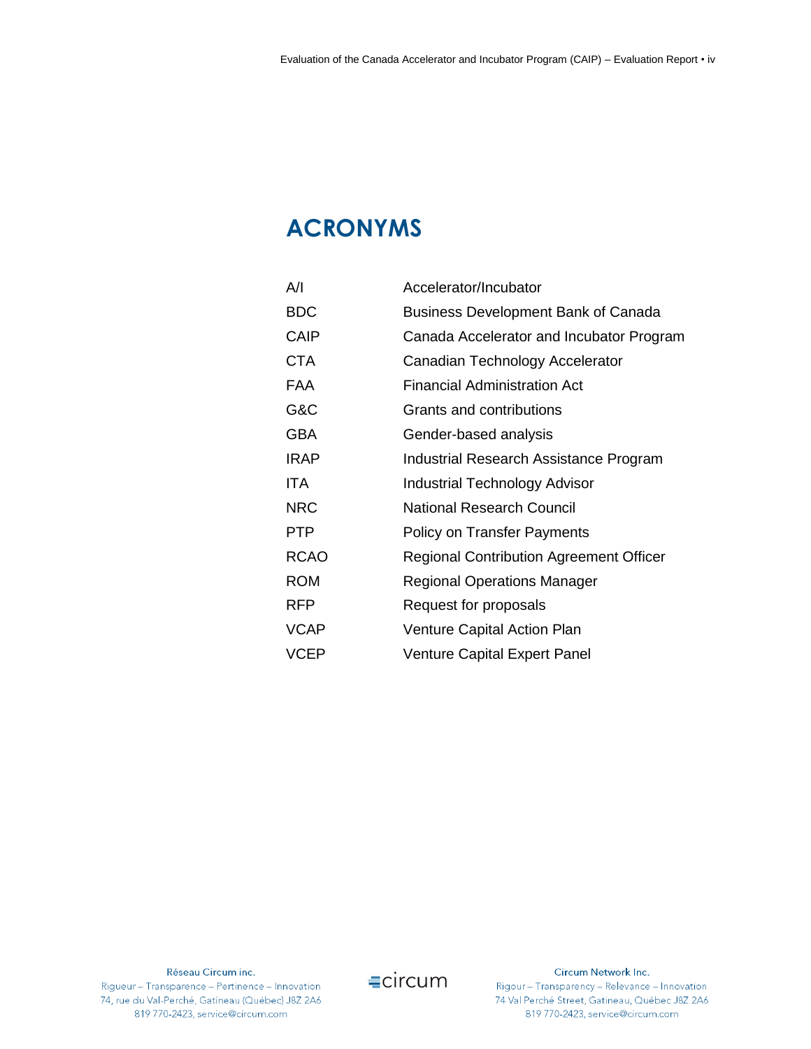# ACRONYMS

| | |
|---|---|
| A/I | Accelerator/Incubator |
| BDC | Business Development Bank of Canada |
| CAIP | Canada Accelerator and Incubator Program |
| CTA | Canadian Technology Accelerator |
| FAA | Financial Administration Act |
| G&C | Grants and contributions |
| GBA | Gender-based analysis |
| IRAP | Industrial Research Assistance Program |
| ITA | Industrial Technology Advisor |
| NRC | National Research Council |
| PTP | Policy on Transfer Payments |
| RCAO | Regional Contribution Agreement Officer |
| ROM | Regional Operations Manager |
| RFP | Request for proposals |
| VCAP | Venture Capital Action Plan |
| VCEP | Venture Capital Expert Panel |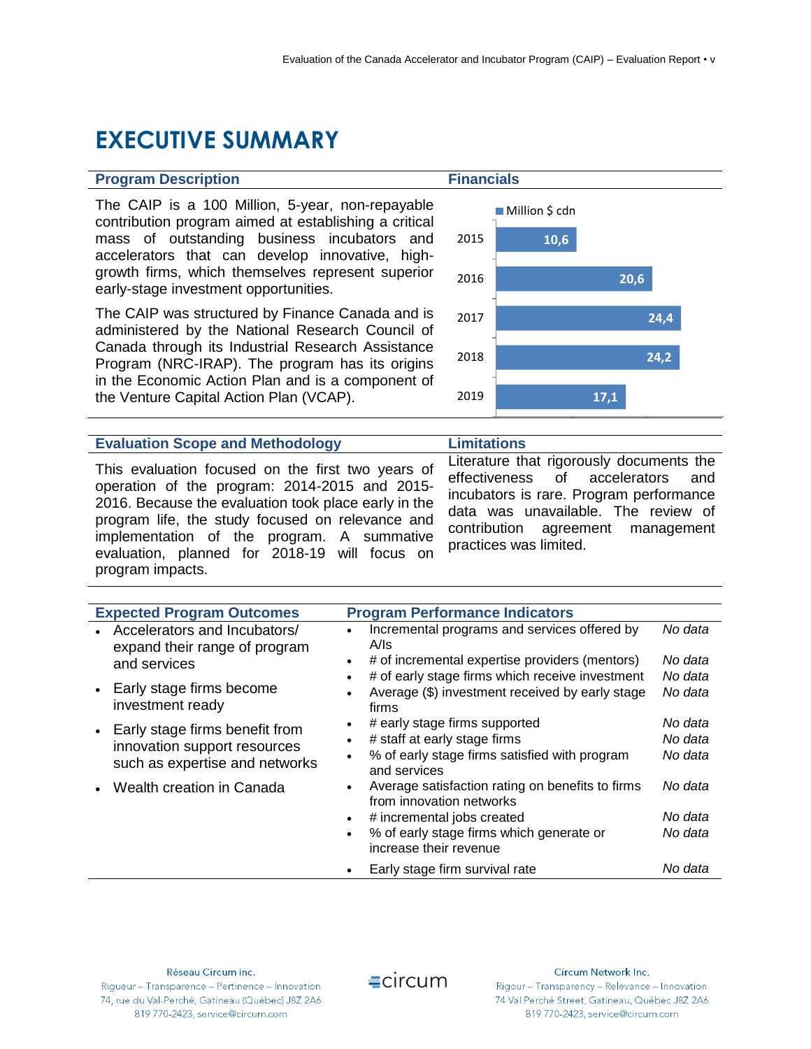# EXECUTIVE SUMMARY

## Program Description

The CAIP is a 100 Million, 5-year, non-repayable contribution program aimed at establishing a critical mass of outstanding business incubators and accelerators that can develop innovative, high-growth firms, which themselves represent superior early-stage investment opportunities.

The CAIP was structured by Finance Canada and is administered by the National Research Council of Canada through its Industrial Research Assistance Program (NRC-IRAP). The program has its origins in the Economic Action Plan and is a component of the Venture Capital Action Plan (VCAP).

## Financials

| Year | Million $ cdn |
|---|---|
| 2015 | 10,6 |
| 2016 | 20,6 |
| 2017 | 24,4 |
| 2018 | 24,2 |
| 2019 | 17,1 |

## Evaluation Scope and Methodology

This evaluation focused on the first two years of operation of the program: 2014-2015 and 2015-2016. Because the evaluation took place early in the program life, the study focused on relevance and implementation of the program. A summative evaluation, planned for 2018-19 will focus on program impacts.

## Limitations

Literature that rigorously documents the effectiveness of accelerators and incubators is rare. Program performance data was unavailable. The review of contribution agreement management practices was limited.

## Expected Program Outcomes

- Accelerators and Incubators/ expand their range of program and services
- Early stage firms become investment ready
- Early stage firms benefit from innovation support resources such as expertise and networks
- Wealth creation in Canada

## Program Performance Indicators

| Indicator | |
|---|---|
| Incremental programs and services offered by A/Is | *No data* |
| # of incremental expertise providers (mentors) | *No data* |
| # of early stage firms which receive investment | *No data* |
| Average ($) investment received by early stage firms | *No data* |
| # early stage firms supported | *No data* |
| # staff at early stage firms | *No data* |
| % of early stage firms satisfied with program and services | *No data* |
| Average satisfaction rating on benefits to firms from innovation networks | *No data* |
| # incremental jobs created | *No data* |
| % of early stage firms which generate or increase their revenue | *No data* |
| Early stage firm survival rate | *No data* |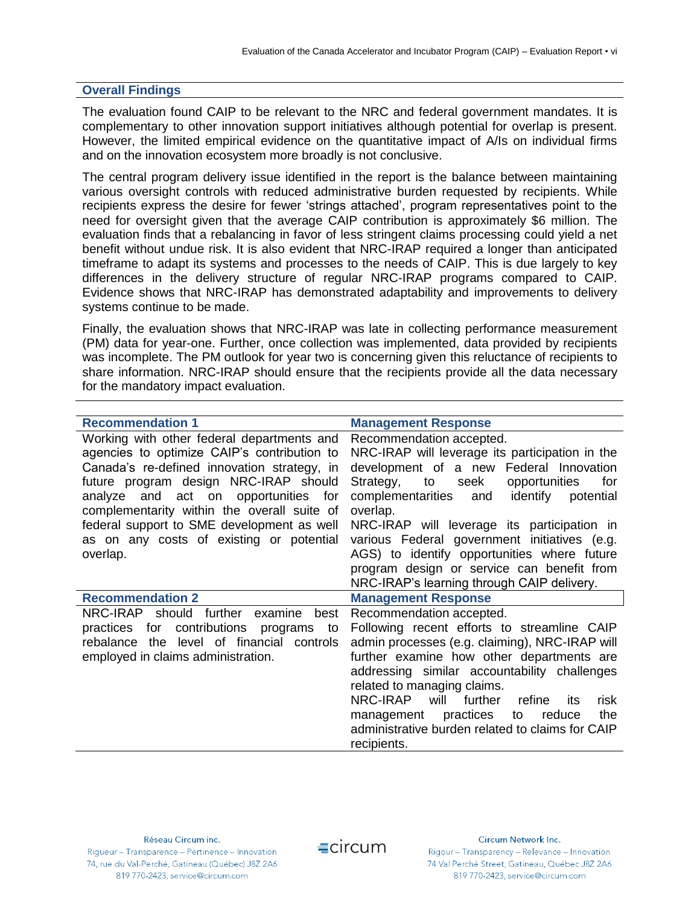## Overall Findings

The evaluation found CAIP to be relevant to the NRC and federal government mandates. It is complementary to other innovation support initiatives although potential for overlap is present. However, the limited empirical evidence on the quantitative impact of A/Is on individual firms and on the innovation ecosystem more broadly is not conclusive.

The central program delivery issue identified in the report is the balance between maintaining various oversight controls with reduced administrative burden requested by recipients. While recipients express the desire for fewer 'strings attached', program representatives point to the need for oversight given that the average CAIP contribution is approximately $6 million. The evaluation finds that a rebalancing in favor of less stringent claims processing could yield a net benefit without undue risk. It is also evident that NRC-IRAP required a longer than anticipated timeframe to adapt its systems and processes to the needs of CAIP. This is due largely to key differences in the delivery structure of regular NRC-IRAP programs compared to CAIP. Evidence shows that NRC-IRAP has demonstrated adaptability and improvements to delivery systems continue to be made.

Finally, the evaluation shows that NRC-IRAP was late in collecting performance measurement (PM) data for year-one. Further, once collection was implemented, data provided by recipients was incomplete. The PM outlook for year two is concerning given this reluctance of recipients to share information. NRC-IRAP should ensure that the recipients provide all the data necessary for the mandatory impact evaluation.

| Recommendation 1 | Management Response |
| --- | --- |
| Working with other federal departments and agencies to optimize CAIP's contribution to Canada's re-defined innovation strategy, in future program design NRC-IRAP should analyze and act on opportunities for complementarity within the overall suite of federal support to SME development as well as on any costs of existing or potential overlap. | Recommendation accepted.<br>NRC-IRAP will leverage its participation in the development of a new Federal Innovation Strategy, to seek opportunities for complementarities and identify potential overlap.<br>NRC-IRAP will leverage its participation in various Federal government initiatives (e.g. AGS) to identify opportunities where future program design or service can benefit from NRC-IRAP's learning through CAIP delivery. |
| **Recommendation 2** | **Management Response** |
| NRC-IRAP should further examine best practices for contributions programs to rebalance the level of financial controls employed in claims administration. | Recommendation accepted.<br>Following recent efforts to streamline CAIP admin processes (e.g. claiming), NRC-IRAP will further examine how other departments are addressing similar accountability challenges related to managing claims.<br>NRC-IRAP will further refine its risk management practices to reduce the administrative burden related to claims for CAIP recipients. |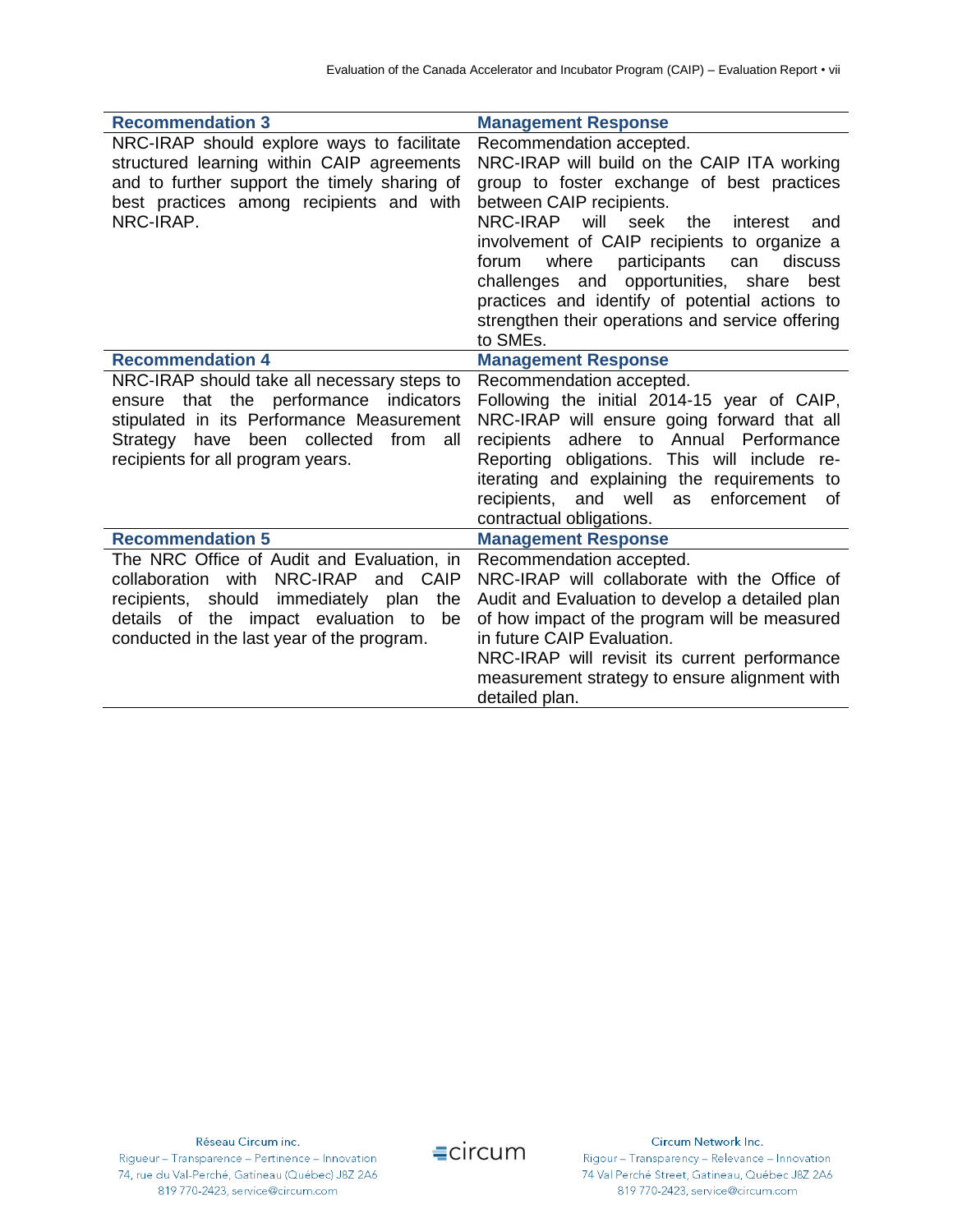| Recommendation 3 | Management Response |
| --- | --- |
| NRC-IRAP should explore ways to facilitate structured learning within CAIP agreements and to further support the timely sharing of best practices among recipients and with NRC-IRAP. | Recommendation accepted.<br>NRC-IRAP will build on the CAIP ITA working group to foster exchange of best practices between CAIP recipients.<br>NRC-IRAP will seek the interest and involvement of CAIP recipients to organize a forum where participants can discuss challenges and opportunities, share best practices and identify of potential actions to strengthen their operations and service offering to SMEs. |
| **Recommendation 4** | **Management Response** |
| NRC-IRAP should take all necessary steps to ensure that the performance indicators stipulated in its Performance Measurement Strategy have been collected from all recipients for all program years. | Recommendation accepted.<br>Following the initial 2014-15 year of CAIP, NRC-IRAP will ensure going forward that all recipients adhere to Annual Performance Reporting obligations. This will include re-iterating and explaining the requirements to recipients, and well as enforcement of contractual obligations. |
| **Recommendation 5** | **Management Response** |
| The NRC Office of Audit and Evaluation, in collaboration with NRC-IRAP and CAIP recipients, should immediately plan the details of the impact evaluation to be conducted in the last year of the program. | Recommendation accepted.<br>NRC-IRAP will collaborate with the Office of Audit and Evaluation to develop a detailed plan of how impact of the program will be measured in future CAIP Evaluation.<br>NRC-IRAP will revisit its current performance measurement strategy to ensure alignment with detailed plan. |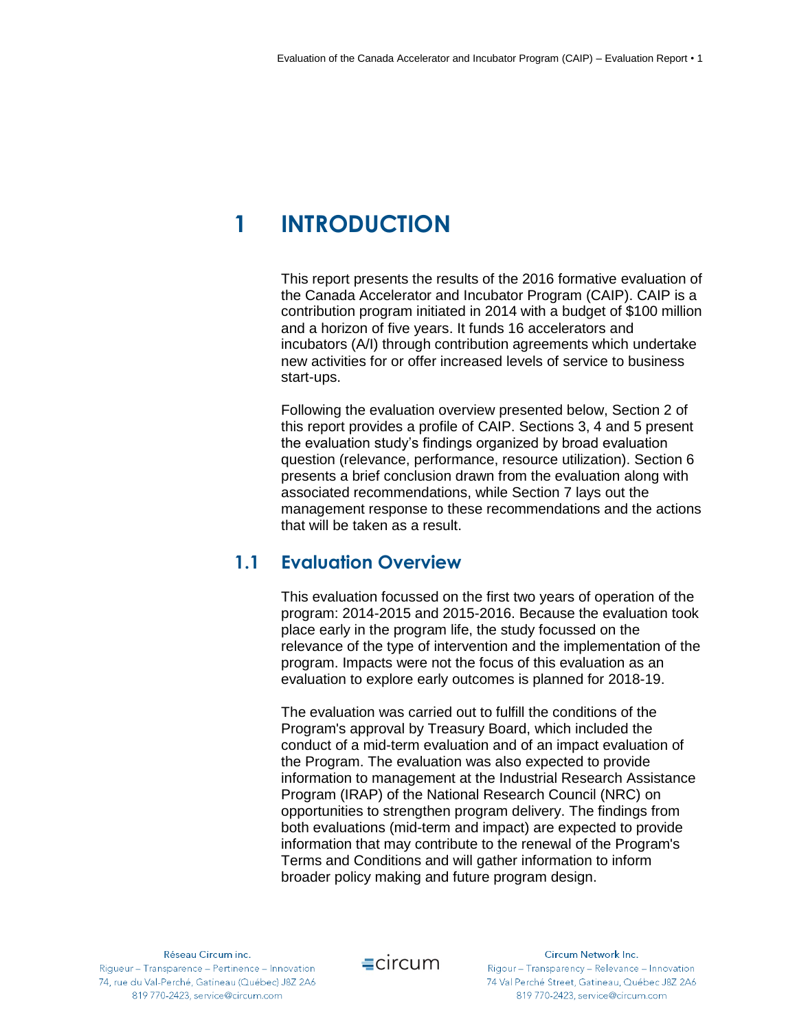# 1 INTRODUCTION

This report presents the results of the 2016 formative evaluation of the Canada Accelerator and Incubator Program (CAIP). CAIP is a contribution program initiated in 2014 with a budget of $100 million and a horizon of five years. It funds 16 accelerators and incubators (A/I) through contribution agreements which undertake new activities for or offer increased levels of service to business start-ups.

Following the evaluation overview presented below, Section 2 of this report provides a profile of CAIP. Sections 3, 4 and 5 present the evaluation study's findings organized by broad evaluation question (relevance, performance, resource utilization). Section 6 presents a brief conclusion drawn from the evaluation along with associated recommendations, while Section 7 lays out the management response to these recommendations and the actions that will be taken as a result.

## 1.1 Evaluation Overview

This evaluation focussed on the first two years of operation of the program: 2014-2015 and 2015-2016. Because the evaluation took place early in the program life, the study focussed on the relevance of the type of intervention and the implementation of the program. Impacts were not the focus of this evaluation as an evaluation to explore early outcomes is planned for 2018-19.

The evaluation was carried out to fulfill the conditions of the Program's approval by Treasury Board, which included the conduct of a mid-term evaluation and of an impact evaluation of the Program. The evaluation was also expected to provide information to management at the Industrial Research Assistance Program (IRAP) of the National Research Council (NRC) on opportunities to strengthen program delivery. The findings from both evaluations (mid-term and impact) are expected to provide information that may contribute to the renewal of the Program's Terms and Conditions and will gather information to inform broader policy making and future program design.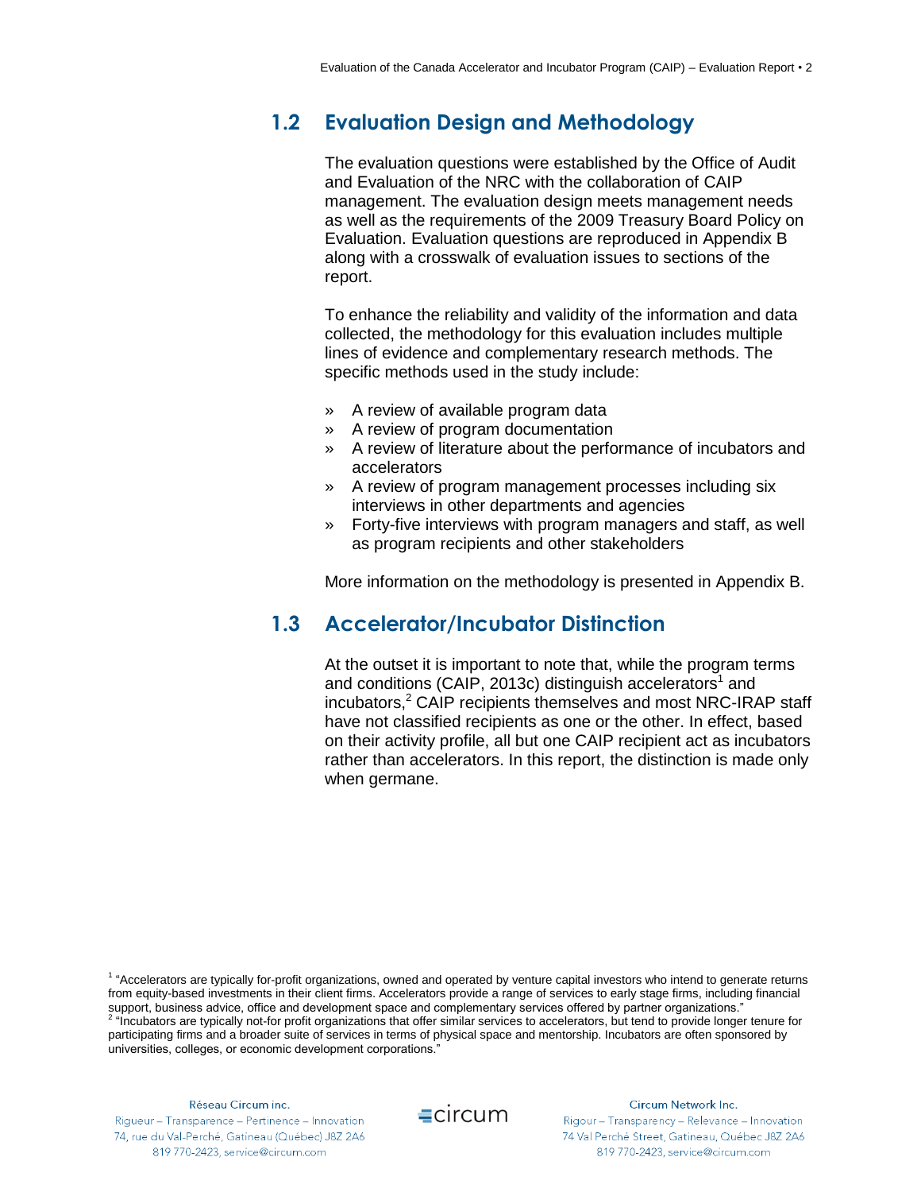## 1.2 Evaluation Design and Methodology

The evaluation questions were established by the Office of Audit and Evaluation of the NRC with the collaboration of CAIP management. The evaluation design meets management needs as well as the requirements of the 2009 Treasury Board Policy on Evaluation. Evaluation questions are reproduced in Appendix B along with a crosswalk of evaluation issues to sections of the report.

To enhance the reliability and validity of the information and data collected, the methodology for this evaluation includes multiple lines of evidence and complementary research methods. The specific methods used in the study include:

- A review of available program data
- A review of program documentation
- A review of literature about the performance of incubators and accelerators
- A review of program management processes including six interviews in other departments and agencies
- Forty-five interviews with program managers and staff, as well as program recipients and other stakeholders

More information on the methodology is presented in Appendix B.

## 1.3 Accelerator/Incubator Distinction

At the outset it is important to note that, while the program terms and conditions (CAIP, 2013c) distinguish accelerators[1] and incubators,[2] CAIP recipients themselves and most NRC-IRAP staff have not classified recipients as one or the other. In effect, based on their activity profile, all but one CAIP recipient act as incubators rather than accelerators. In this report, the distinction is made only when germane.

[1] "Accelerators are typically for-profit organizations, owned and operated by venture capital investors who intend to generate returns from equity-based investments in their client firms. Accelerators provide a range of services to early stage firms, including financial support, business advice, office and development space and complementary services offered by partner organizations."

[2] "Incubators are typically not-for profit organizations that offer similar services to accelerators, but tend to provide longer tenure for participating firms and a broader suite of services in terms of physical space and mentorship. Incubators are often sponsored by universities, colleges, or economic development corporations."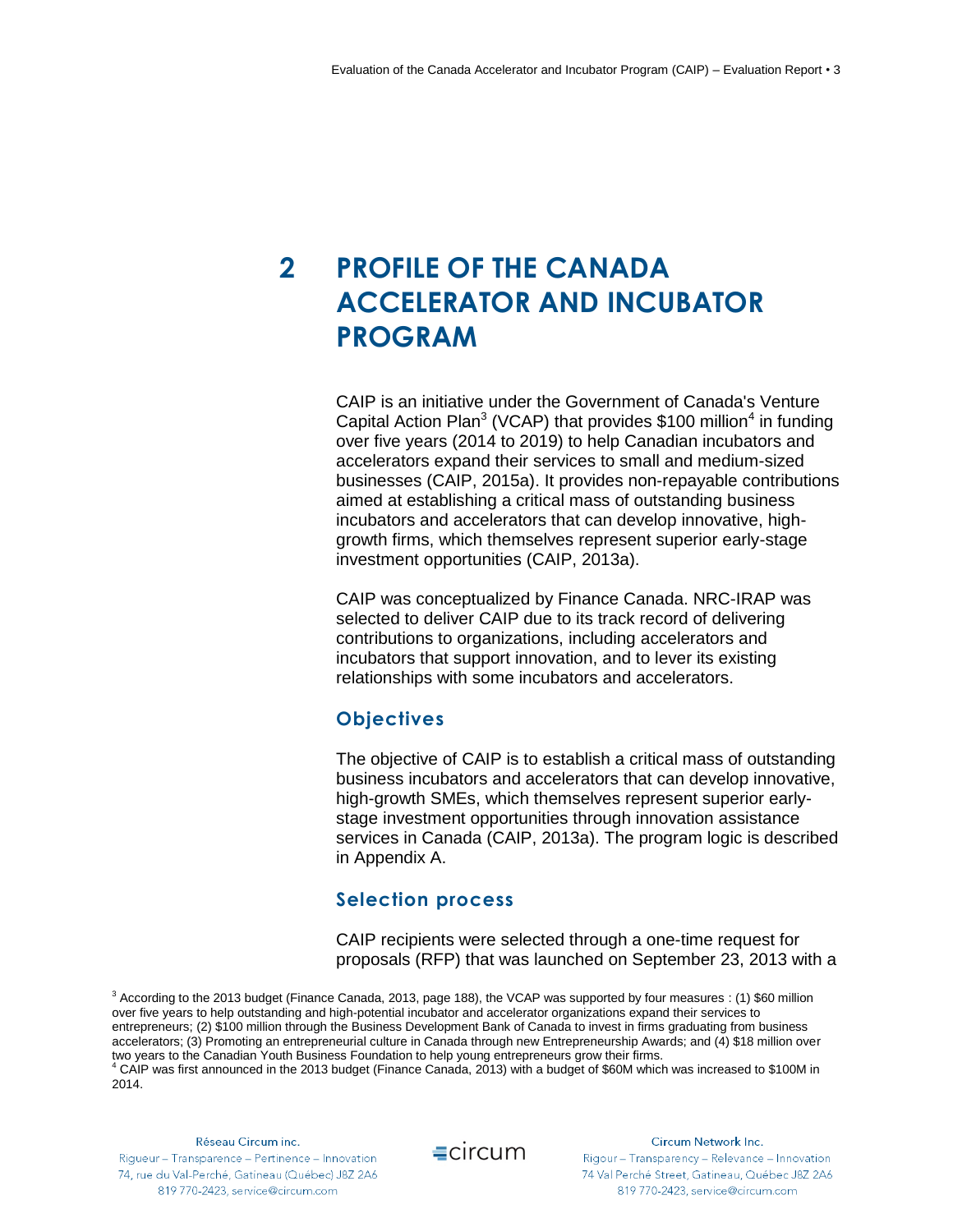# 2 PROFILE OF THE CANADA ACCELERATOR AND INCUBATOR PROGRAM

CAIP is an initiative under the Government of Canada's Venture Capital Action Plan[3] (VCAP) that provides $100 million[4] in funding over five years (2014 to 2019) to help Canadian incubators and accelerators expand their services to small and medium-sized businesses (CAIP, 2015a). It provides non-repayable contributions aimed at establishing a critical mass of outstanding business incubators and accelerators that can develop innovative, high-growth firms, which themselves represent superior early-stage investment opportunities (CAIP, 2013a).

CAIP was conceptualized by Finance Canada. NRC-IRAP was selected to deliver CAIP due to its track record of delivering contributions to organizations, including accelerators and incubators that support innovation, and to lever its existing relationships with some incubators and accelerators.

## Objectives

The objective of CAIP is to establish a critical mass of outstanding business incubators and accelerators that can develop innovative, high-growth SMEs, which themselves represent superior early-stage investment opportunities through innovation assistance services in Canada (CAIP, 2013a). The program logic is described in Appendix A.

## Selection process

CAIP recipients were selected through a one-time request for proposals (RFP) that was launched on September 23, 2013 with a

[3] According to the 2013 budget (Finance Canada, 2013, page 188), the VCAP was supported by four measures : (1) $60 million over five years to help outstanding and high-potential incubator and accelerator organizations expand their services to entrepreneurs; (2) $100 million through the Business Development Bank of Canada to invest in firms graduating from business accelerators; (3) Promoting an entrepreneurial culture in Canada through new Entrepreneurship Awards; and (4) $18 million over two years to the Canadian Youth Business Foundation to help young entrepreneurs grow their firms.

[4] CAIP was first announced in the 2013 budget (Finance Canada, 2013) with a budget of $60M which was increased to $100M in 2014.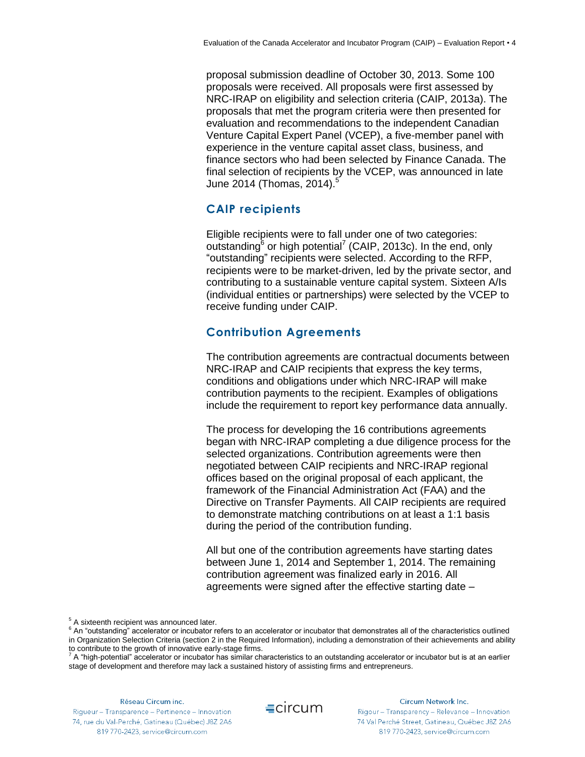proposal submission deadline of October 30, 2013. Some 100 proposals were received. All proposals were first assessed by NRC-IRAP on eligibility and selection criteria (CAIP, 2013a). The proposals that met the program criteria were then presented for evaluation and recommendations to the independent Canadian Venture Capital Expert Panel (VCEP), a five-member panel with experience in the venture capital asset class, business, and finance sectors who had been selected by Finance Canada. The final selection of recipients by the VCEP, was announced in late June 2014 (Thomas, 2014).[5]

## CAIP recipients

Eligible recipients were to fall under one of two categories: outstanding[6] or high potential[7] (CAIP, 2013c). In the end, only "outstanding" recipients were selected. According to the RFP, recipients were to be market-driven, led by the private sector, and contributing to a sustainable venture capital system. Sixteen A/Is (individual entities or partnerships) were selected by the VCEP to receive funding under CAIP.

## Contribution Agreements

The contribution agreements are contractual documents between NRC-IRAP and CAIP recipients that express the key terms, conditions and obligations under which NRC-IRAP will make contribution payments to the recipient. Examples of obligations include the requirement to report key performance data annually.

The process for developing the 16 contributions agreements began with NRC-IRAP completing a due diligence process for the selected organizations. Contribution agreements were then negotiated between CAIP recipients and NRC-IRAP regional offices based on the original proposal of each applicant, the framework of the Financial Administration Act (FAA) and the Directive on Transfer Payments. All CAIP recipients are required to demonstrate matching contributions on at least a 1:1 basis during the period of the contribution funding.

All but one of the contribution agreements have starting dates between June 1, 2014 and September 1, 2014. The remaining contribution agreement was finalized early in 2016. All agreements were signed after the effective starting date –

---

[5] A sixteenth recipient was announced later.

[6] An "outstanding" accelerator or incubator refers to an accelerator or incubator that demonstrates all of the characteristics outlined in Organization Selection Criteria (section 2 in the Required Information), including a demonstration of their achievements and ability to contribute to the growth of innovative early-stage firms.

[7] A "high-potential" accelerator or incubator has similar characteristics to an outstanding accelerator or incubator but is at an earlier stage of development and therefore may lack a sustained history of assisting firms and entrepreneurs.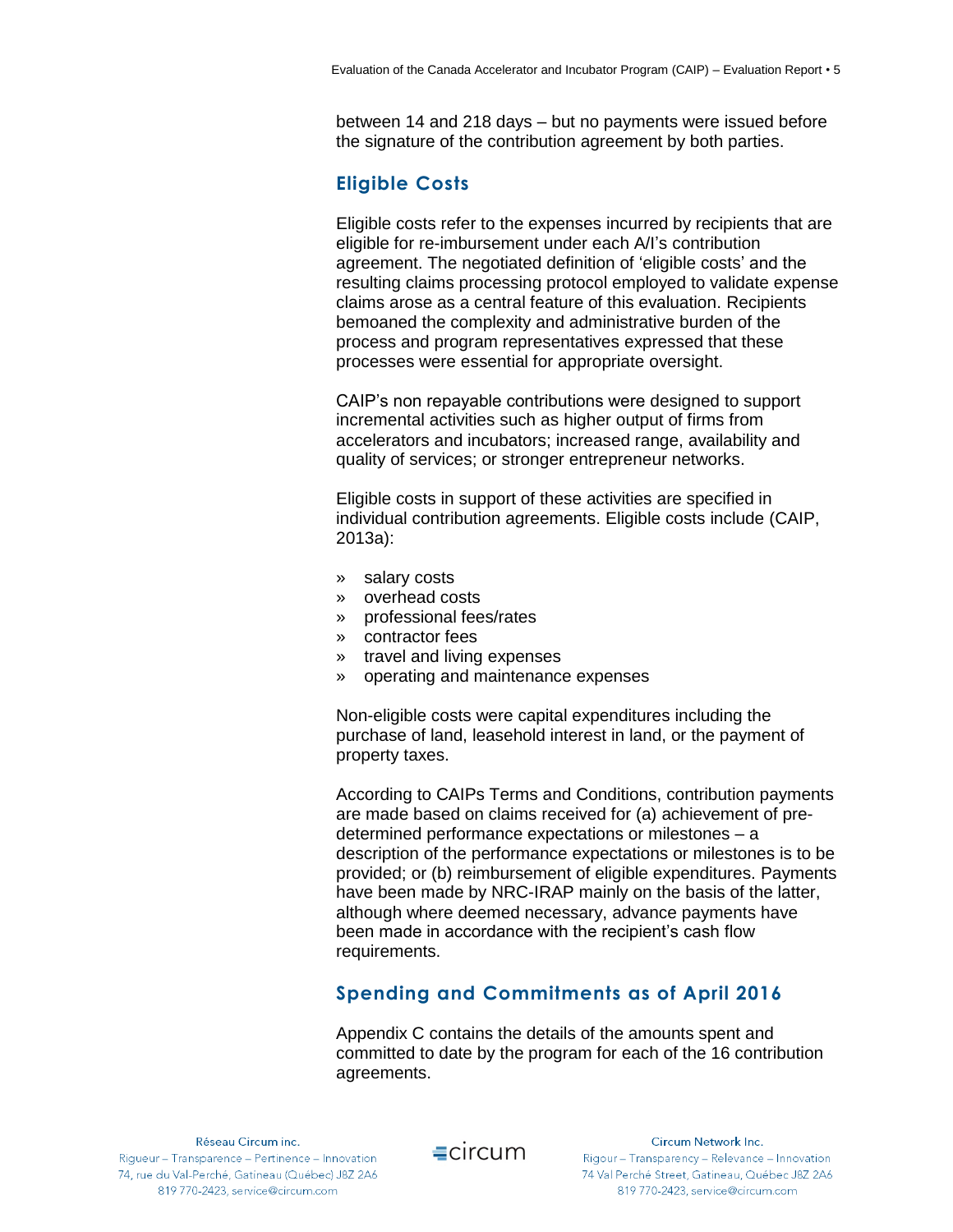between 14 and 218 days – but no payments were issued before the signature of the contribution agreement by both parties.

## Eligible Costs

Eligible costs refer to the expenses incurred by recipients that are eligible for re-imbursement under each A/I's contribution agreement. The negotiated definition of 'eligible costs' and the resulting claims processing protocol employed to validate expense claims arose as a central feature of this evaluation. Recipients bemoaned the complexity and administrative burden of the process and program representatives expressed that these processes were essential for appropriate oversight.

CAIP's non repayable contributions were designed to support incremental activities such as higher output of firms from accelerators and incubators; increased range, availability and quality of services; or stronger entrepreneur networks.

Eligible costs in support of these activities are specified in individual contribution agreements. Eligible costs include (CAIP, 2013a):

» salary costs
» overhead costs
» professional fees/rates
» contractor fees
» travel and living expenses
» operating and maintenance expenses

Non-eligible costs were capital expenditures including the purchase of land, leasehold interest in land, or the payment of property taxes.

According to CAIPs Terms and Conditions, contribution payments are made based on claims received for (a) achievement of pre-determined performance expectations or milestones – a description of the performance expectations or milestones is to be provided; or (b) reimbursement of eligible expenditures. Payments have been made by NRC-IRAP mainly on the basis of the latter, although where deemed necessary, advance payments have been made in accordance with the recipient's cash flow requirements.

## Spending and Commitments as of April 2016

Appendix C contains the details of the amounts spent and committed to date by the program for each of the 16 contribution agreements.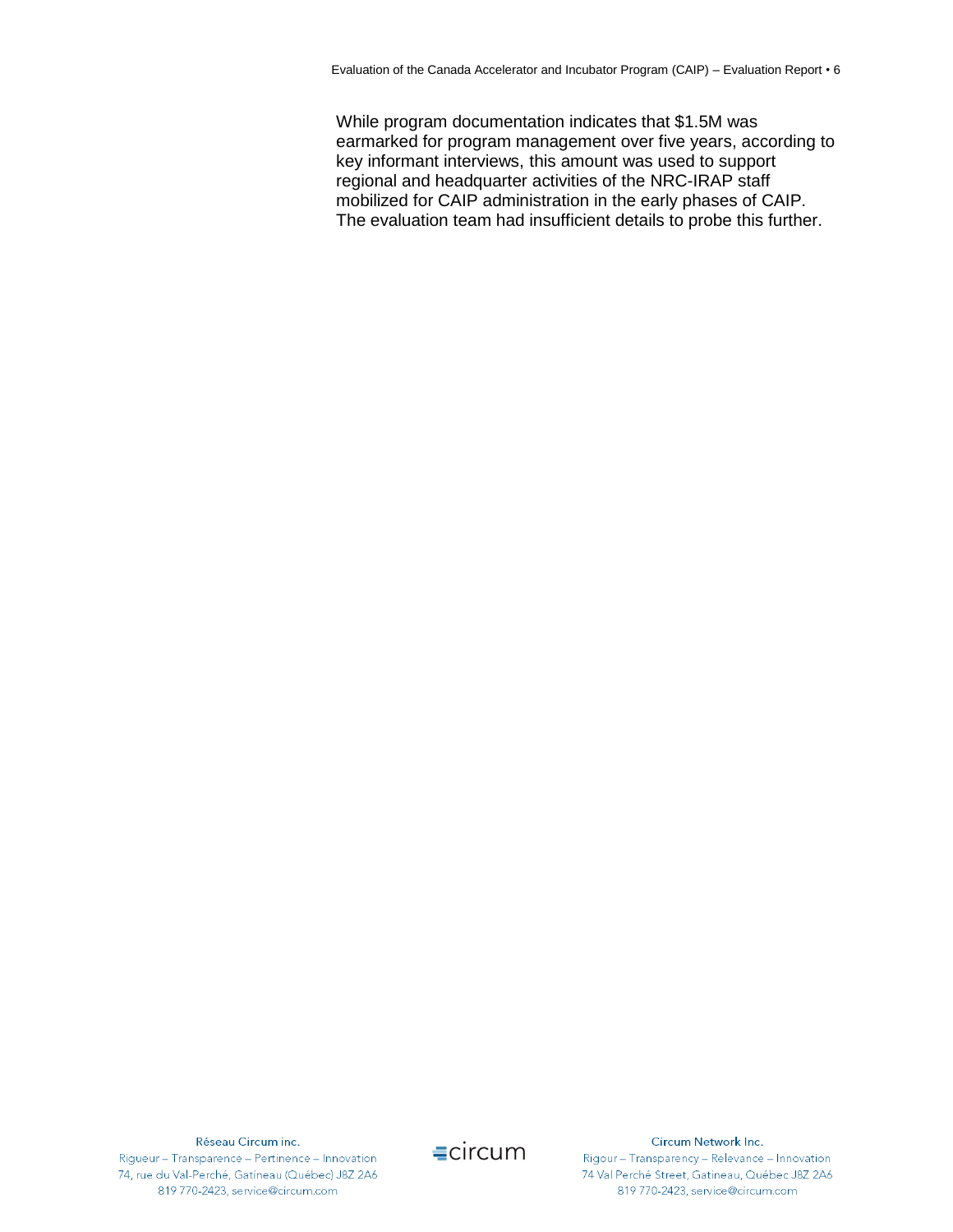While program documentation indicates that $1.5M was earmarked for program management over five years, according to key informant interviews, this amount was used to support regional and headquarter activities of the NRC-IRAP staff mobilized for CAIP administration in the early phases of CAIP. The evaluation team had insufficient details to probe this further.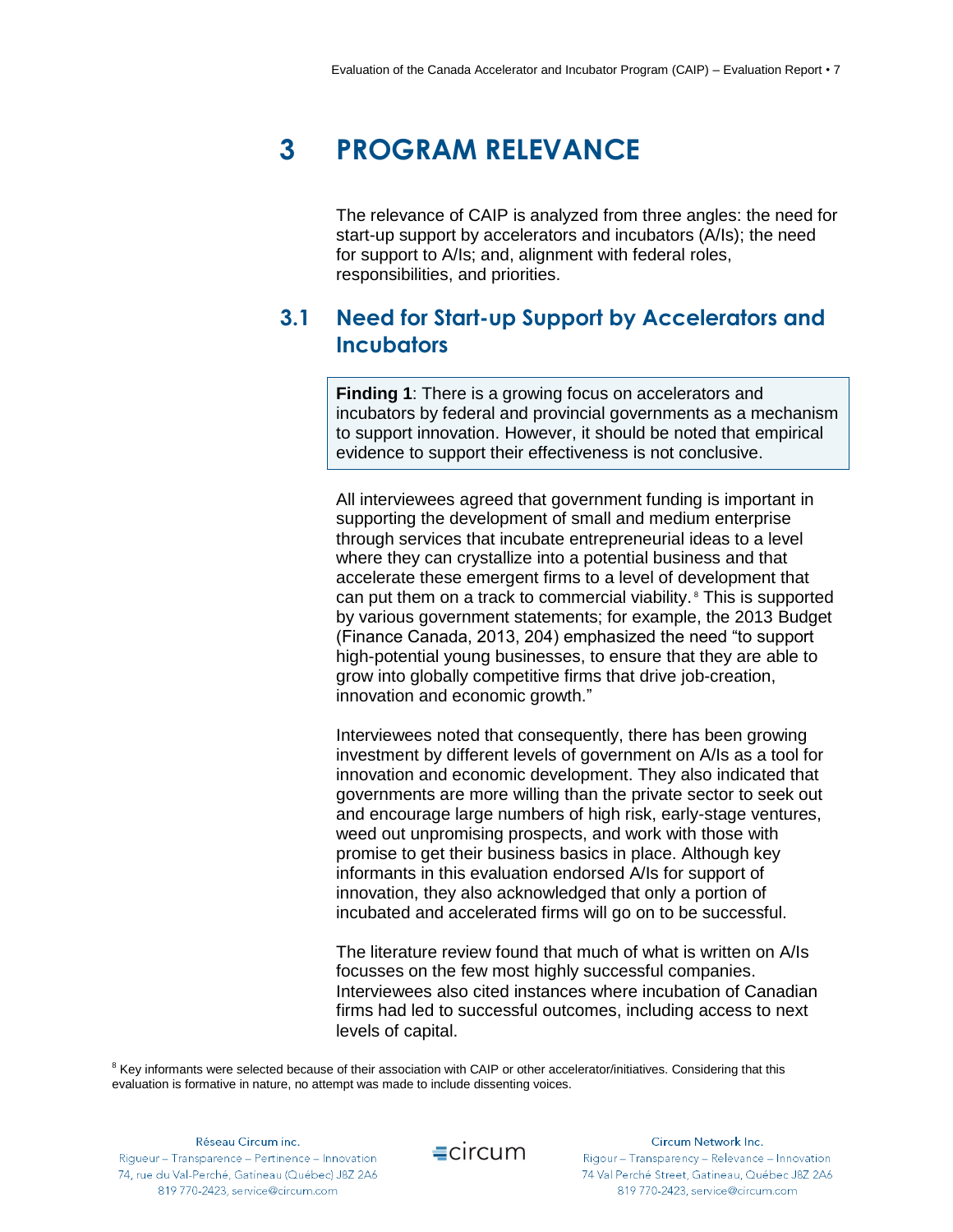# 3 PROGRAM RELEVANCE

The relevance of CAIP is analyzed from three angles: the need for start-up support by accelerators and incubators (A/Is); the need for support to A/Is; and, alignment with federal roles, responsibilities, and priorities.

## 3.1 Need for Start-up Support by Accelerators and Incubators

**Finding 1**: There is a growing focus on accelerators and incubators by federal and provincial governments as a mechanism to support innovation. However, it should be noted that empirical evidence to support their effectiveness is not conclusive.

All interviewees agreed that government funding is important in supporting the development of small and medium enterprise through services that incubate entrepreneurial ideas to a level where they can crystallize into a potential business and that accelerate these emergent firms to a level of development that can put them on a track to commercial viability.[8] This is supported by various government statements; for example, the 2013 Budget (Finance Canada, 2013, 204) emphasized the need "to support high-potential young businesses, to ensure that they are able to grow into globally competitive firms that drive job-creation, innovation and economic growth."

Interviewees noted that consequently, there has been growing investment by different levels of government on A/Is as a tool for innovation and economic development. They also indicated that governments are more willing than the private sector to seek out and encourage large numbers of high risk, early-stage ventures, weed out unpromising prospects, and work with those with promise to get their business basics in place. Although key informants in this evaluation endorsed A/Is for support of innovation, they also acknowledged that only a portion of incubated and accelerated firms will go on to be successful.

The literature review found that much of what is written on A/Is focusses on the few most highly successful companies. Interviewees also cited instances where incubation of Canadian firms had led to successful outcomes, including access to next levels of capital.

[8] Key informants were selected because of their association with CAIP or other accelerator/initiatives. Considering that this evaluation is formative in nature, no attempt was made to include dissenting voices.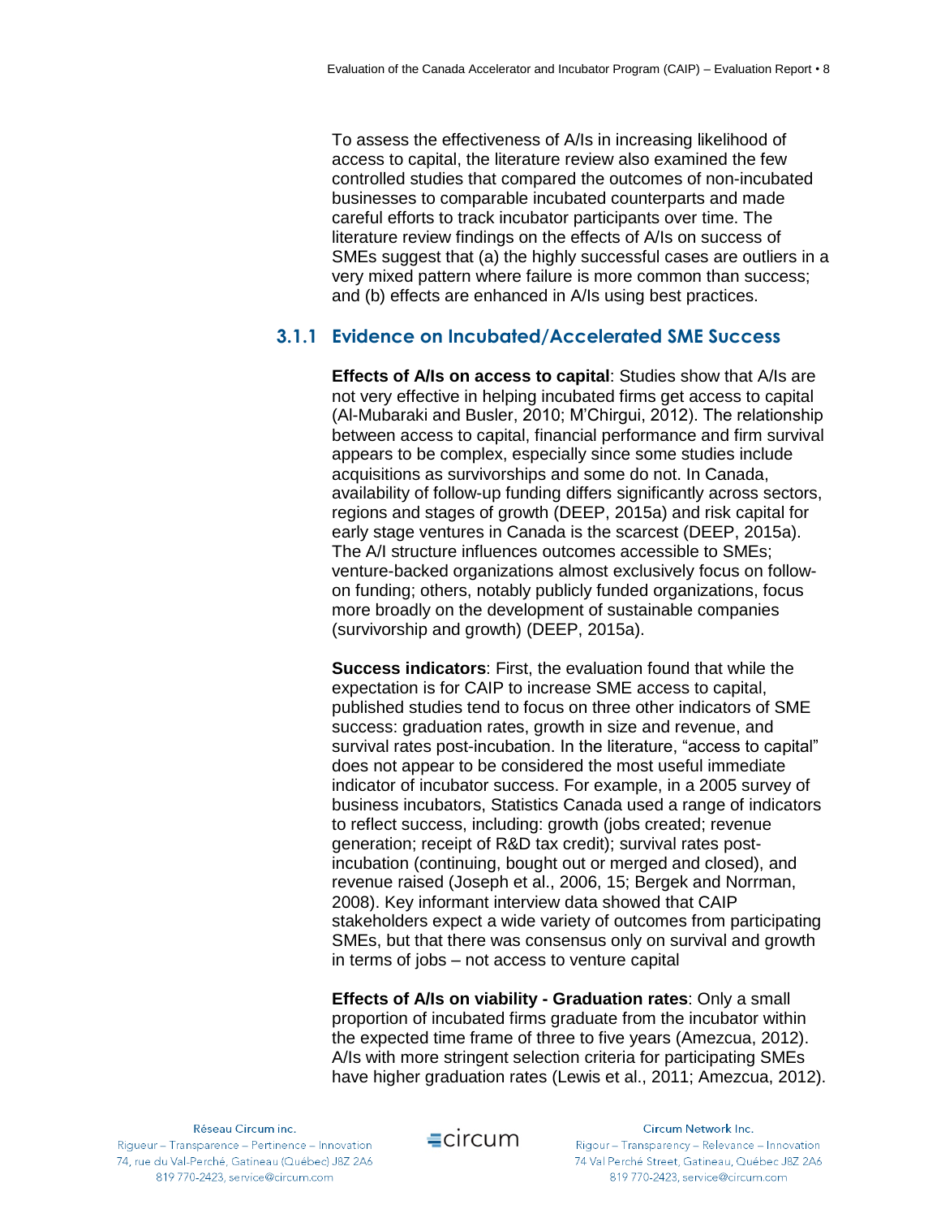To assess the effectiveness of A/Is in increasing likelihood of access to capital, the literature review also examined the few controlled studies that compared the outcomes of non-incubated businesses to comparable incubated counterparts and made careful efforts to track incubator participants over time. The literature review findings on the effects of A/Is on success of SMEs suggest that (a) the highly successful cases are outliers in a very mixed pattern where failure is more common than success; and (b) effects are enhanced in A/Is using best practices.

### 3.1.1 Evidence on Incubated/Accelerated SME Success

**Effects of A/Is on access to capital**: Studies show that A/Is are not very effective in helping incubated firms get access to capital (Al-Mubaraki and Busler, 2010; M'Chirgui, 2012). The relationship between access to capital, financial performance and firm survival appears to be complex, especially since some studies include acquisitions as survivorships and some do not. In Canada, availability of follow-up funding differs significantly across sectors, regions and stages of growth (DEEP, 2015a) and risk capital for early stage ventures in Canada is the scarcest (DEEP, 2015a). The A/I structure influences outcomes accessible to SMEs; venture-backed organizations almost exclusively focus on follow-on funding; others, notably publicly funded organizations, focus more broadly on the development of sustainable companies (survivorship and growth) (DEEP, 2015a).

**Success indicators**: First, the evaluation found that while the expectation is for CAIP to increase SME access to capital, published studies tend to focus on three other indicators of SME success: graduation rates, growth in size and revenue, and survival rates post-incubation. In the literature, "access to capital" does not appear to be considered the most useful immediate indicator of incubator success. For example, in a 2005 survey of business incubators, Statistics Canada used a range of indicators to reflect success, including: growth (jobs created; revenue generation; receipt of R&D tax credit); survival rates post-incubation (continuing, bought out or merged and closed), and revenue raised (Joseph et al., 2006, 15; Bergek and Norrman, 2008). Key informant interview data showed that CAIP stakeholders expect a wide variety of outcomes from participating SMEs, but that there was consensus only on survival and growth in terms of jobs – not access to venture capital

**Effects of A/Is on viability - Graduation rates**: Only a small proportion of incubated firms graduate from the incubator within the expected time frame of three to five years (Amezcua, 2012). A/Is with more stringent selection criteria for participating SMEs have higher graduation rates (Lewis et al., 2011; Amezcua, 2012).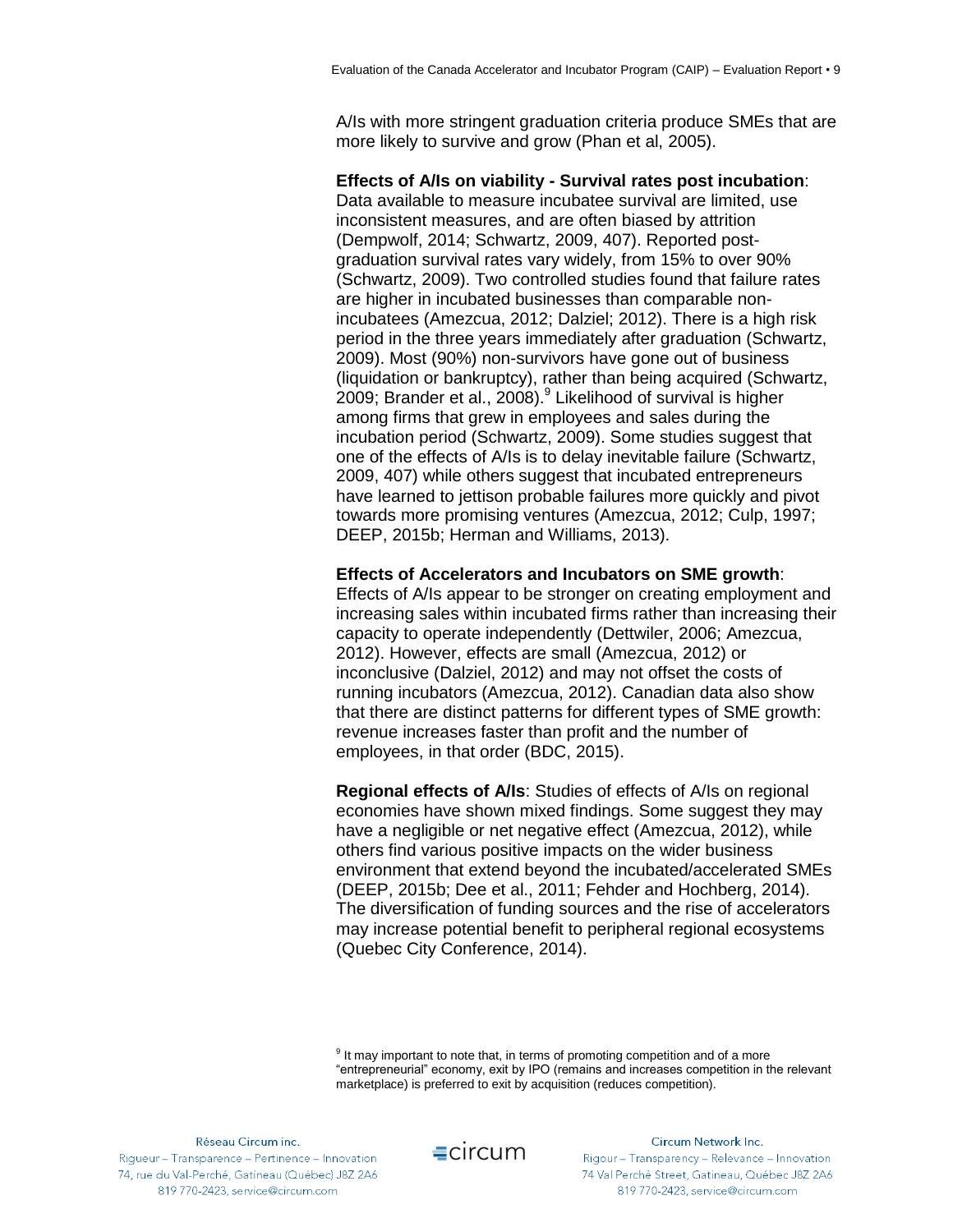A/Is with more stringent graduation criteria produce SMEs that are more likely to survive and grow (Phan et al, 2005).

**Effects of A/Is on viability - Survival rates post incubation**: Data available to measure incubatee survival are limited, use inconsistent measures, and are often biased by attrition (Dempwolf, 2014; Schwartz, 2009, 407). Reported post-graduation survival rates vary widely, from 15% to over 90% (Schwartz, 2009). Two controlled studies found that failure rates are higher in incubated businesses than comparable non-incubatees (Amezcua, 2012; Dalziel; 2012). There is a high risk period in the three years immediately after graduation (Schwartz, 2009). Most (90%) non-survivors have gone out of business (liquidation or bankruptcy), rather than being acquired (Schwartz, 2009; Brander et al., 2008).[9] Likelihood of survival is higher among firms that grew in employees and sales during the incubation period (Schwartz, 2009). Some studies suggest that one of the effects of A/Is is to delay inevitable failure (Schwartz, 2009, 407) while others suggest that incubated entrepreneurs have learned to jettison probable failures more quickly and pivot towards more promising ventures (Amezcua, 2012; Culp, 1997; DEEP, 2015b; Herman and Williams, 2013).

**Effects of Accelerators and Incubators on SME growth**: Effects of A/Is appear to be stronger on creating employment and increasing sales within incubated firms rather than increasing their capacity to operate independently (Dettwiler, 2006; Amezcua, 2012). However, effects are small (Amezcua, 2012) or inconclusive (Dalziel, 2012) and may not offset the costs of running incubators (Amezcua, 2012). Canadian data also show that there are distinct patterns for different types of SME growth: revenue increases faster than profit and the number of employees, in that order (BDC, 2015).

**Regional effects of A/Is**: Studies of effects of A/Is on regional economies have shown mixed findings. Some suggest they may have a negligible or net negative effect (Amezcua, 2012), while others find various positive impacts on the wider business environment that extend beyond the incubated/accelerated SMEs (DEEP, 2015b; Dee et al., 2011; Fehder and Hochberg, 2014). The diversification of funding sources and the rise of accelerators may increase potential benefit to peripheral regional ecosystems (Quebec City Conference, 2014).

[9] It may important to note that, in terms of promoting competition and of a more "entrepreneurial" economy, exit by IPO (remains and increases competition in the relevant marketplace) is preferred to exit by acquisition (reduces competition).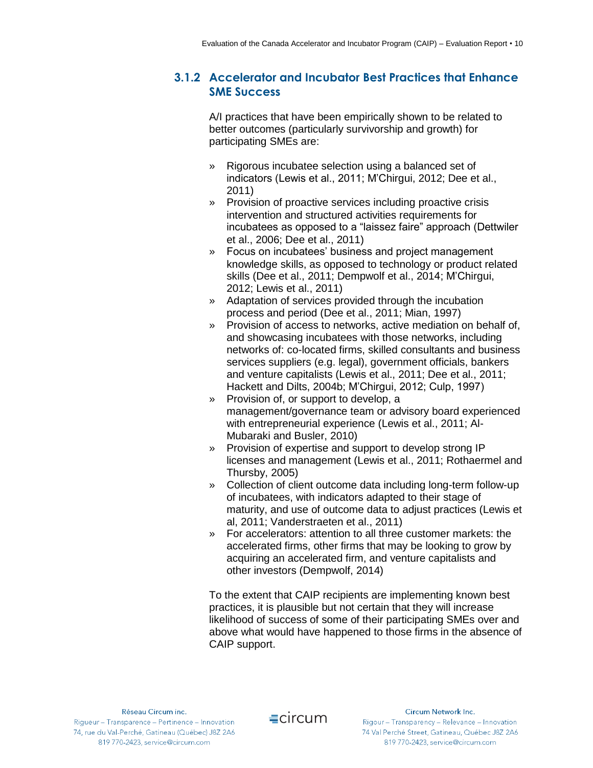### 3.1.2 Accelerator and Incubator Best Practices that Enhance SME Success

A/I practices that have been empirically shown to be related to better outcomes (particularly survivorship and growth) for participating SMEs are:

- Rigorous incubatee selection using a balanced set of indicators (Lewis et al., 2011; M'Chirgui, 2012; Dee et al., 2011)
- Provision of proactive services including proactive crisis intervention and structured activities requirements for incubatees as opposed to a "laissez faire" approach (Dettwiler et al., 2006; Dee et al., 2011)
- Focus on incubatees' business and project management knowledge skills, as opposed to technology or product related skills (Dee et al., 2011; Dempwolf et al., 2014; M'Chirgui, 2012; Lewis et al., 2011)
- Adaptation of services provided through the incubation process and period (Dee et al., 2011; Mian, 1997)
- Provision of access to networks, active mediation on behalf of, and showcasing incubatees with those networks, including networks of: co-located firms, skilled consultants and business services suppliers (e.g. legal), government officials, bankers and venture capitalists (Lewis et al., 2011; Dee et al., 2011; Hackett and Dilts, 2004b; M'Chirgui, 2012; Culp, 1997)
- Provision of, or support to develop, a management/governance team or advisory board experienced with entrepreneurial experience (Lewis et al., 2011; Al-Mubaraki and Busler, 2010)
- Provision of expertise and support to develop strong IP licenses and management (Lewis et al., 2011; Rothaermel and Thursby, 2005)
- Collection of client outcome data including long-term follow-up of incubatees, with indicators adapted to their stage of maturity, and use of outcome data to adjust practices (Lewis et al, 2011; Vanderstraeten et al., 2011)
- For accelerators: attention to all three customer markets: the accelerated firms, other firms that may be looking to grow by acquiring an accelerated firm, and venture capitalists and other investors (Dempwolf, 2014)

To the extent that CAIP recipients are implementing known best practices, it is plausible but not certain that they will increase likelihood of success of some of their participating SMEs over and above what would have happened to those firms in the absence of CAIP support.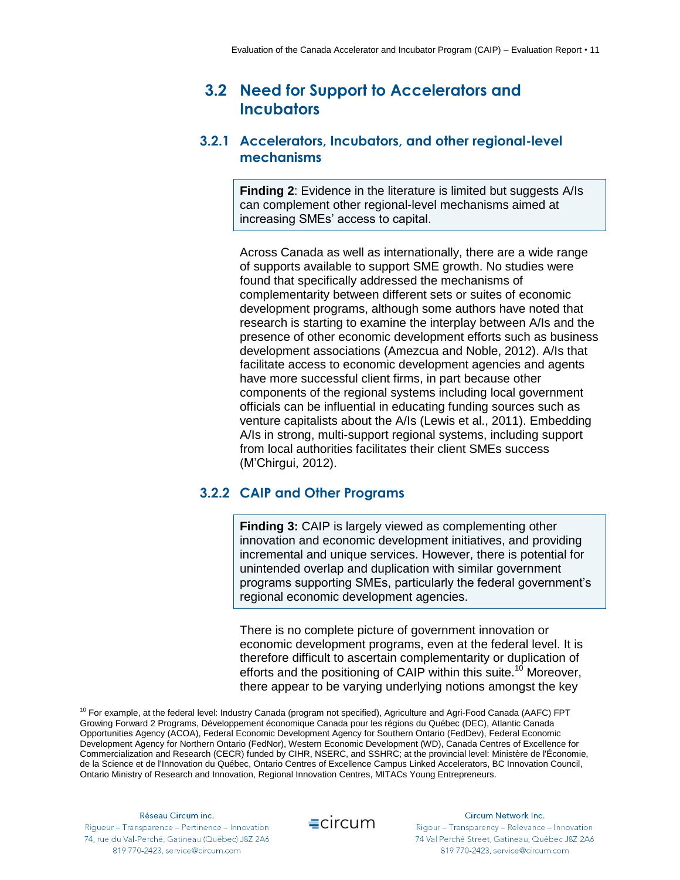## 3.2 Need for Support to Accelerators and Incubators

### 3.2.1 Accelerators, Incubators, and other regional-level mechanisms

> **Finding 2**: Evidence in the literature is limited but suggests A/Is can complement other regional-level mechanisms aimed at increasing SMEs' access to capital.

Across Canada as well as internationally, there are a wide range of supports available to support SME growth. No studies were found that specifically addressed the mechanisms of complementarity between different sets or suites of economic development programs, although some authors have noted that research is starting to examine the interplay between A/Is and the presence of other economic development efforts such as business development associations (Amezcua and Noble, 2012). A/Is that facilitate access to economic development agencies and agents have more successful client firms, in part because other components of the regional systems including local government officials can be influential in educating funding sources such as venture capitalists about the A/Is (Lewis et al., 2011). Embedding A/Is in strong, multi-support regional systems, including support from local authorities facilitates their client SMEs success (M'Chirgui, 2012).

### 3.2.2 CAIP and Other Programs

> **Finding 3:** CAIP is largely viewed as complementing other innovation and economic development initiatives, and providing incremental and unique services. However, there is potential for unintended overlap and duplication with similar government programs supporting SMEs, particularly the federal government's regional economic development agencies.

There is no complete picture of government innovation or economic development programs, even at the federal level. It is therefore difficult to ascertain complementarity or duplication of efforts and the positioning of CAIP within this suite.[10] Moreover, there appear to be varying underlying notions amongst the key

[10] For example, at the federal level: Industry Canada (program not specified), Agriculture and Agri-Food Canada (AAFC) FPT Growing Forward 2 Programs, Développement économique Canada pour les régions du Québec (DEC), Atlantic Canada Opportunities Agency (ACOA), Federal Economic Development Agency for Southern Ontario (FedDev), Federal Economic Development Agency for Northern Ontario (FedNor), Western Economic Development (WD), Canada Centres of Excellence for Commercialization and Research (CECR) funded by CIHR, NSERC, and SSHRC; at the provincial level: Ministère de l'Économie, de la Science et de l'Innovation du Québec, Ontario Centres of Excellence Campus Linked Accelerators, BC Innovation Council, Ontario Ministry of Research and Innovation, Regional Innovation Centres, MITACs Young Entrepreneurs.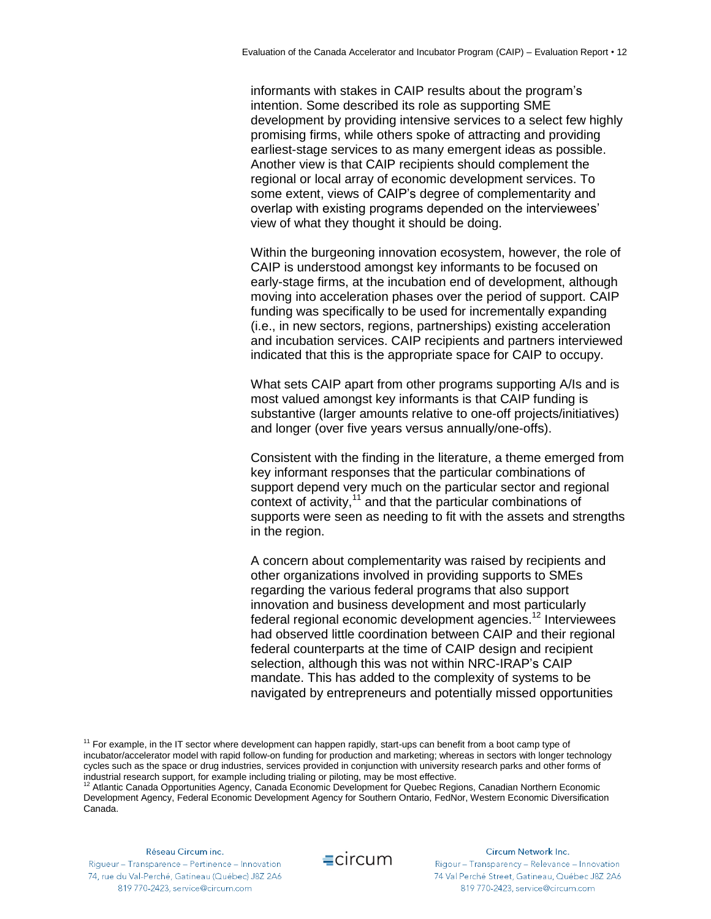informants with stakes in CAIP results about the program's intention. Some described its role as supporting SME development by providing intensive services to a select few highly promising firms, while others spoke of attracting and providing earliest-stage services to as many emergent ideas as possible. Another view is that CAIP recipients should complement the regional or local array of economic development services. To some extent, views of CAIP's degree of complementarity and overlap with existing programs depended on the interviewees' view of what they thought it should be doing.

Within the burgeoning innovation ecosystem, however, the role of CAIP is understood amongst key informants to be focused on early-stage firms, at the incubation end of development, although moving into acceleration phases over the period of support. CAIP funding was specifically to be used for incrementally expanding (i.e., in new sectors, regions, partnerships) existing acceleration and incubation services. CAIP recipients and partners interviewed indicated that this is the appropriate space for CAIP to occupy.

What sets CAIP apart from other programs supporting A/Is and is most valued amongst key informants is that CAIP funding is substantive (larger amounts relative to one-off projects/initiatives) and longer (over five years versus annually/one-offs).

Consistent with the finding in the literature, a theme emerged from key informant responses that the particular combinations of support depend very much on the particular sector and regional context of activity,[11] and that the particular combinations of supports were seen as needing to fit with the assets and strengths in the region.

A concern about complementarity was raised by recipients and other organizations involved in providing supports to SMEs regarding the various federal programs that also support innovation and business development and most particularly federal regional economic development agencies.[12] Interviewees had observed little coordination between CAIP and their regional federal counterparts at the time of CAIP design and recipient selection, although this was not within NRC-IRAP's CAIP mandate. This has added to the complexity of systems to be navigated by entrepreneurs and potentially missed opportunities

[11] For example, in the IT sector where development can happen rapidly, start-ups can benefit from a boot camp type of incubator/accelerator model with rapid follow-on funding for production and marketing; whereas in sectors with longer technology cycles such as the space or drug industries, services provided in conjunction with university research parks and other forms of industrial research support, for example including trialing or piloting, may be most effective.

[12] Atlantic Canada Opportunities Agency, Canada Economic Development for Quebec Regions, Canadian Northern Economic Development Agency, Federal Economic Development Agency for Southern Ontario, FedNor, Western Economic Diversification Canada.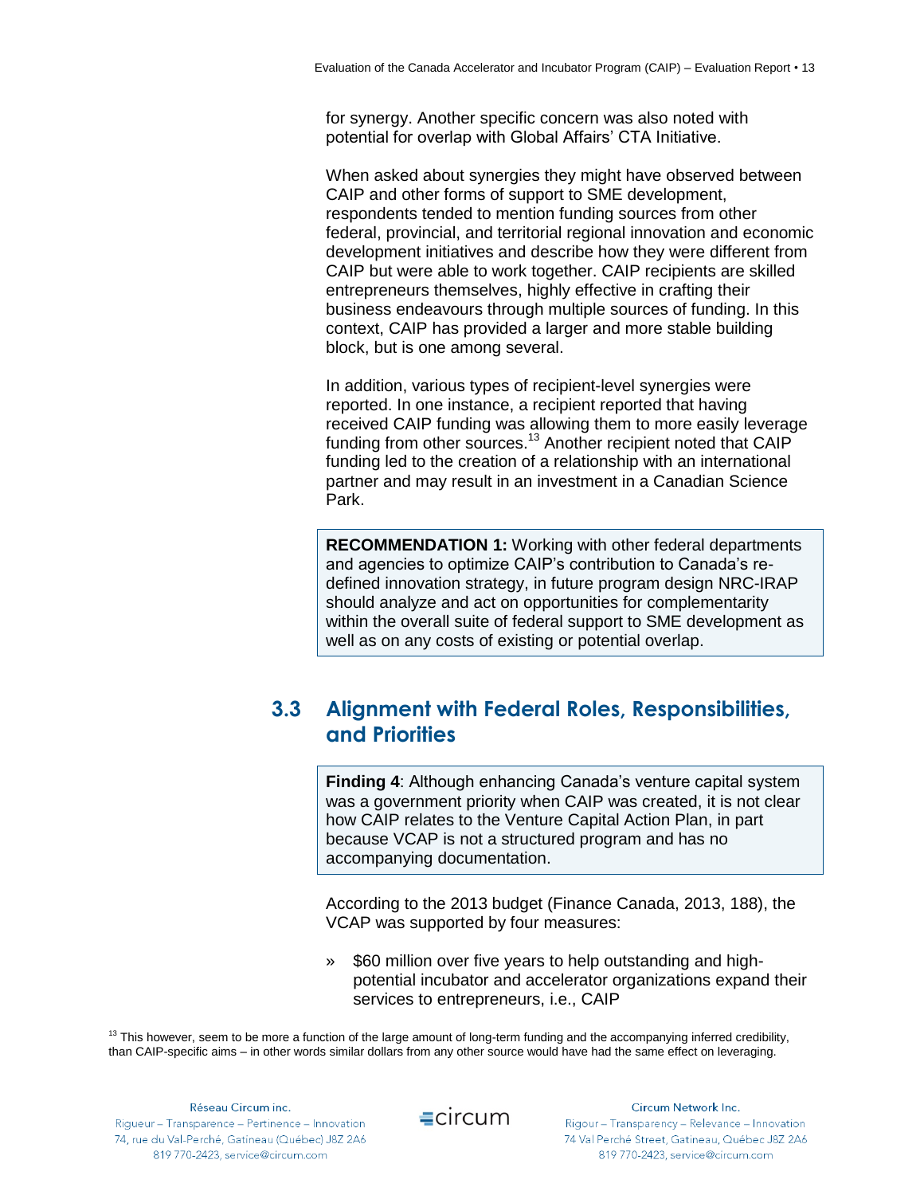for synergy. Another specific concern was also noted with potential for overlap with Global Affairs' CTA Initiative.

When asked about synergies they might have observed between CAIP and other forms of support to SME development, respondents tended to mention funding sources from other federal, provincial, and territorial regional innovation and economic development initiatives and describe how they were different from CAIP but were able to work together. CAIP recipients are skilled entrepreneurs themselves, highly effective in crafting their business endeavours through multiple sources of funding. In this context, CAIP has provided a larger and more stable building block, but is one among several.

In addition, various types of recipient-level synergies were reported. In one instance, a recipient reported that having received CAIP funding was allowing them to more easily leverage funding from other sources.[13] Another recipient noted that CAIP funding led to the creation of a relationship with an international partner and may result in an investment in a Canadian Science Park.

> **RECOMMENDATION 1:** Working with other federal departments and agencies to optimize CAIP's contribution to Canada's re-defined innovation strategy, in future program design NRC-IRAP should analyze and act on opportunities for complementarity within the overall suite of federal support to SME development as well as on any costs of existing or potential overlap.

## 3.3 Alignment with Federal Roles, Responsibilities, and Priorities

> **Finding 4**: Although enhancing Canada's venture capital system was a government priority when CAIP was created, it is not clear how CAIP relates to the Venture Capital Action Plan, in part because VCAP is not a structured program and has no accompanying documentation.

According to the 2013 budget (Finance Canada, 2013, 188), the VCAP was supported by four measures:

- $60 million over five years to help outstanding and high-potential incubator and accelerator organizations expand their services to entrepreneurs, i.e., CAIP

[13] This however, seem to be more a function of the large amount of long-term funding and the accompanying inferred credibility, than CAIP-specific aims – in other words similar dollars from any other source would have had the same effect on leveraging.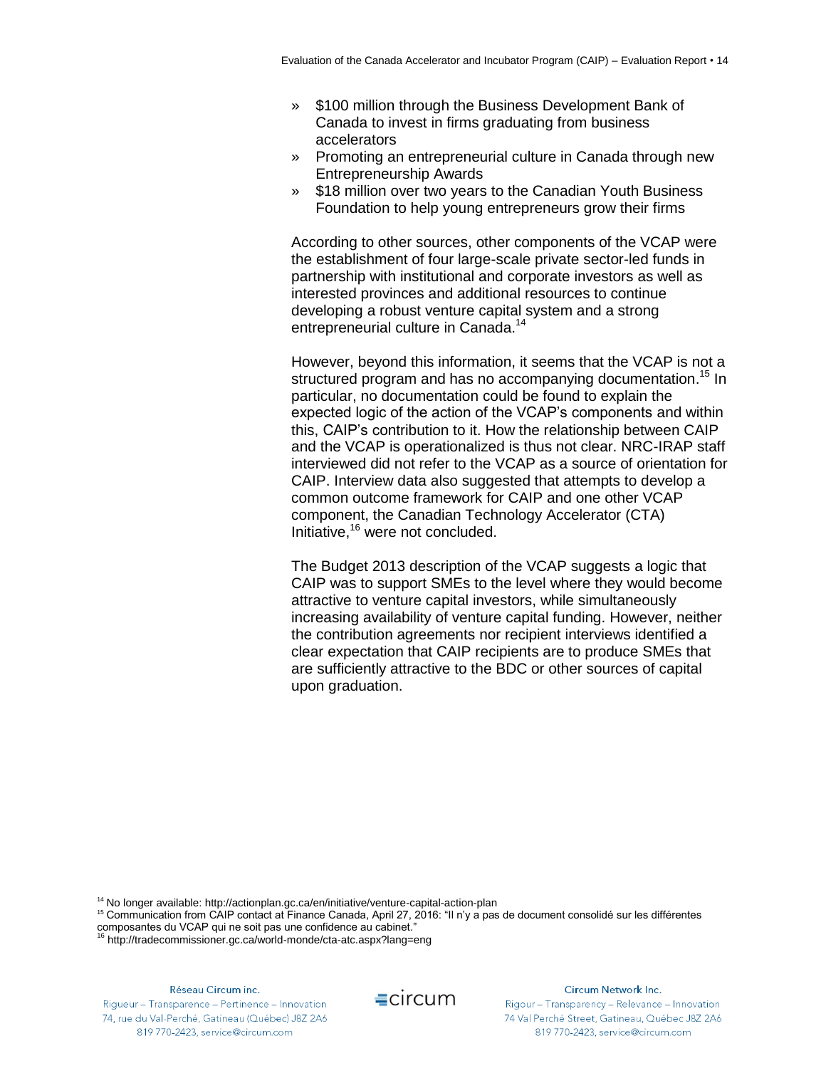- $100 million through the Business Development Bank of Canada to invest in firms graduating from business accelerators
- Promoting an entrepreneurial culture in Canada through new Entrepreneurship Awards
- $18 million over two years to the Canadian Youth Business Foundation to help young entrepreneurs grow their firms

According to other sources, other components of the VCAP were the establishment of four large-scale private sector-led funds in partnership with institutional and corporate investors as well as interested provinces and additional resources to continue developing a robust venture capital system and a strong entrepreneurial culture in Canada.[14]

However, beyond this information, it seems that the VCAP is not a structured program and has no accompanying documentation.[15] In particular, no documentation could be found to explain the expected logic of the action of the VCAP's components and within this, CAIP's contribution to it. How the relationship between CAIP and the VCAP is operationalized is thus not clear. NRC-IRAP staff interviewed did not refer to the VCAP as a source of orientation for CAIP. Interview data also suggested that attempts to develop a common outcome framework for CAIP and one other VCAP component, the Canadian Technology Accelerator (CTA) Initiative,[16] were not concluded.

The Budget 2013 description of the VCAP suggests a logic that CAIP was to support SMEs to the level where they would become attractive to venture capital investors, while simultaneously increasing availability of venture capital funding. However, neither the contribution agreements nor recipient interviews identified a clear expectation that CAIP recipients are to produce SMEs that are sufficiently attractive to the BDC or other sources of capital upon graduation.

[14] No longer available: http://actionplan.gc.ca/en/initiative/venture-capital-action-plan

[15] Communication from CAIP contact at Finance Canada, April 27, 2016: "Il n'y a pas de document consolidé sur les différentes composantes du VCAP qui ne soit pas une confidence au cabinet."

[16] http://tradecommissioner.gc.ca/world-monde/cta-atc.aspx?lang=eng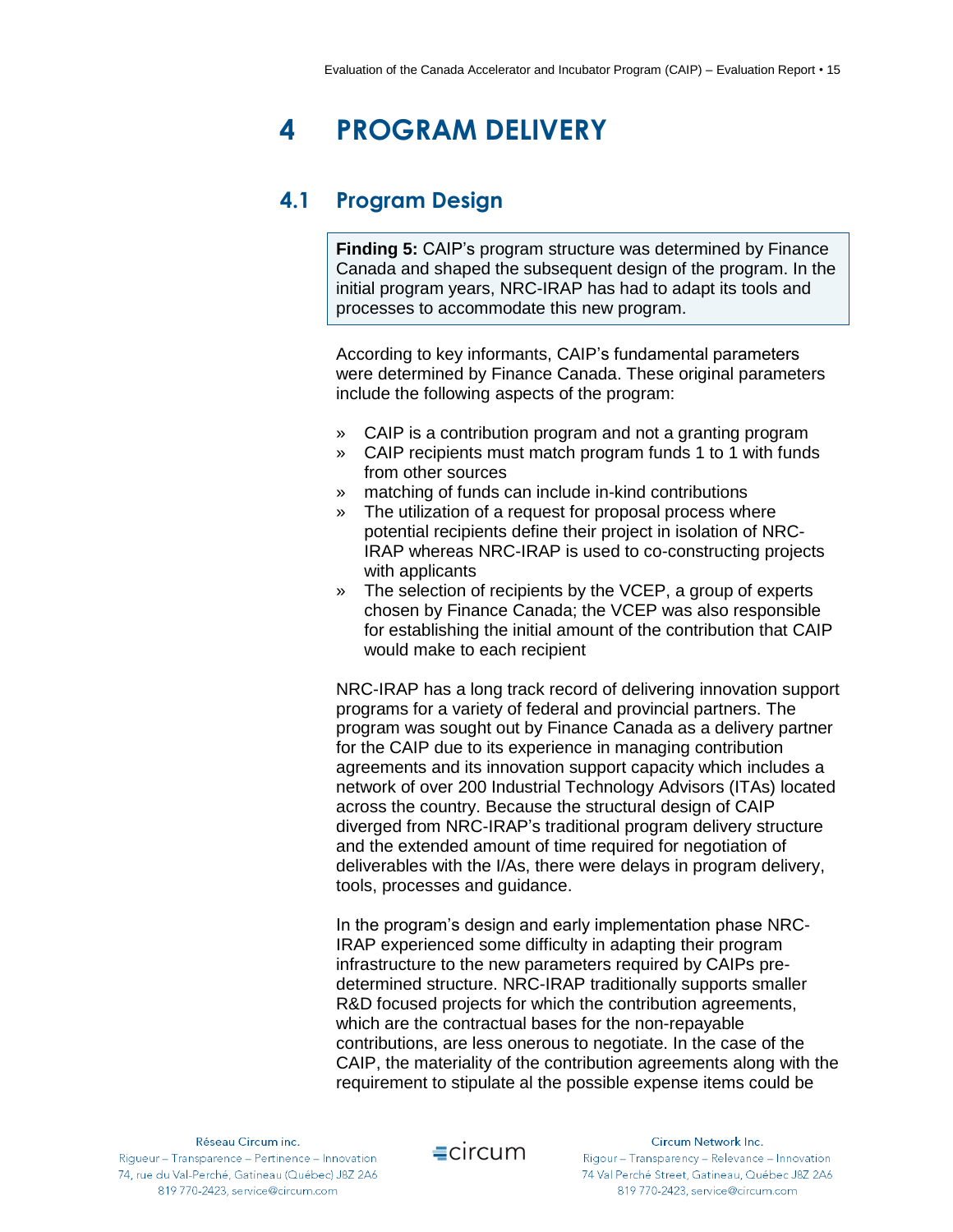# 4 PROGRAM DELIVERY

## 4.1 Program Design

> **Finding 5:** CAIP's program structure was determined by Finance Canada and shaped the subsequent design of the program. In the initial program years, NRC-IRAP has had to adapt its tools and processes to accommodate this new program.

According to key informants, CAIP's fundamental parameters were determined by Finance Canada. These original parameters include the following aspects of the program:

» CAIP is a contribution program and not a granting program
» CAIP recipients must match program funds 1 to 1 with funds from other sources
» matching of funds can include in-kind contributions
» The utilization of a request for proposal process where potential recipients define their project in isolation of NRC-IRAP whereas NRC-IRAP is used to co-constructing projects with applicants
» The selection of recipients by the VCEP, a group of experts chosen by Finance Canada; the VCEP was also responsible for establishing the initial amount of the contribution that CAIP would make to each recipient

NRC-IRAP has a long track record of delivering innovation support programs for a variety of federal and provincial partners. The program was sought out by Finance Canada as a delivery partner for the CAIP due to its experience in managing contribution agreements and its innovation support capacity which includes a network of over 200 Industrial Technology Advisors (ITAs) located across the country. Because the structural design of CAIP diverged from NRC-IRAP's traditional program delivery structure and the extended amount of time required for negotiation of deliverables with the I/As, there were delays in program delivery, tools, processes and guidance.

In the program's design and early implementation phase NRC-IRAP experienced some difficulty in adapting their program infrastructure to the new parameters required by CAIPs pre-determined structure. NRC-IRAP traditionally supports smaller R&D focused projects for which the contribution agreements, which are the contractual bases for the non-repayable contributions, are less onerous to negotiate. In the case of the CAIP, the materiality of the contribution agreements along with the requirement to stipulate al the possible expense items could be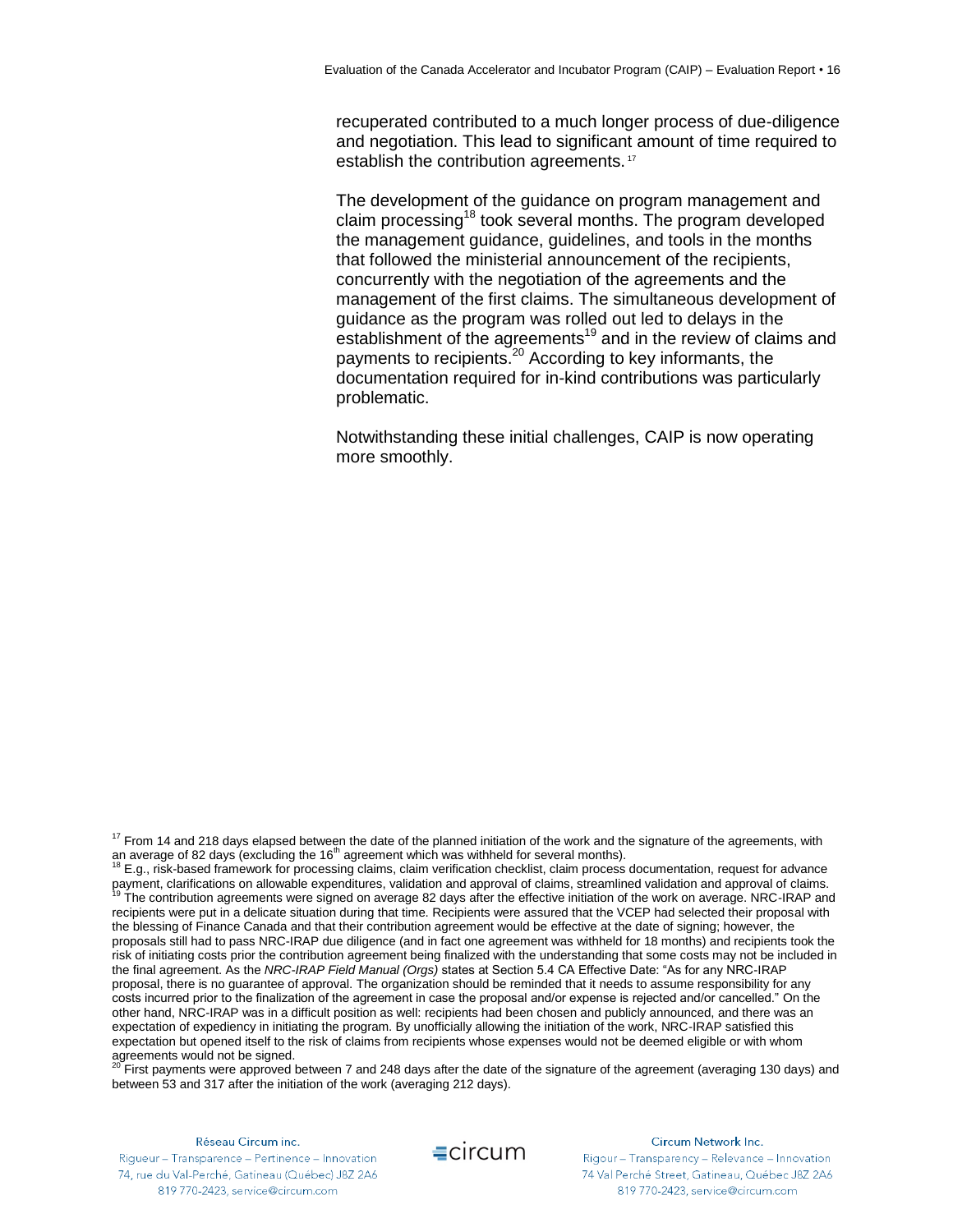recuperated contributed to a much longer process of due-diligence and negotiation. This lead to significant amount of time required to establish the contribution agreements.[17]

The development of the guidance on program management and claim processing[18] took several months. The program developed the management guidance, guidelines, and tools in the months that followed the ministerial announcement of the recipients, concurrently with the negotiation of the agreements and the management of the first claims. The simultaneous development of guidance as the program was rolled out led to delays in the establishment of the agreements[19] and in the review of claims and payments to recipients.[20] According to key informants, the documentation required for in-kind contributions was particularly problematic.

Notwithstanding these initial challenges, CAIP is now operating more smoothly.

[17] From 14 and 218 days elapsed between the date of the planned initiation of the work and the signature of the agreements, with an average of 82 days (excluding the 16th agreement which was withheld for several months).

[18] E.g., risk-based framework for processing claims, claim verification checklist, claim process documentation, request for advance payment, clarifications on allowable expenditures, validation and approval of claims, streamlined validation and approval of claims.

[19] The contribution agreements were signed on average 82 days after the effective initiation of the work on average. NRC-IRAP and recipients were put in a delicate situation during that time. Recipients were assured that the VCEP had selected their proposal with the blessing of Finance Canada and that their contribution agreement would be effective at the date of signing; however, the proposals still had to pass NRC-IRAP due diligence (and in fact one agreement was withheld for 18 months) and recipients took the risk of initiating costs prior the contribution agreement being finalized with the understanding that some costs may not be included in the final agreement. As the *NRC-IRAP Field Manual (Orgs)* states at Section 5.4 CA Effective Date: "As for any NRC-IRAP proposal, there is no guarantee of approval. The organization should be reminded that it needs to assume responsibility for any costs incurred prior to the finalization of the agreement in case the proposal and/or expense is rejected and/or cancelled." On the other hand, NRC-IRAP was in a difficult position as well: recipients had been chosen and publicly announced, and there was an expectation of expediency in initiating the program. By unofficially allowing the initiation of the work, NRC-IRAP satisfied this expectation but opened itself to the risk of claims from recipients whose expenses would not be deemed eligible or with whom agreements would not be signed.

[20] First payments were approved between 7 and 248 days after the date of the signature of the agreement (averaging 130 days) and between 53 and 317 after the initiation of the work (averaging 212 days).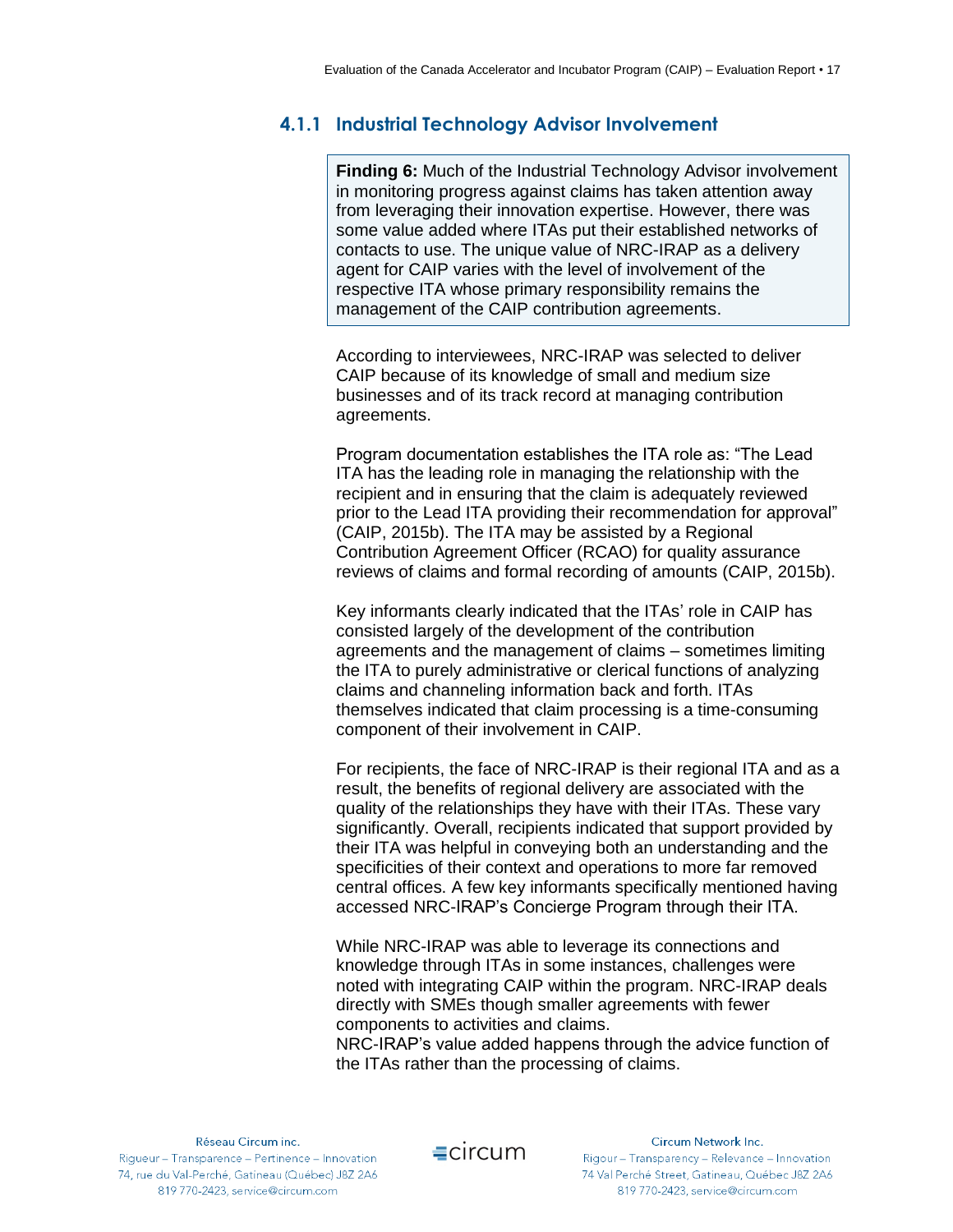### 4.1.1 Industrial Technology Advisor Involvement

> **Finding 6:** Much of the Industrial Technology Advisor involvement in monitoring progress against claims has taken attention away from leveraging their innovation expertise. However, there was some value added where ITAs put their established networks of contacts to use. The unique value of NRC-IRAP as a delivery agent for CAIP varies with the level of involvement of the respective ITA whose primary responsibility remains the management of the CAIP contribution agreements.

According to interviewees, NRC-IRAP was selected to deliver CAIP because of its knowledge of small and medium size businesses and of its track record at managing contribution agreements.

Program documentation establishes the ITA role as: "The Lead ITA has the leading role in managing the relationship with the recipient and in ensuring that the claim is adequately reviewed prior to the Lead ITA providing their recommendation for approval" (CAIP, 2015b). The ITA may be assisted by a Regional Contribution Agreement Officer (RCAO) for quality assurance reviews of claims and formal recording of amounts (CAIP, 2015b).

Key informants clearly indicated that the ITAs' role in CAIP has consisted largely of the development of the contribution agreements and the management of claims – sometimes limiting the ITA to purely administrative or clerical functions of analyzing claims and channeling information back and forth. ITAs themselves indicated that claim processing is a time-consuming component of their involvement in CAIP.

For recipients, the face of NRC-IRAP is their regional ITA and as a result, the benefits of regional delivery are associated with the quality of the relationships they have with their ITAs. These vary significantly. Overall, recipients indicated that support provided by their ITA was helpful in conveying both an understanding and the specificities of their context and operations to more far removed central offices. A few key informants specifically mentioned having accessed NRC-IRAP's Concierge Program through their ITA.

While NRC-IRAP was able to leverage its connections and knowledge through ITAs in some instances, challenges were noted with integrating CAIP within the program. NRC-IRAP deals directly with SMEs though smaller agreements with fewer components to activities and claims.
NRC-IRAP's value added happens through the advice function of the ITAs rather than the processing of claims.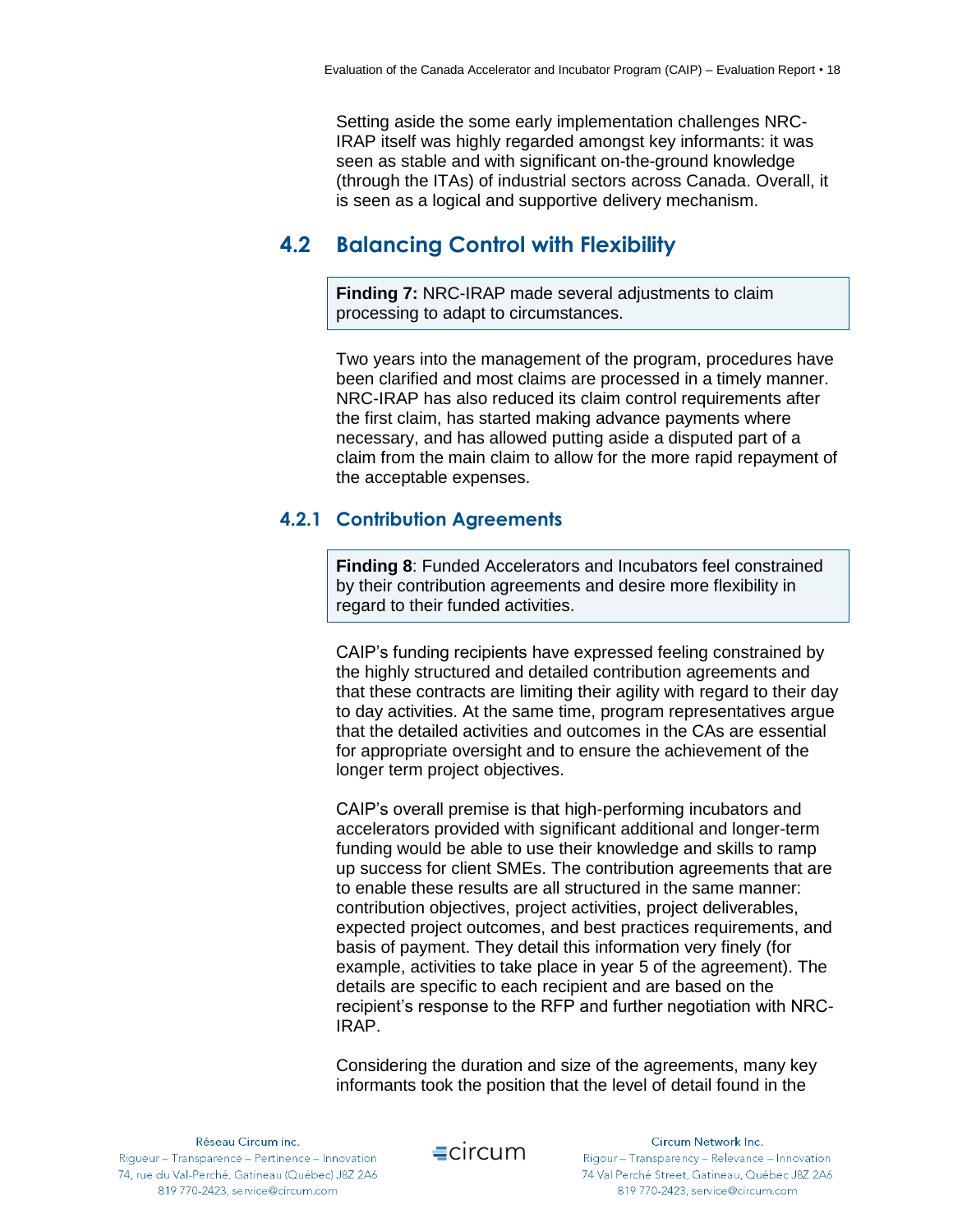Setting aside the some early implementation challenges NRC-IRAP itself was highly regarded amongst key informants: it was seen as stable and with significant on-the-ground knowledge (through the ITAs) of industrial sectors across Canada. Overall, it is seen as a logical and supportive delivery mechanism.

## 4.2 Balancing Control with Flexibility

> **Finding 7:** NRC-IRAP made several adjustments to claim processing to adapt to circumstances.

Two years into the management of the program, procedures have been clarified and most claims are processed in a timely manner. NRC-IRAP has also reduced its claim control requirements after the first claim, has started making advance payments where necessary, and has allowed putting aside a disputed part of a claim from the main claim to allow for the more rapid repayment of the acceptable expenses.

### 4.2.1 Contribution Agreements

> **Finding 8**: Funded Accelerators and Incubators feel constrained by their contribution agreements and desire more flexibility in regard to their funded activities.

CAIP's funding recipients have expressed feeling constrained by the highly structured and detailed contribution agreements and that these contracts are limiting their agility with regard to their day to day activities. At the same time, program representatives argue that the detailed activities and outcomes in the CAs are essential for appropriate oversight and to ensure the achievement of the longer term project objectives.

CAIP's overall premise is that high-performing incubators and accelerators provided with significant additional and longer-term funding would be able to use their knowledge and skills to ramp up success for client SMEs. The contribution agreements that are to enable these results are all structured in the same manner: contribution objectives, project activities, project deliverables, expected project outcomes, and best practices requirements, and basis of payment. They detail this information very finely (for example, activities to take place in year 5 of the agreement). The details are specific to each recipient and are based on the recipient's response to the RFP and further negotiation with NRC-IRAP.

Considering the duration and size of the agreements, many key informants took the position that the level of detail found in the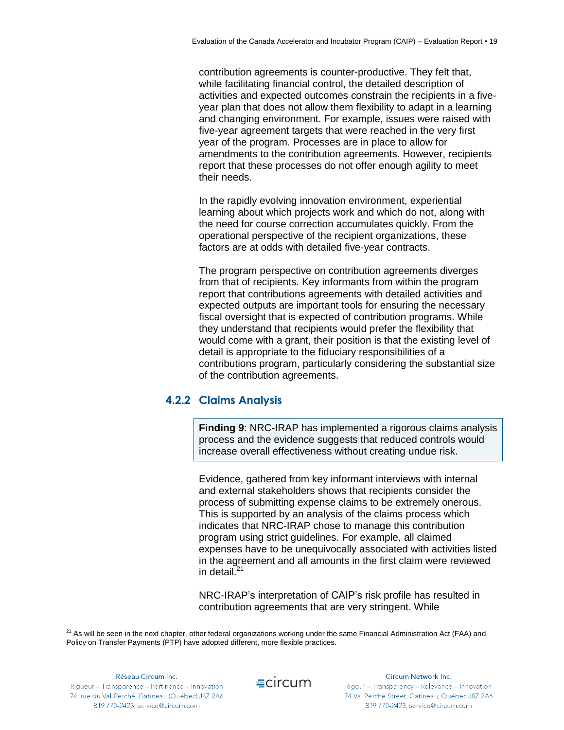contribution agreements is counter-productive. They felt that, while facilitating financial control, the detailed description of activities and expected outcomes constrain the recipients in a five-year plan that does not allow them flexibility to adapt in a learning and changing environment. For example, issues were raised with five-year agreement targets that were reached in the very first year of the program. Processes are in place to allow for amendments to the contribution agreements. However, recipients report that these processes do not offer enough agility to meet their needs.

In the rapidly evolving innovation environment, experiential learning about which projects work and which do not, along with the need for course correction accumulates quickly. From the operational perspective of the recipient organizations, these factors are at odds with detailed five-year contracts.

The program perspective on contribution agreements diverges from that of recipients. Key informants from within the program report that contributions agreements with detailed activities and expected outputs are important tools for ensuring the necessary fiscal oversight that is expected of contribution programs. While they understand that recipients would prefer the flexibility that would come with a grant, their position is that the existing level of detail is appropriate to the fiduciary responsibilities of a contributions program, particularly considering the substantial size of the contribution agreements.

### 4.2.2 Claims Analysis

> **Finding 9**: NRC-IRAP has implemented a rigorous claims analysis process and the evidence suggests that reduced controls would increase overall effectiveness without creating undue risk.

Evidence, gathered from key informant interviews with internal and external stakeholders shows that recipients consider the process of submitting expense claims to be extremely onerous. This is supported by an analysis of the claims process which indicates that NRC-IRAP chose to manage this contribution program using strict guidelines. For example, all claimed expenses have to be unequivocally associated with activities listed in the agreement and all amounts in the first claim were reviewed in detail.[21]

NRC-IRAP's interpretation of CAIP's risk profile has resulted in contribution agreements that are very stringent. While

[21] As will be seen in the next chapter, other federal organizations working under the same Financial Administration Act (FAA) and Policy on Transfer Payments (PTP) have adopted different, more flexible practices.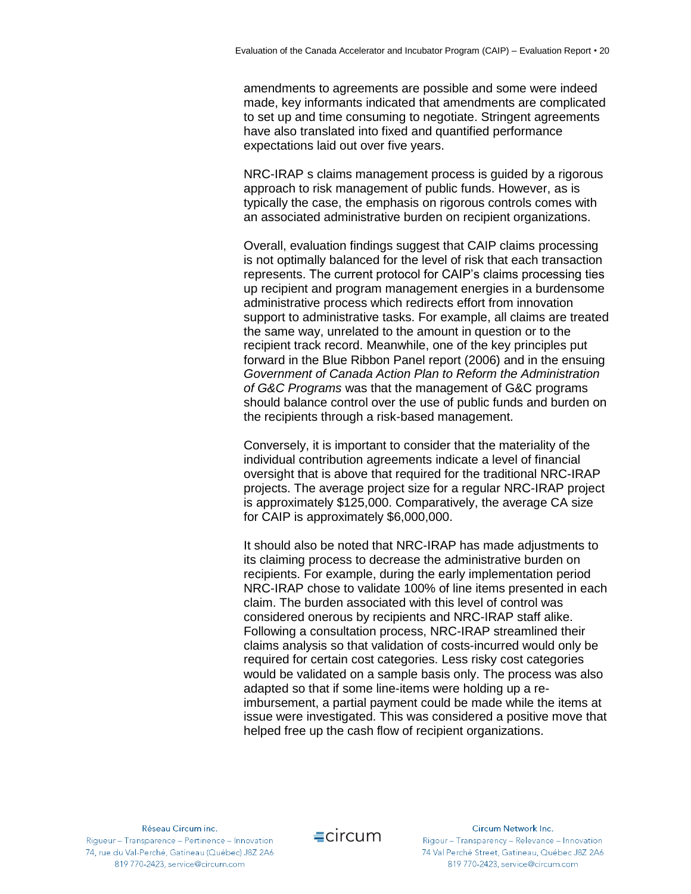amendments to agreements are possible and some were indeed made, key informants indicated that amendments are complicated to set up and time consuming to negotiate. Stringent agreements have also translated into fixed and quantified performance expectations laid out over five years.

NRC-IRAP s claims management process is guided by a rigorous approach to risk management of public funds. However, as is typically the case, the emphasis on rigorous controls comes with an associated administrative burden on recipient organizations.

Overall, evaluation findings suggest that CAIP claims processing is not optimally balanced for the level of risk that each transaction represents. The current protocol for CAIP's claims processing ties up recipient and program management energies in a burdensome administrative process which redirects effort from innovation support to administrative tasks. For example, all claims are treated the same way, unrelated to the amount in question or to the recipient track record. Meanwhile, one of the key principles put forward in the Blue Ribbon Panel report (2006) and in the ensuing *Government of Canada Action Plan to Reform the Administration of G&C Programs* was that the management of G&C programs should balance control over the use of public funds and burden on the recipients through a risk-based management.

Conversely, it is important to consider that the materiality of the individual contribution agreements indicate a level of financial oversight that is above that required for the traditional NRC-IRAP projects. The average project size for a regular NRC-IRAP project is approximately $125,000. Comparatively, the average CA size for CAIP is approximately $6,000,000.

It should also be noted that NRC-IRAP has made adjustments to its claiming process to decrease the administrative burden on recipients. For example, during the early implementation period NRC-IRAP chose to validate 100% of line items presented in each claim. The burden associated with this level of control was considered onerous by recipients and NRC-IRAP staff alike. Following a consultation process, NRC-IRAP streamlined their claims analysis so that validation of costs-incurred would only be required for certain cost categories. Less risky cost categories would be validated on a sample basis only. The process was also adapted so that if some line-items were holding up a re-imbursement, a partial payment could be made while the items at issue were investigated. This was considered a positive move that helped free up the cash flow of recipient organizations.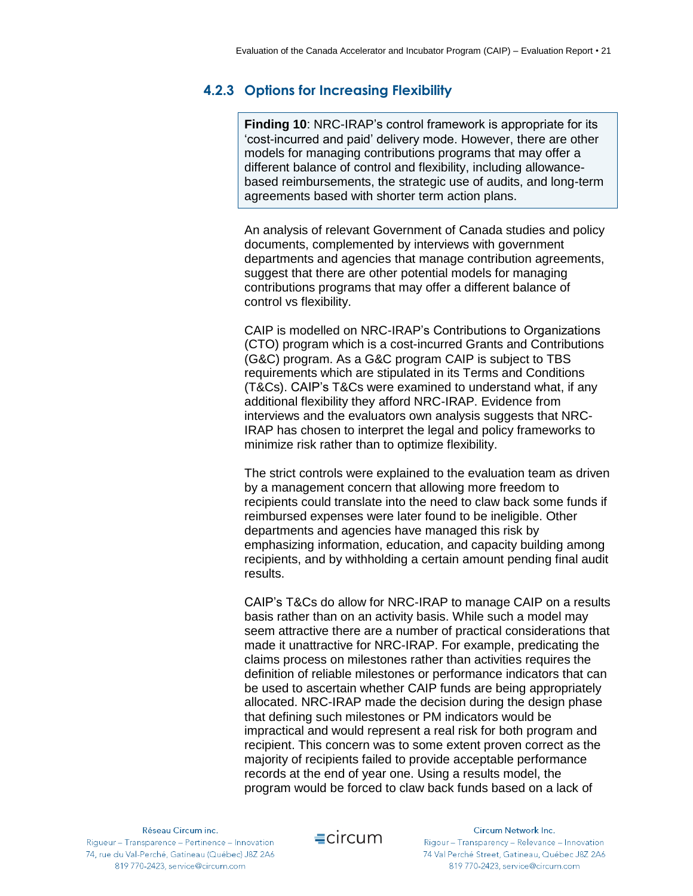### 4.2.3 Options for Increasing Flexibility

> **Finding 10**: NRC-IRAP's control framework is appropriate for its 'cost-incurred and paid' delivery mode. However, there are other models for managing contributions programs that may offer a different balance of control and flexibility, including allowance-based reimbursements, the strategic use of audits, and long-term agreements based with shorter term action plans.

An analysis of relevant Government of Canada studies and policy documents, complemented by interviews with government departments and agencies that manage contribution agreements, suggest that there are other potential models for managing contributions programs that may offer a different balance of control vs flexibility.

CAIP is modelled on NRC-IRAP's Contributions to Organizations (CTO) program which is a cost-incurred Grants and Contributions (G&C) program. As a G&C program CAIP is subject to TBS requirements which are stipulated in its Terms and Conditions (T&Cs). CAIP's T&Cs were examined to understand what, if any additional flexibility they afford NRC-IRAP. Evidence from interviews and the evaluators own analysis suggests that NRC-IRAP has chosen to interpret the legal and policy frameworks to minimize risk rather than to optimize flexibility.

The strict controls were explained to the evaluation team as driven by a management concern that allowing more freedom to recipients could translate into the need to claw back some funds if reimbursed expenses were later found to be ineligible. Other departments and agencies have managed this risk by emphasizing information, education, and capacity building among recipients, and by withholding a certain amount pending final audit results.

CAIP's T&Cs do allow for NRC-IRAP to manage CAIP on a results basis rather than on an activity basis. While such a model may seem attractive there are a number of practical considerations that made it unattractive for NRC-IRAP. For example, predicating the claims process on milestones rather than activities requires the definition of reliable milestones or performance indicators that can be used to ascertain whether CAIP funds are being appropriately allocated. NRC-IRAP made the decision during the design phase that defining such milestones or PM indicators would be impractical and would represent a real risk for both program and recipient. This concern was to some extent proven correct as the majority of recipients failed to provide acceptable performance records at the end of year one. Using a results model, the program would be forced to claw back funds based on a lack of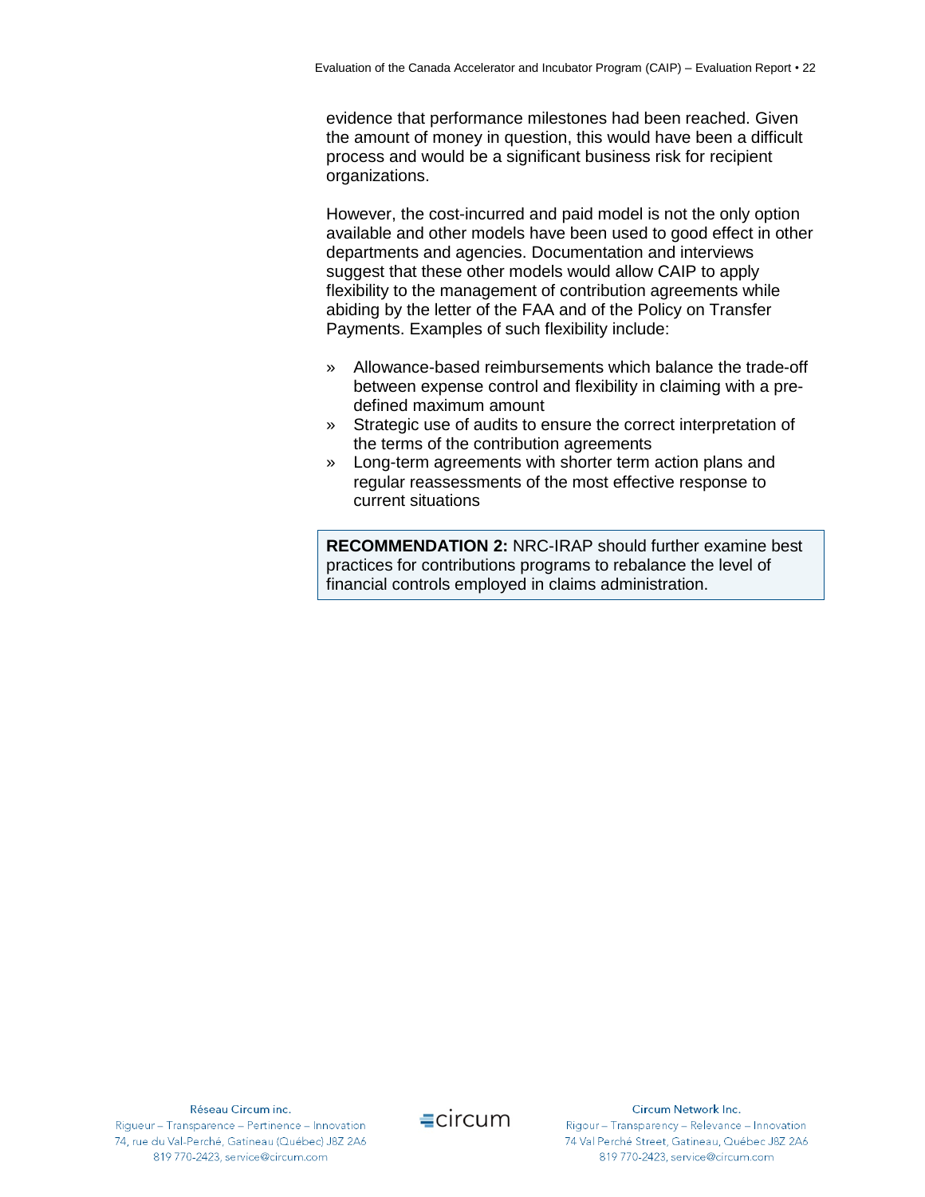evidence that performance milestones had been reached. Given the amount of money in question, this would have been a difficult process and would be a significant business risk for recipient organizations.

However, the cost-incurred and paid model is not the only option available and other models have been used to good effect in other departments and agencies. Documentation and interviews suggest that these other models would allow CAIP to apply flexibility to the management of contribution agreements while abiding by the letter of the FAA and of the Policy on Transfer Payments. Examples of such flexibility include:

- Allowance-based reimbursements which balance the trade-off between expense control and flexibility in claiming with a pre-defined maximum amount
- Strategic use of audits to ensure the correct interpretation of the terms of the contribution agreements
- Long-term agreements with shorter term action plans and regular reassessments of the most effective response to current situations

> **RECOMMENDATION 2:** NRC-IRAP should further examine best practices for contributions programs to rebalance the level of financial controls employed in claims administration.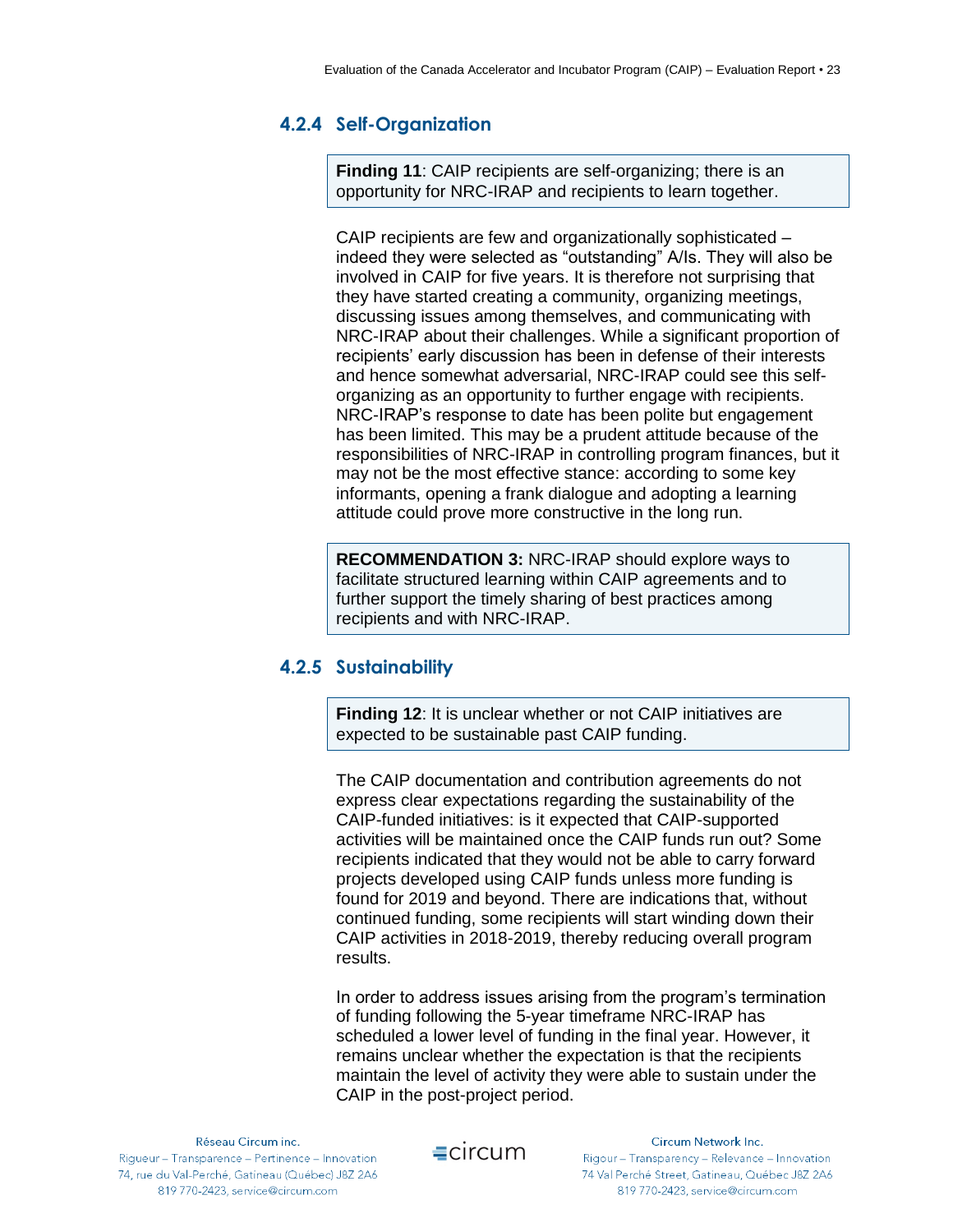### 4.2.4 Self-Organization

> **Finding 11**: CAIP recipients are self-organizing; there is an opportunity for NRC-IRAP and recipients to learn together.

CAIP recipients are few and organizationally sophisticated – indeed they were selected as “outstanding” A/Is. They will also be involved in CAIP for five years. It is therefore not surprising that they have started creating a community, organizing meetings, discussing issues among themselves, and communicating with NRC-IRAP about their challenges. While a significant proportion of recipients’ early discussion has been in defense of their interests and hence somewhat adversarial, NRC-IRAP could see this self-organizing as an opportunity to further engage with recipients. NRC-IRAP’s response to date has been polite but engagement has been limited. This may be a prudent attitude because of the responsibilities of NRC-IRAP in controlling program finances, but it may not be the most effective stance: according to some key informants, opening a frank dialogue and adopting a learning attitude could prove more constructive in the long run.

> **RECOMMENDATION 3:** NRC-IRAP should explore ways to facilitate structured learning within CAIP agreements and to further support the timely sharing of best practices among recipients and with NRC-IRAP.

### 4.2.5 Sustainability

> **Finding 12**: It is unclear whether or not CAIP initiatives are expected to be sustainable past CAIP funding.

The CAIP documentation and contribution agreements do not express clear expectations regarding the sustainability of the CAIP-funded initiatives: is it expected that CAIP-supported activities will be maintained once the CAIP funds run out? Some recipients indicated that they would not be able to carry forward projects developed using CAIP funds unless more funding is found for 2019 and beyond. There are indications that, without continued funding, some recipients will start winding down their CAIP activities in 2018-2019, thereby reducing overall program results.

In order to address issues arising from the program’s termination of funding following the 5-year timeframe NRC-IRAP has scheduled a lower level of funding in the final year. However, it remains unclear whether the expectation is that the recipients maintain the level of activity they were able to sustain under the CAIP in the post-project period.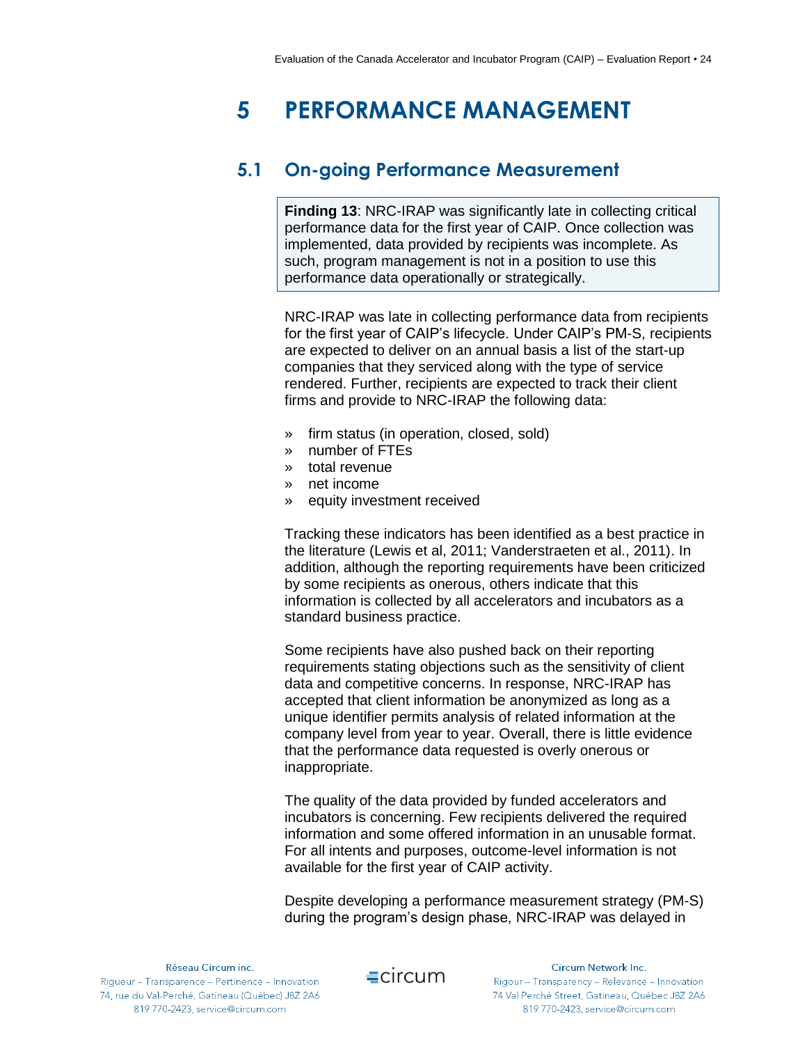# 5 PERFORMANCE MANAGEMENT

## 5.1 On-going Performance Measurement

**Finding 13**: NRC-IRAP was significantly late in collecting critical performance data for the first year of CAIP. Once collection was implemented, data provided by recipients was incomplete. As such, program management is not in a position to use this performance data operationally or strategically.

NRC-IRAP was late in collecting performance data from recipients for the first year of CAIP's lifecycle. Under CAIP's PM-S, recipients are expected to deliver on an annual basis a list of the start-up companies that they serviced along with the type of service rendered. Further, recipients are expected to track their client firms and provide to NRC-IRAP the following data:

- firm status (in operation, closed, sold)
- number of FTEs
- total revenue
- net income
- equity investment received

Tracking these indicators has been identified as a best practice in the literature (Lewis et al, 2011; Vanderstraeten et al., 2011). In addition, although the reporting requirements have been criticized by some recipients as onerous, others indicate that this information is collected by all accelerators and incubators as a standard business practice.

Some recipients have also pushed back on their reporting requirements stating objections such as the sensitivity of client data and competitive concerns. In response, NRC-IRAP has accepted that client information be anonymized as long as a unique identifier permits analysis of related information at the company level from year to year. Overall, there is little evidence that the performance data requested is overly onerous or inappropriate.

The quality of the data provided by funded accelerators and incubators is concerning. Few recipients delivered the required information and some offered information in an unusable format. For all intents and purposes, outcome-level information is not available for the first year of CAIP activity.

Despite developing a performance measurement strategy (PM-S) during the program's design phase, NRC-IRAP was delayed in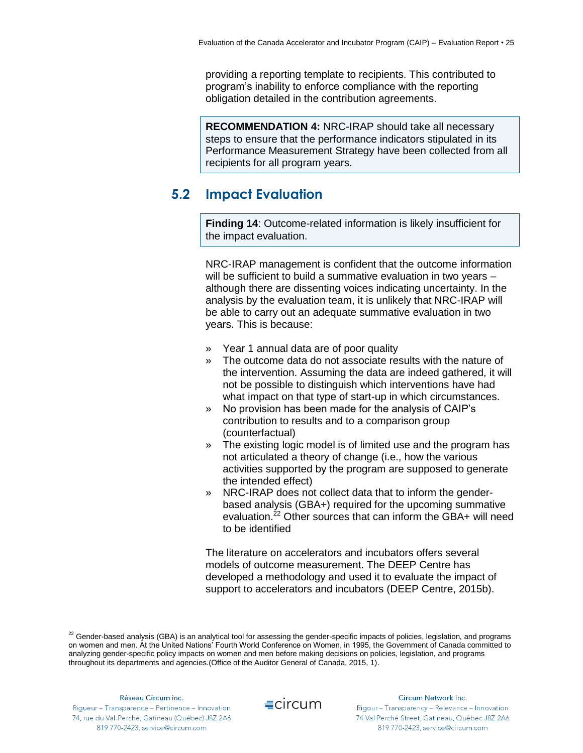providing a reporting template to recipients. This contributed to program's inability to enforce compliance with the reporting obligation detailed in the contribution agreements.

> **RECOMMENDATION 4:** NRC-IRAP should take all necessary steps to ensure that the performance indicators stipulated in its Performance Measurement Strategy have been collected from all recipients for all program years.

## 5.2 Impact Evaluation

> **Finding 14**: Outcome-related information is likely insufficient for the impact evaluation.

NRC-IRAP management is confident that the outcome information will be sufficient to build a summative evaluation in two years – although there are dissenting voices indicating uncertainty. In the analysis by the evaluation team, it is unlikely that NRC-IRAP will be able to carry out an adequate summative evaluation in two years. This is because:

- Year 1 annual data are of poor quality
- The outcome data do not associate results with the nature of the intervention. Assuming the data are indeed gathered, it will not be possible to distinguish which interventions have had what impact on that type of start-up in which circumstances.
- No provision has been made for the analysis of CAIP's contribution to results and to a comparison group (counterfactual)
- The existing logic model is of limited use and the program has not articulated a theory of change (i.e., how the various activities supported by the program are supposed to generate the intended effect)
- NRC-IRAP does not collect data that to inform the gender-based analysis (GBA+) required for the upcoming summative evaluation.[22] Other sources that can inform the GBA+ will need to be identified

The literature on accelerators and incubators offers several models of outcome measurement. The DEEP Centre has developed a methodology and used it to evaluate the impact of support to accelerators and incubators (DEEP Centre, 2015b).

[22] Gender-based analysis (GBA) is an analytical tool for assessing the gender-specific impacts of policies, legislation, and programs on women and men. At the United Nations' Fourth World Conference on Women, in 1995, the Government of Canada committed to analyzing gender-specific policy impacts on women and men before making decisions on policies, legislation, and programs throughout its departments and agencies.(Office of the Auditor General of Canada, 2015, 1).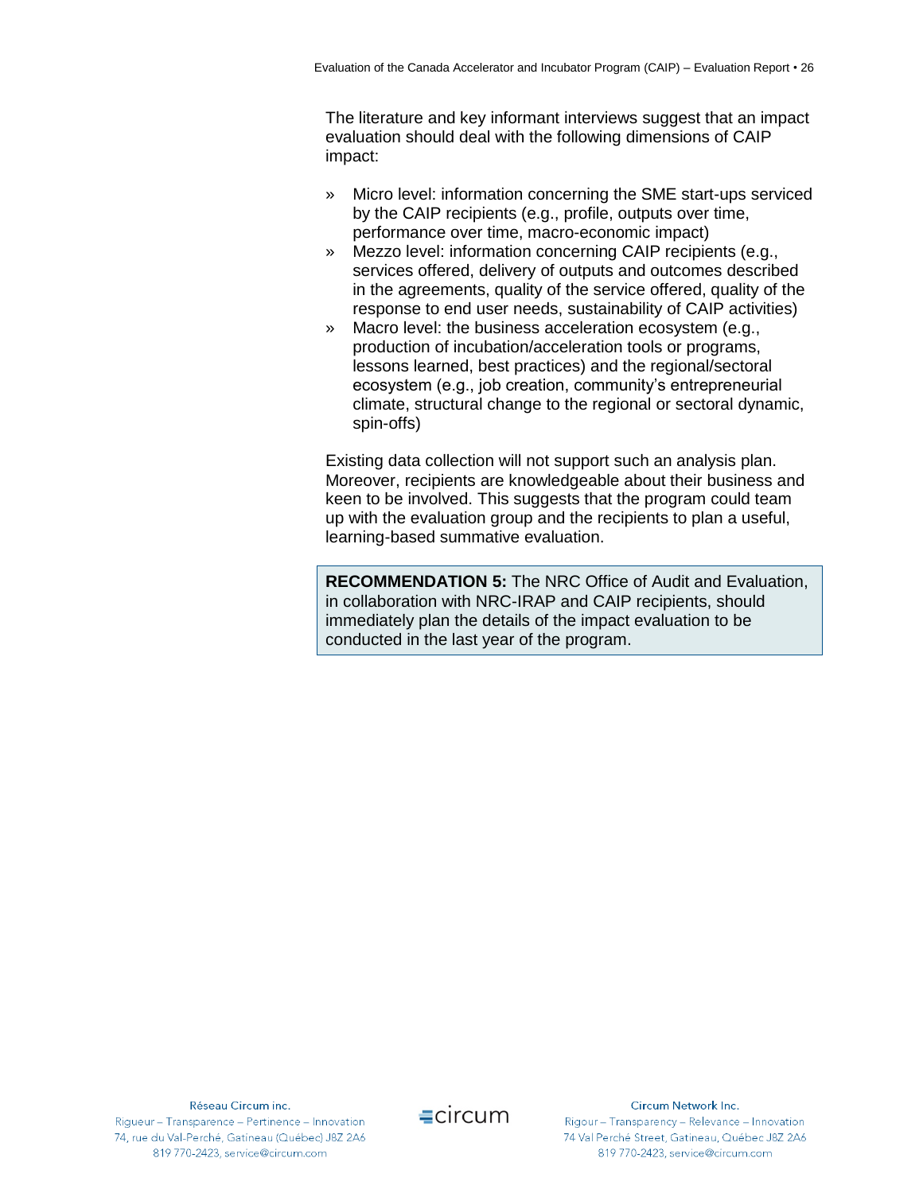The literature and key informant interviews suggest that an impact evaluation should deal with the following dimensions of CAIP impact:

- Micro level: information concerning the SME start-ups serviced by the CAIP recipients (e.g., profile, outputs over time, performance over time, macro-economic impact)
- Mezzo level: information concerning CAIP recipients (e.g., services offered, delivery of outputs and outcomes described in the agreements, quality of the service offered, quality of the response to end user needs, sustainability of CAIP activities)
- Macro level: the business acceleration ecosystem (e.g., production of incubation/acceleration tools or programs, lessons learned, best practices) and the regional/sectoral ecosystem (e.g., job creation, community's entrepreneurial climate, structural change to the regional or sectoral dynamic, spin-offs)

Existing data collection will not support such an analysis plan. Moreover, recipients are knowledgeable about their business and keen to be involved. This suggests that the program could team up with the evaluation group and the recipients to plan a useful, learning-based summative evaluation.

> **RECOMMENDATION 5:** The NRC Office of Audit and Evaluation, in collaboration with NRC-IRAP and CAIP recipients, should immediately plan the details of the impact evaluation to be conducted in the last year of the program.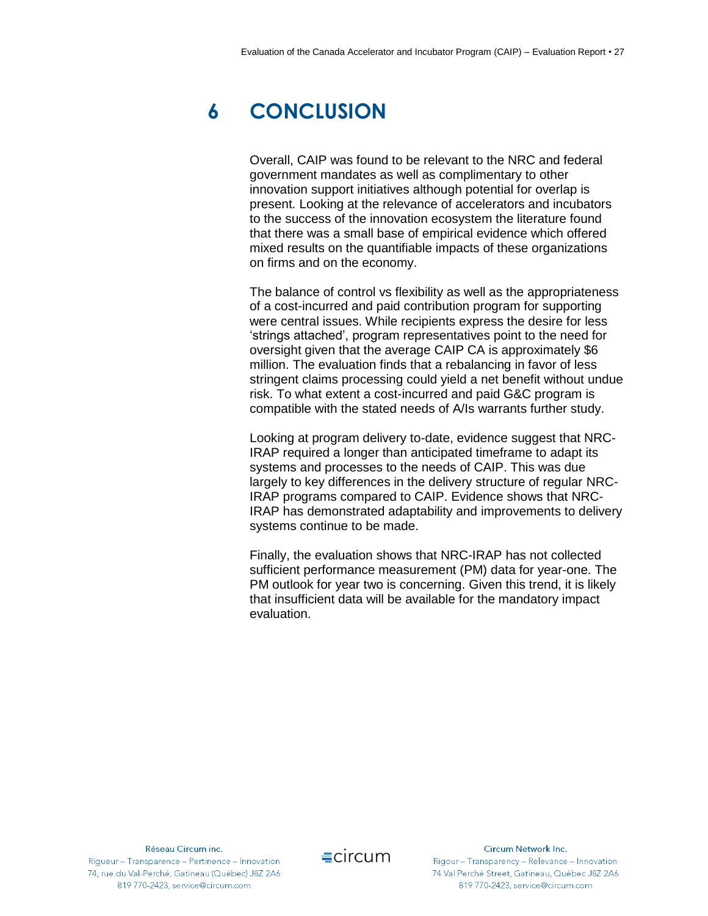# 6 CONCLUSION

Overall, CAIP was found to be relevant to the NRC and federal government mandates as well as complimentary to other innovation support initiatives although potential for overlap is present. Looking at the relevance of accelerators and incubators to the success of the innovation ecosystem the literature found that there was a small base of empirical evidence which offered mixed results on the quantifiable impacts of these organizations on firms and on the economy.

The balance of control vs flexibility as well as the appropriateness of a cost-incurred and paid contribution program for supporting were central issues. While recipients express the desire for less 'strings attached', program representatives point to the need for oversight given that the average CAIP CA is approximately $6 million. The evaluation finds that a rebalancing in favor of less stringent claims processing could yield a net benefit without undue risk. To what extent a cost-incurred and paid G&C program is compatible with the stated needs of A/Is warrants further study.

Looking at program delivery to-date, evidence suggest that NRC-IRAP required a longer than anticipated timeframe to adapt its systems and processes to the needs of CAIP. This was due largely to key differences in the delivery structure of regular NRC-IRAP programs compared to CAIP. Evidence shows that NRC-IRAP has demonstrated adaptability and improvements to delivery systems continue to be made.

Finally, the evaluation shows that NRC-IRAP has not collected sufficient performance measurement (PM) data for year-one. The PM outlook for year two is concerning. Given this trend, it is likely that insufficient data will be available for the mandatory impact evaluation.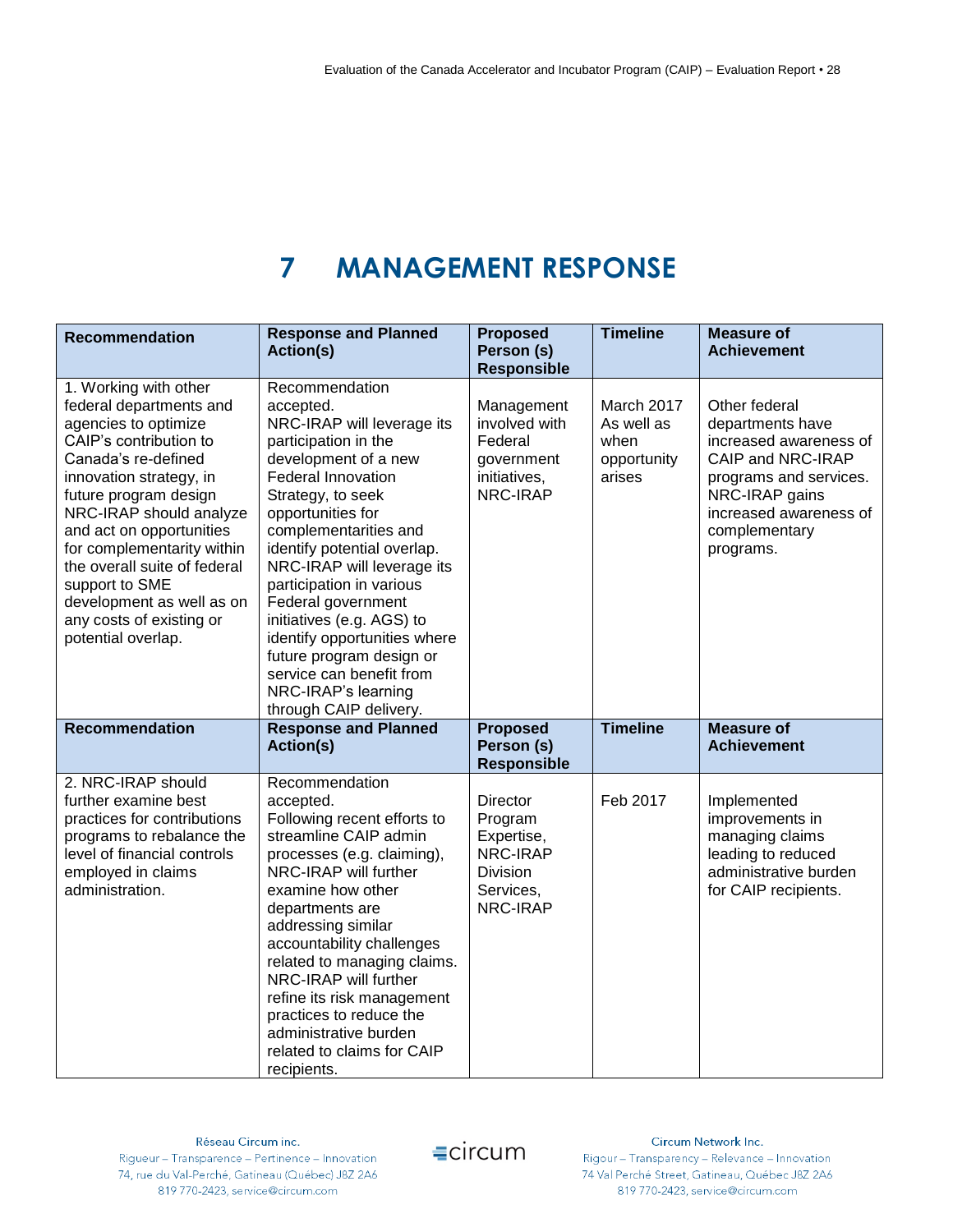# 7 MANAGEMENT RESPONSE

| Recommendation | Response and Planned Action(s) | Proposed Person (s) Responsible | Timeline | Measure of Achievement |
|---|---|---|---|---|
| 1. Working with other federal departments and agencies to optimize CAIP's contribution to Canada's re-defined innovation strategy, in future program design NRC-IRAP should analyze and act on opportunities for complementarity within the overall suite of federal support to SME development as well as on any costs of existing or potential overlap. | Recommendation accepted. NRC-IRAP will leverage its participation in the development of a new Federal Innovation Strategy, to seek opportunities for complementarities and identify potential overlap. NRC-IRAP will leverage its participation in various Federal government initiatives (e.g. AGS) to identify opportunities where future program design or service can benefit from NRC-IRAP's learning through CAIP delivery. | Management involved with Federal government initiatives, NRC-IRAP | March 2017 As well as when opportunity arises | Other federal departments have increased awareness of CAIP and NRC-IRAP programs and services. NRC-IRAP gains increased awareness of complementary programs. |
| 2. NRC-IRAP should further examine best practices for contributions programs to rebalance the level of financial controls employed in claims administration. | Recommendation accepted. Following recent efforts to streamline CAIP admin processes (e.g. claiming), NRC-IRAP will further examine how other departments are addressing similar accountability challenges related to managing claims. NRC-IRAP will further refine its risk management practices to reduce the administrative burden related to claims for CAIP recipients. | Director Program Expertise, NRC-IRAP Division Services, NRC-IRAP | Feb 2017 | Implemented improvements in managing claims leading to reduced administrative burden for CAIP recipients. |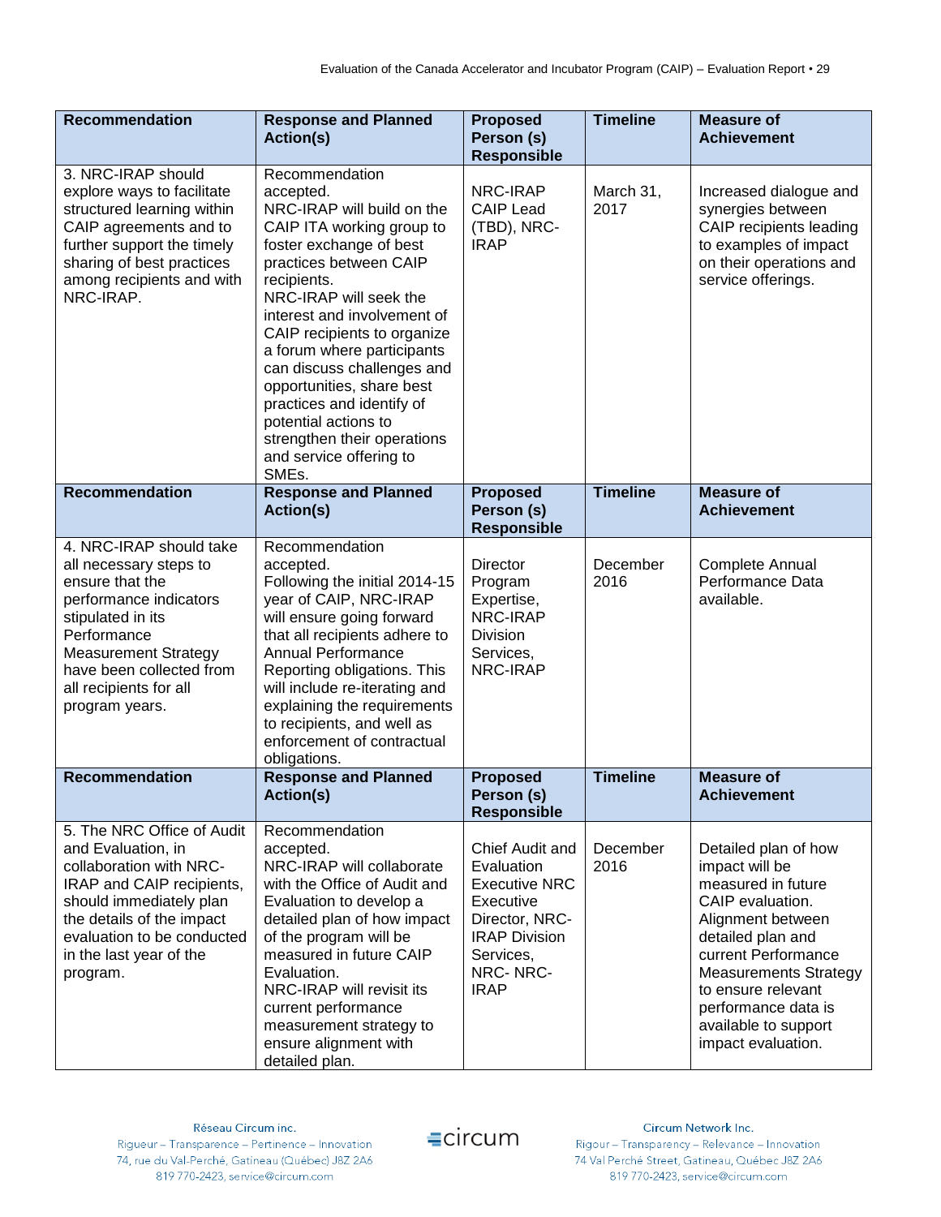| Recommendation | Response and Planned Action(s) | Proposed Person (s) Responsible | Timeline | Measure of Achievement |
|---|---|---|---|---|
| 3. NRC-IRAP should explore ways to facilitate structured learning within CAIP agreements and to further support the timely sharing of best practices among recipients and with NRC-IRAP. | Recommendation accepted.<br>NRC-IRAP will build on the CAIP ITA working group to foster exchange of best practices between CAIP recipients.<br>NRC-IRAP will seek the interest and involvement of CAIP recipients to organize a forum where participants can discuss challenges and opportunities, share best practices and identify of potential actions to strengthen their operations and service offering to SMEs. | NRC-IRAP CAIP Lead (TBD), NRC-IRAP | March 31, 2017 | Increased dialogue and synergies between CAIP recipients leading to examples of impact on their operations and service offerings. |
| **Recommendation** | **Response and Planned Action(s)** | **Proposed Person (s) Responsible** | **Timeline** | **Measure of Achievement** |
| 4. NRC-IRAP should take all necessary steps to ensure that the performance indicators stipulated in its Performance Measurement Strategy have been collected from all recipients for all program years. | Recommendation accepted.<br>Following the initial 2014-15 year of CAIP, NRC-IRAP will ensure going forward that all recipients adhere to Annual Performance Reporting obligations. This will include re-iterating and explaining the requirements to recipients, and well as enforcement of contractual obligations. | Director Program Expertise, NRC-IRAP Division Services, NRC-IRAP | December 2016 | Complete Annual Performance Data available. |
| **Recommendation** | **Response and Planned Action(s)** | **Proposed Person (s) Responsible** | **Timeline** | **Measure of Achievement** |
| 5. The NRC Office of Audit and Evaluation, in collaboration with NRC-IRAP and CAIP recipients, should immediately plan the details of the impact evaluation to be conducted in the last year of the program. | Recommendation accepted.<br>NRC-IRAP will collaborate with the Office of Audit and Evaluation to develop a detailed plan of how impact of the program will be measured in future CAIP Evaluation.<br>NRC-IRAP will revisit its current performance measurement strategy to ensure alignment with detailed plan. | Chief Audit and Evaluation Executive NRC Executive Director, NRC-IRAP Division Services, NRC- NRC-IRAP | December 2016 | Detailed plan of how impact will be measured in future CAIP evaluation.<br>Alignment between detailed plan and current Performance Measurements Strategy to ensure relevant performance data is available to support impact evaluation. |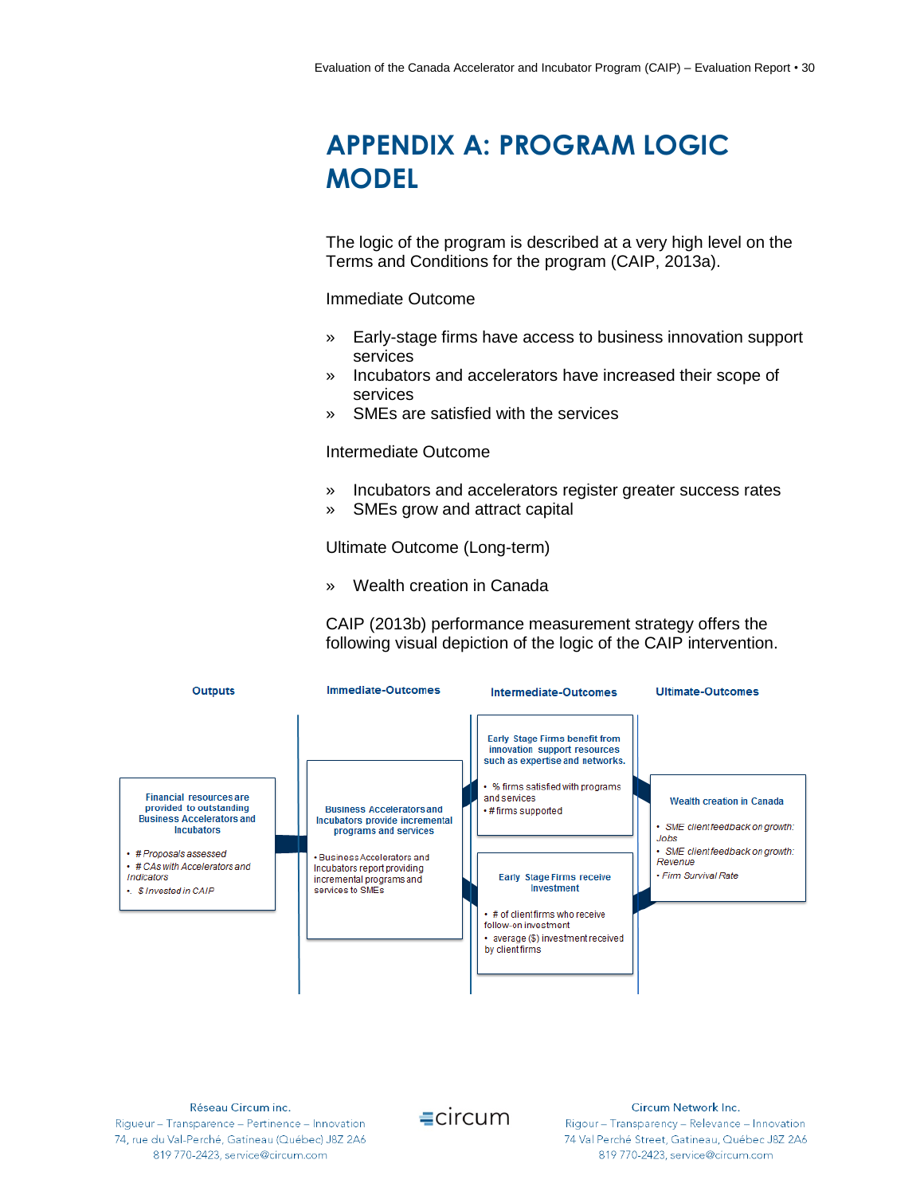# APPENDIX A: PROGRAM LOGIC MODEL

The logic of the program is described at a very high level on the Terms and Conditions for the program (CAIP, 2013a).

Immediate Outcome

» Early-stage firms have access to business innovation support services
» Incubators and accelerators have increased their scope of services
» SMEs are satisfied with the services

Intermediate Outcome

» Incubators and accelerators register greater success rates
» SMEs grow and attract capital

Ultimate Outcome (Long-term)

» Wealth creation in Canada

CAIP (2013b) performance measurement strategy offers the following visual depiction of the logic of the CAIP intervention.

| Outputs | Immediate-Outcomes | Intermediate-Outcomes | Ultimate-Outcomes |
|---|---|---|---|
| **Financial resources are provided to outstanding Business Accelerators and Incubators**<br>• # Proposals assessed<br>• # CAs with Accelerators and Indicators<br>• $ Invested in CAIP | **Business Accelerators and Incubators provide incremental programs and services**<br>• Business Accelerators and Incubators report providing incremental programs and services to SMEs | **Early Stage Firms benefit from innovation support resources such as expertise and networks.**<br>• % firms satisfied with programs and services<br>• # firms supported<br><br>**Early Stage Firms receive Investment**<br>• # of client firms who receive follow-on investment<br>• average ($) investment received by client firms | **Wealth creation in Canada**<br>• SME client feedback on growth: Jobs<br>• SME client feedback on growth: Revenue<br>• Firm Survival Rate |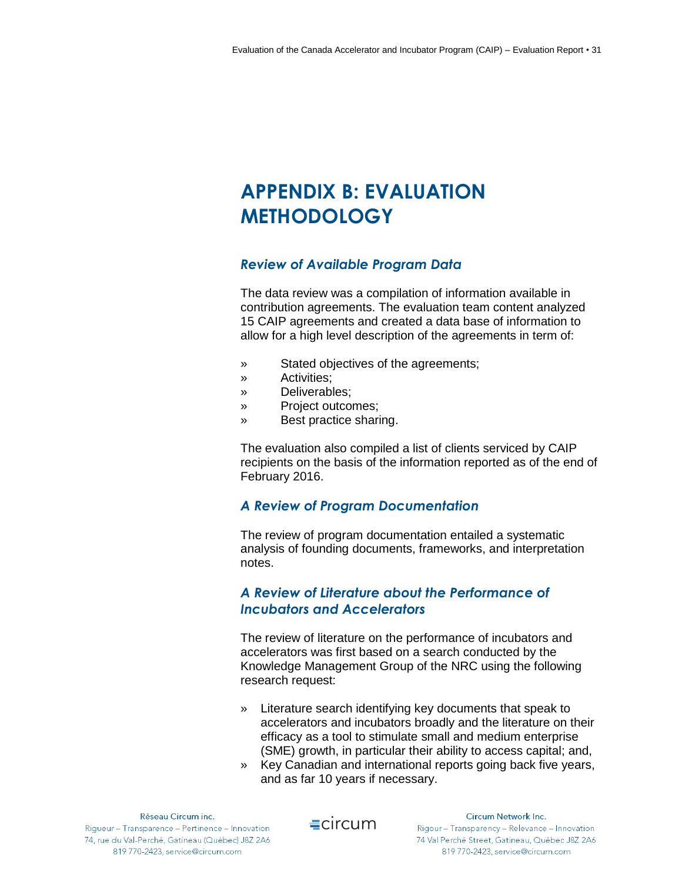# APPENDIX B: EVALUATION METHODOLOGY

### *Review of Available Program Data*

The data review was a compilation of information available in contribution agreements. The evaluation team content analyzed 15 CAIP agreements and created a data base of information to allow for a high level description of the agreements in term of:

- Stated objectives of the agreements;
- Activities;
- Deliverables;
- Project outcomes;
- Best practice sharing.

The evaluation also compiled a list of clients serviced by CAIP recipients on the basis of the information reported as of the end of February 2016.

### *A Review of Program Documentation*

The review of program documentation entailed a systematic analysis of founding documents, frameworks, and interpretation notes.

### *A Review of Literature about the Performance of Incubators and Accelerators*

The review of literature on the performance of incubators and accelerators was first based on a search conducted by the Knowledge Management Group of the NRC using the following research request:

- Literature search identifying key documents that speak to accelerators and incubators broadly and the literature on their efficacy as a tool to stimulate small and medium enterprise (SME) growth, in particular their ability to access capital; and,
- Key Canadian and international reports going back five years, and as far 10 years if necessary.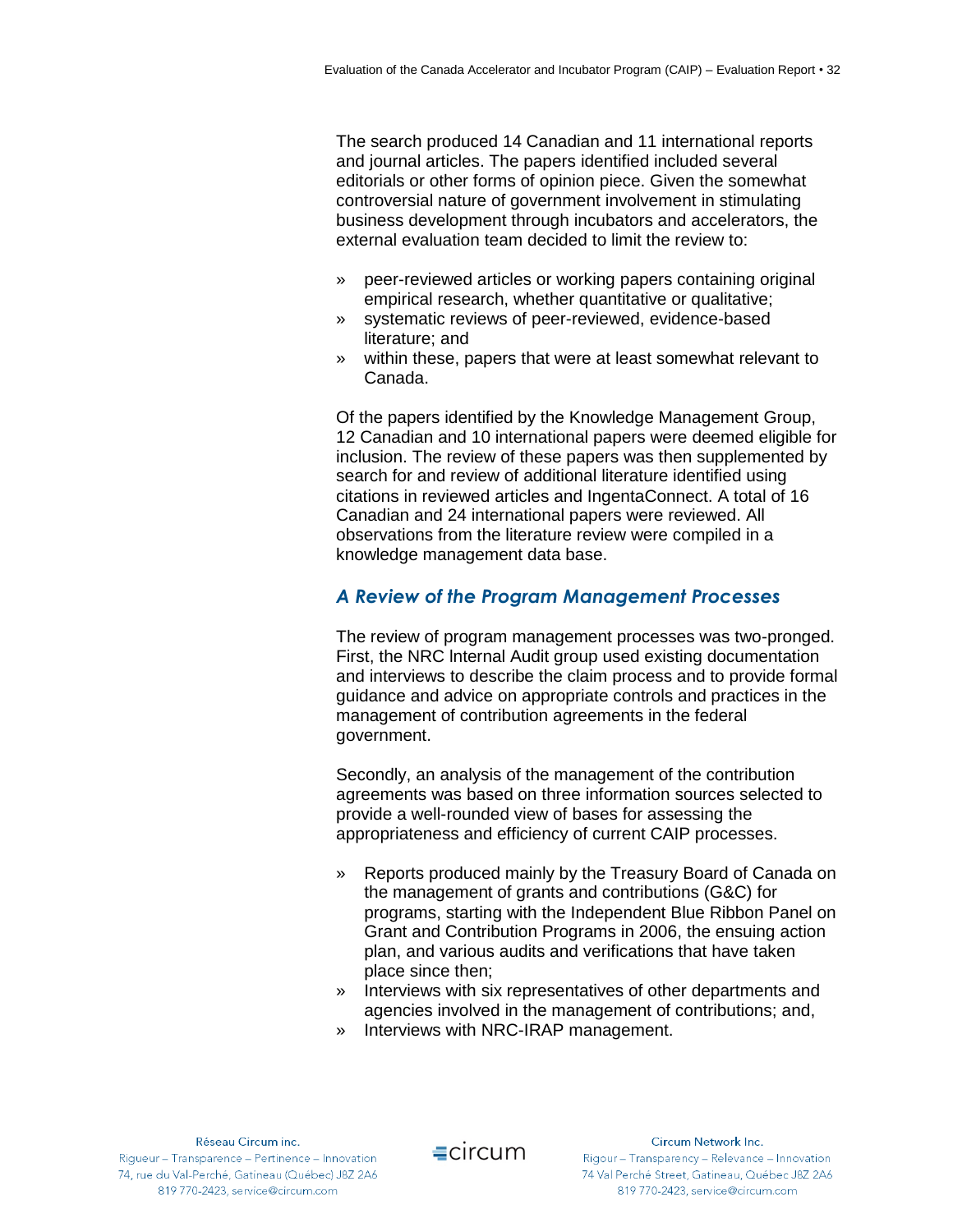The search produced 14 Canadian and 11 international reports and journal articles. The papers identified included several editorials or other forms of opinion piece. Given the somewhat controversial nature of government involvement in stimulating business development through incubators and accelerators, the external evaluation team decided to limit the review to:

- peer-reviewed articles or working papers containing original empirical research, whether quantitative or qualitative;
- systematic reviews of peer-reviewed, evidence-based literature; and
- within these, papers that were at least somewhat relevant to Canada.

Of the papers identified by the Knowledge Management Group, 12 Canadian and 10 international papers were deemed eligible for inclusion. The review of these papers was then supplemented by search for and review of additional literature identified using citations in reviewed articles and IngentaConnect. A total of 16 Canadian and 24 international papers were reviewed. All observations from the literature review were compiled in a knowledge management data base.

### *A Review of the Program Management Processes*

The review of program management processes was two-pronged. First, the NRC Internal Audit group used existing documentation and interviews to describe the claim process and to provide formal guidance and advice on appropriate controls and practices in the management of contribution agreements in the federal government.

Secondly, an analysis of the management of the contribution agreements was based on three information sources selected to provide a well-rounded view of bases for assessing the appropriateness and efficiency of current CAIP processes.

- Reports produced mainly by the Treasury Board of Canada on the management of grants and contributions (G&C) for programs, starting with the Independent Blue Ribbon Panel on Grant and Contribution Programs in 2006, the ensuing action plan, and various audits and verifications that have taken place since then;
- Interviews with six representatives of other departments and agencies involved in the management of contributions; and,
- Interviews with NRC-IRAP management.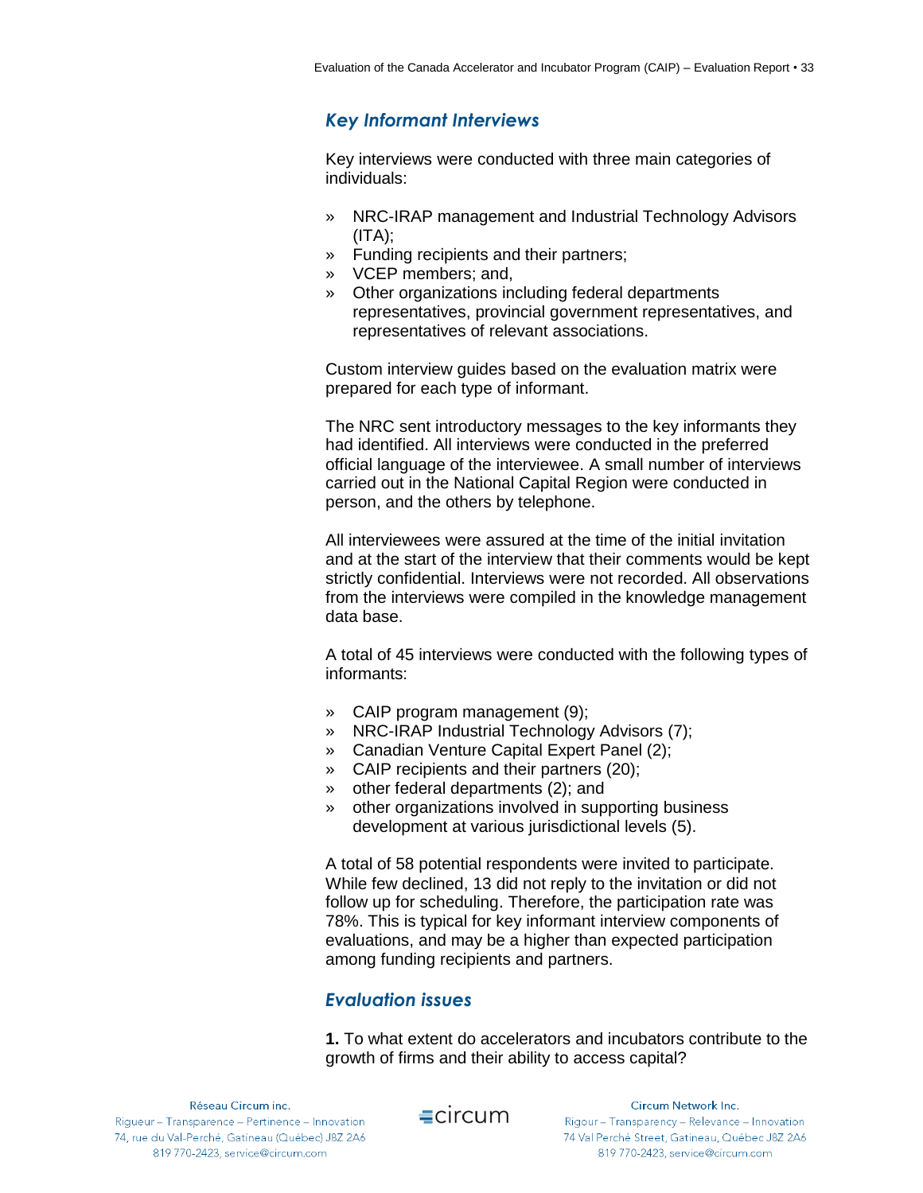### *Key Informant Interviews*

Key interviews were conducted with three main categories of individuals:

- NRC-IRAP management and Industrial Technology Advisors (ITA);
- Funding recipients and their partners;
- VCEP members; and,
- Other organizations including federal departments representatives, provincial government representatives, and representatives of relevant associations.

Custom interview guides based on the evaluation matrix were prepared for each type of informant.

The NRC sent introductory messages to the key informants they had identified. All interviews were conducted in the preferred official language of the interviewee. A small number of interviews carried out in the National Capital Region were conducted in person, and the others by telephone.

All interviewees were assured at the time of the initial invitation and at the start of the interview that their comments would be kept strictly confidential. Interviews were not recorded. All observations from the interviews were compiled in the knowledge management data base.

A total of 45 interviews were conducted with the following types of informants:

- CAIP program management (9);
- NRC-IRAP Industrial Technology Advisors (7);
- Canadian Venture Capital Expert Panel (2);
- CAIP recipients and their partners (20);
- other federal departments (2); and
- other organizations involved in supporting business development at various jurisdictional levels (5).

A total of 58 potential respondents were invited to participate. While few declined, 13 did not reply to the invitation or did not follow up for scheduling. Therefore, the participation rate was 78%. This is typical for key informant interview components of evaluations, and may be a higher than expected participation among funding recipients and partners.

### *Evaluation issues*

**1.** To what extent do accelerators and incubators contribute to the growth of firms and their ability to access capital?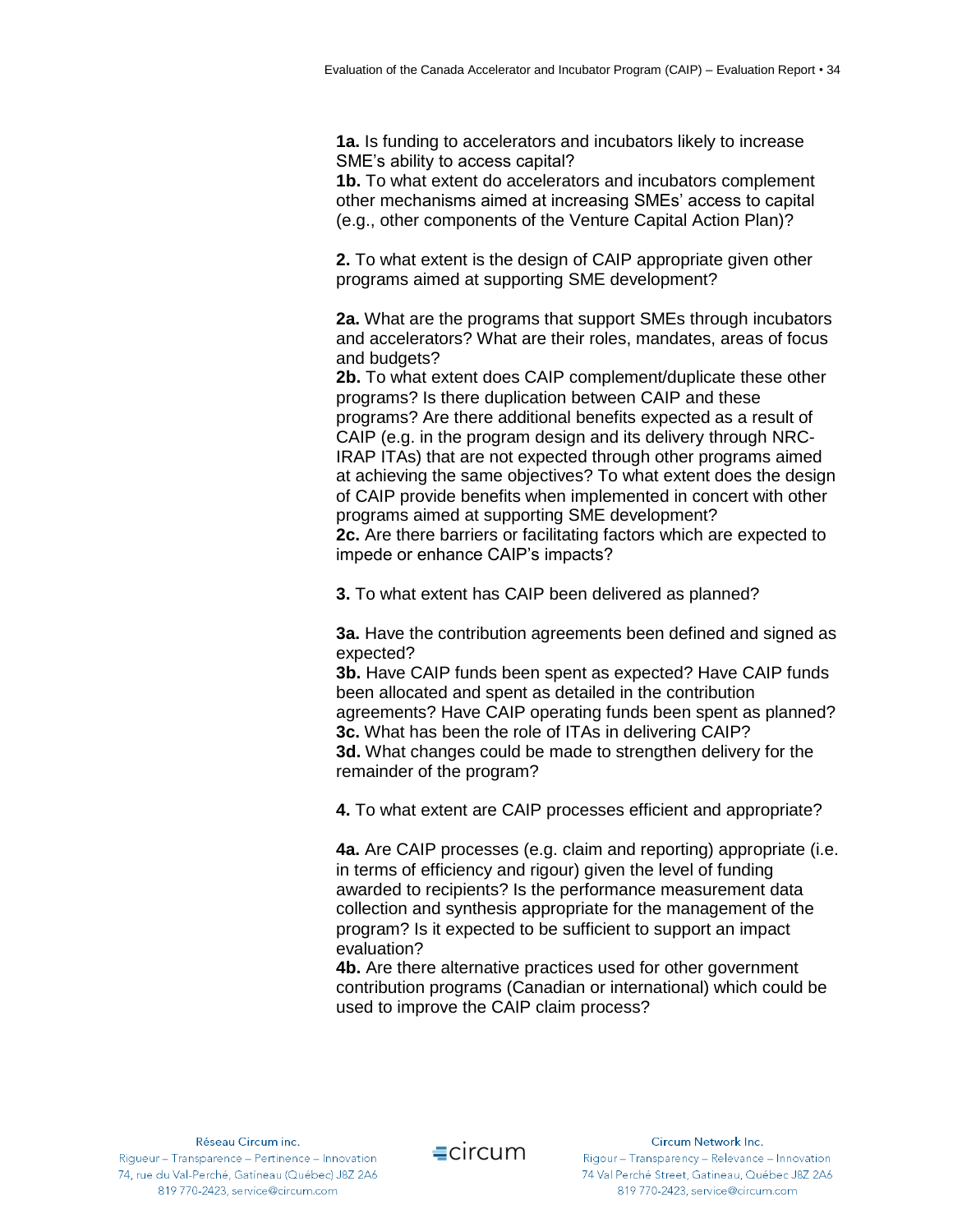**1a.** Is funding to accelerators and incubators likely to increase SME's ability to access capital?
**1b.** To what extent do accelerators and incubators complement other mechanisms aimed at increasing SMEs' access to capital (e.g., other components of the Venture Capital Action Plan)?

**2.** To what extent is the design of CAIP appropriate given other programs aimed at supporting SME development?

**2a.** What are the programs that support SMEs through incubators and accelerators? What are their roles, mandates, areas of focus and budgets?
**2b.** To what extent does CAIP complement/duplicate these other programs? Is there duplication between CAIP and these programs? Are there additional benefits expected as a result of CAIP (e.g. in the program design and its delivery through NRC-IRAP ITAs) that are not expected through other programs aimed at achieving the same objectives? To what extent does the design of CAIP provide benefits when implemented in concert with other programs aimed at supporting SME development?
**2c.** Are there barriers or facilitating factors which are expected to impede or enhance CAIP's impacts?

**3.** To what extent has CAIP been delivered as planned?

**3a.** Have the contribution agreements been defined and signed as expected?
**3b.** Have CAIP funds been spent as expected? Have CAIP funds been allocated and spent as detailed in the contribution agreements? Have CAIP operating funds been spent as planned?
**3c.** What has been the role of ITAs in delivering CAIP?
**3d.** What changes could be made to strengthen delivery for the remainder of the program?

**4.** To what extent are CAIP processes efficient and appropriate?

**4a.** Are CAIP processes (e.g. claim and reporting) appropriate (i.e. in terms of efficiency and rigour) given the level of funding awarded to recipients? Is the performance measurement data collection and synthesis appropriate for the management of the program? Is it expected to be sufficient to support an impact evaluation?
**4b.** Are there alternative practices used for other government contribution programs (Canadian or international) which could be used to improve the CAIP claim process?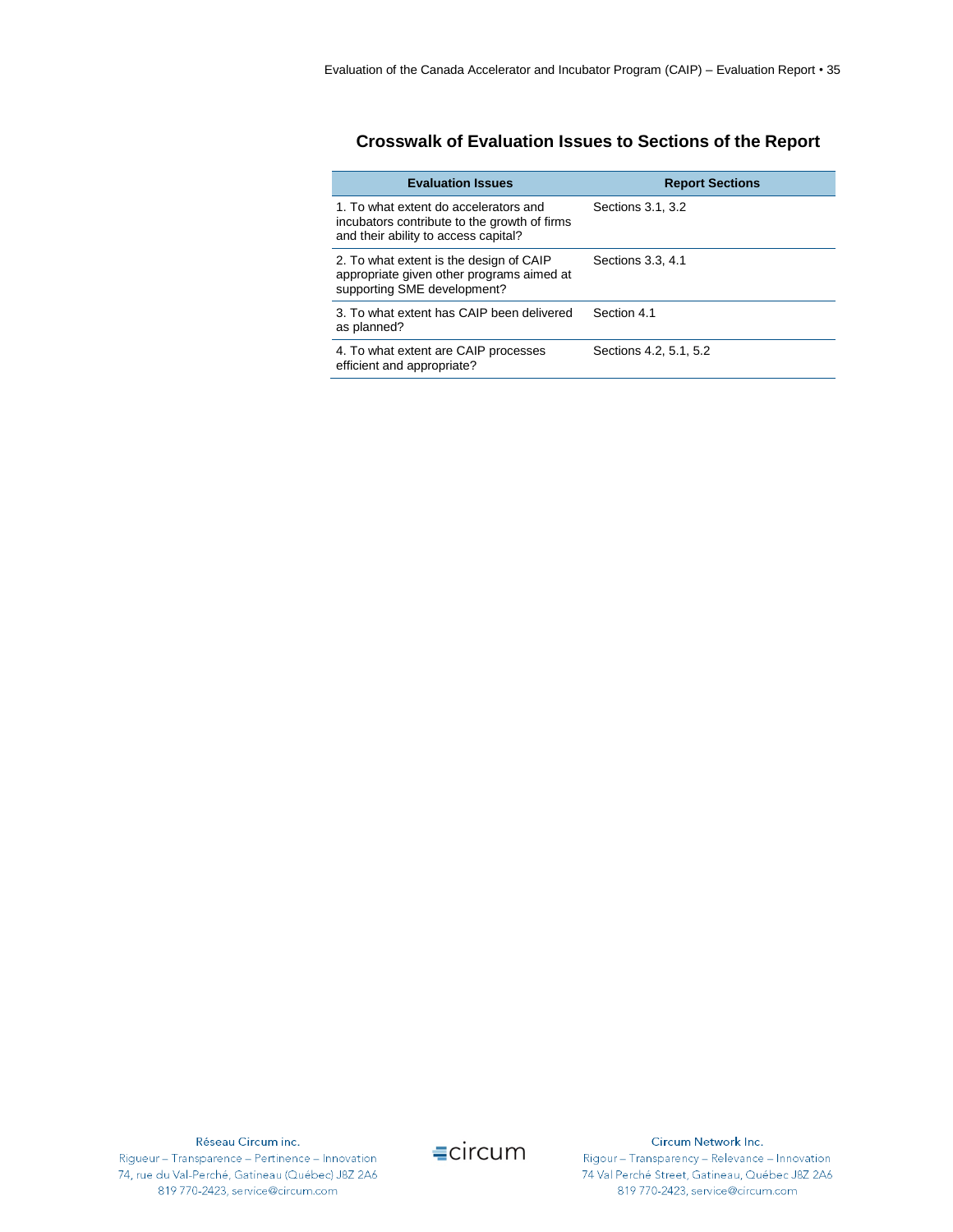## Crosswalk of Evaluation Issues to Sections of the Report

| Evaluation Issues | Report Sections |
|---|---|
| 1. To what extent do accelerators and incubators contribute to the growth of firms and their ability to access capital? | Sections 3.1, 3.2 |
| 2. To what extent is the design of CAIP appropriate given other programs aimed at supporting SME development? | Sections 3.3, 4.1 |
| 3. To what extent has CAIP been delivered as planned? | Section 4.1 |
| 4. To what extent are CAIP processes efficient and appropriate? | Sections 4.2, 5.1, 5.2 |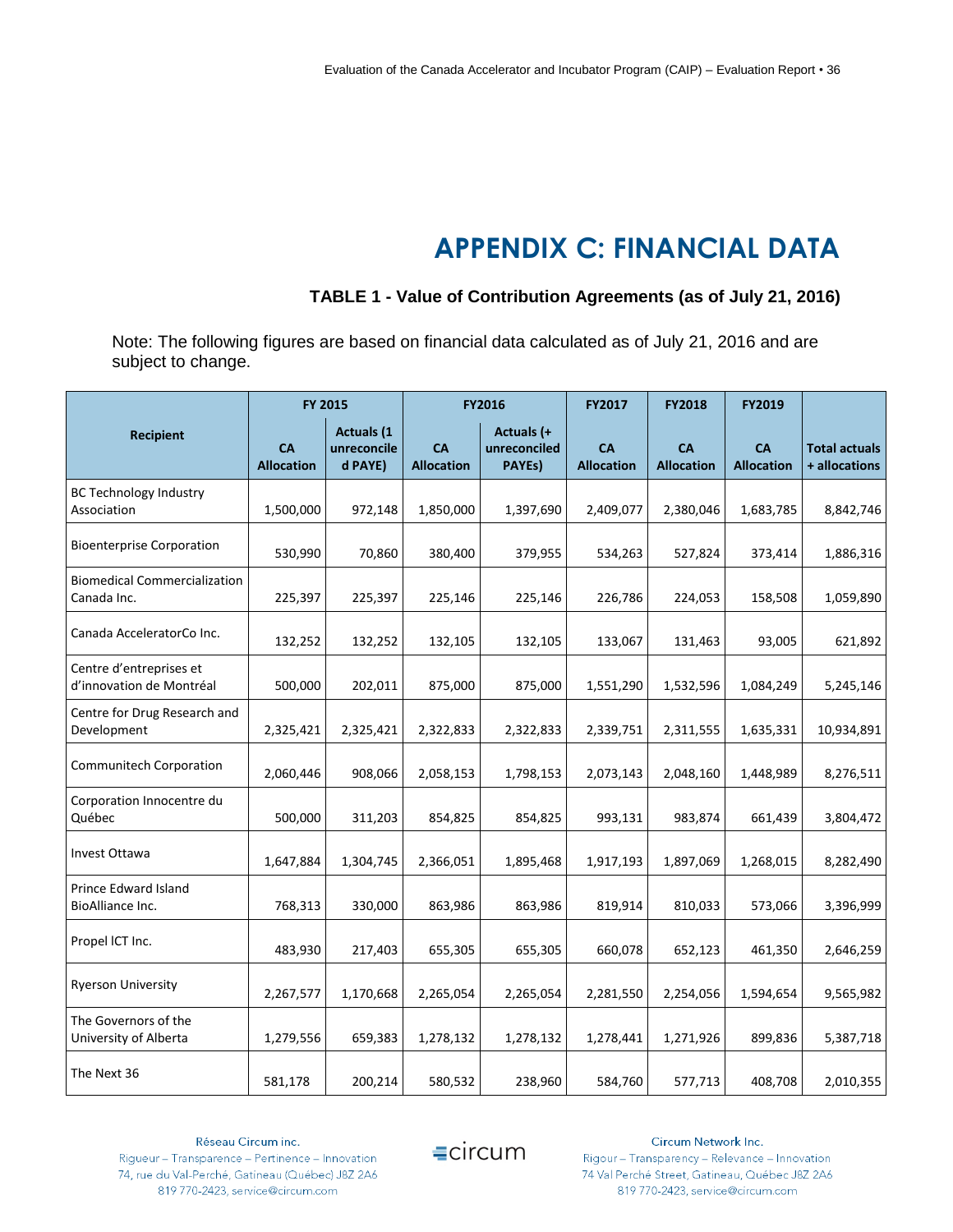# APPENDIX C: FINANCIAL DATA

### TABLE 1 - Value of Contribution Agreements (as of July 21, 2016)

Note: The following figures are based on financial data calculated as of July 21, 2016 and are subject to change.

| Recipient | FY 2015 | | FY2016 | | FY2017 | FY2018 | FY2019 | Total actuals + allocations |
|---|---|---|---|---|---|---|---|---|
| | CA Allocation | Actuals (1 unreconciled PAYE) | CA Allocation | Actuals (+ unreconciled PAYEs) | CA Allocation | CA Allocation | CA Allocation | |
| BC Technology Industry Association | 1,500,000 | 972,148 | 1,850,000 | 1,397,690 | 2,409,077 | 2,380,046 | 1,683,785 | 8,842,746 |
| Bioenterprise Corporation | 530,990 | 70,860 | 380,400 | 379,955 | 534,263 | 527,824 | 373,414 | 1,886,316 |
| Biomedical Commercialization Canada Inc. | 225,397 | 225,397 | 225,146 | 225,146 | 226,786 | 224,053 | 158,508 | 1,059,890 |
| Canada AcceleratorCo Inc. | 132,252 | 132,252 | 132,105 | 132,105 | 133,067 | 131,463 | 93,005 | 621,892 |
| Centre d'entreprises et d'innovation de Montréal | 500,000 | 202,011 | 875,000 | 875,000 | 1,551,290 | 1,532,596 | 1,084,249 | 5,245,146 |
| Centre for Drug Research and Development | 2,325,421 | 2,325,421 | 2,322,833 | 2,322,833 | 2,339,751 | 2,311,555 | 1,635,331 | 10,934,891 |
| Communitech Corporation | 2,060,446 | 908,066 | 2,058,153 | 1,798,153 | 2,073,143 | 2,048,160 | 1,448,989 | 8,276,511 |
| Corporation Innocentre du Québec | 500,000 | 311,203 | 854,825 | 854,825 | 993,131 | 983,874 | 661,439 | 3,804,472 |
| Invest Ottawa | 1,647,884 | 1,304,745 | 2,366,051 | 1,895,468 | 1,917,193 | 1,897,069 | 1,268,015 | 8,282,490 |
| Prince Edward Island BioAlliance Inc. | 768,313 | 330,000 | 863,986 | 863,986 | 819,914 | 810,033 | 573,066 | 3,396,999 |
| Propel ICT Inc. | 483,930 | 217,403 | 655,305 | 655,305 | 660,078 | 652,123 | 461,350 | 2,646,259 |
| Ryerson University | 2,267,577 | 1,170,668 | 2,265,054 | 2,265,054 | 2,281,550 | 2,254,056 | 1,594,654 | 9,565,982 |
| The Governors of the University of Alberta | 1,279,556 | 659,383 | 1,278,132 | 1,278,132 | 1,278,441 | 1,271,926 | 899,836 | 5,387,718 |
| The Next 36 | 581,178 | 200,214 | 580,532 | 238,960 | 584,760 | 577,713 | 408,708 | 2,010,355 |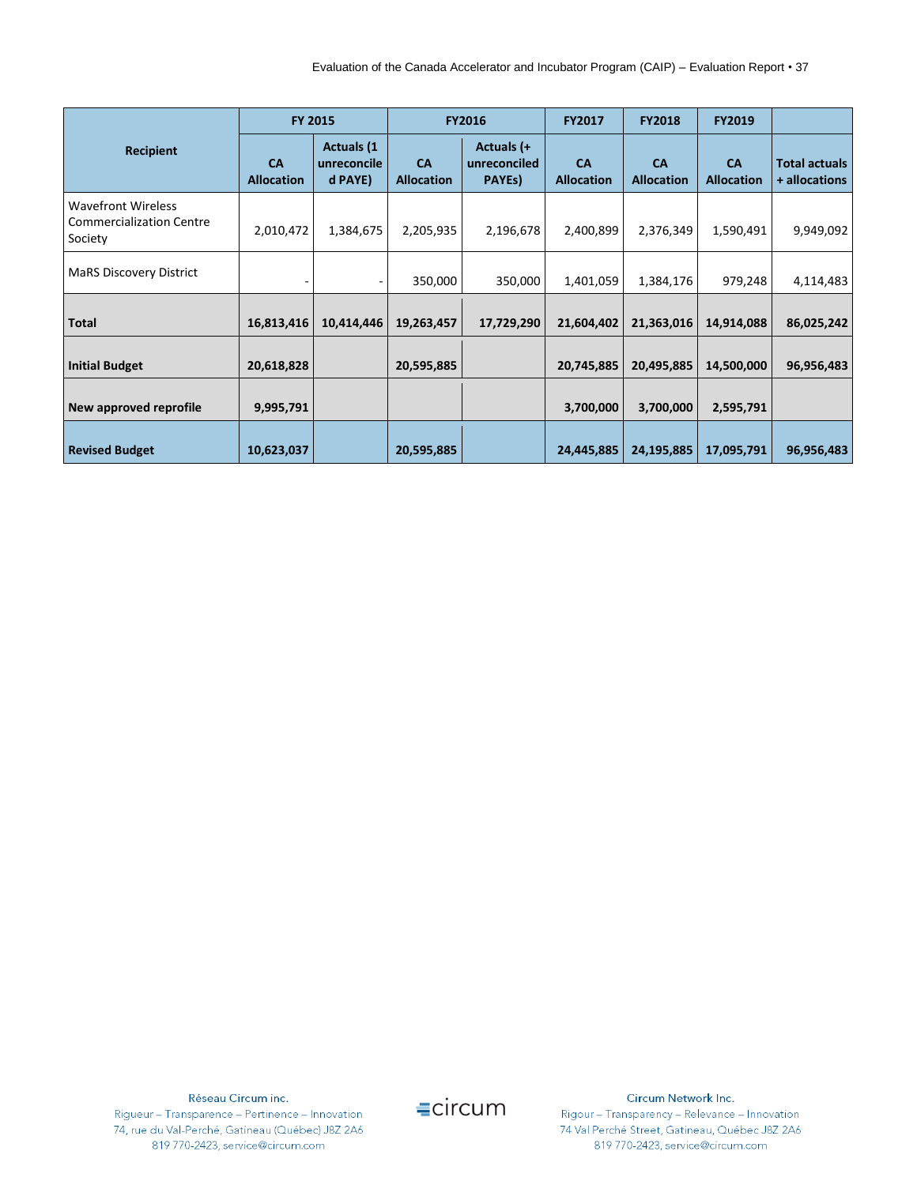| Recipient | FY 2015 | | FY2016 | | FY2017 | FY2018 | FY2019 | |
|---|---|---|---|---|---|---|---|---|
| | CA Allocation | Actuals (1 unreconciled PAYE) | CA Allocation | Actuals (+ unreconciled PAYEs) | CA Allocation | CA Allocation | CA Allocation | Total actuals + allocations |
| Wavefront Wireless Commercialization Centre Society | 2,010,472 | 1,384,675 | 2,205,935 | 2,196,678 | 2,400,899 | 2,376,349 | 1,590,491 | 9,949,092 |
| MaRS Discovery District | - | - | 350,000 | 350,000 | 1,401,059 | 1,384,176 | 979,248 | 4,114,483 |
| **Total** | **16,813,416** | **10,414,446** | **19,263,457** | **17,729,290** | **21,604,402** | **21,363,016** | **14,914,088** | **86,025,242** |
| **Initial Budget** | **20,618,828** | | **20,595,885** | | **20,745,885** | **20,495,885** | **14,500,000** | **96,956,483** |
| **New approved reprofile** | **9,995,791** | | | | **3,700,000** | **3,700,000** | **2,595,791** | |
| **Revised Budget** | **10,623,037** | | **20,595,885** | | **24,445,885** | **24,195,885** | **17,095,791** | **96,956,483** |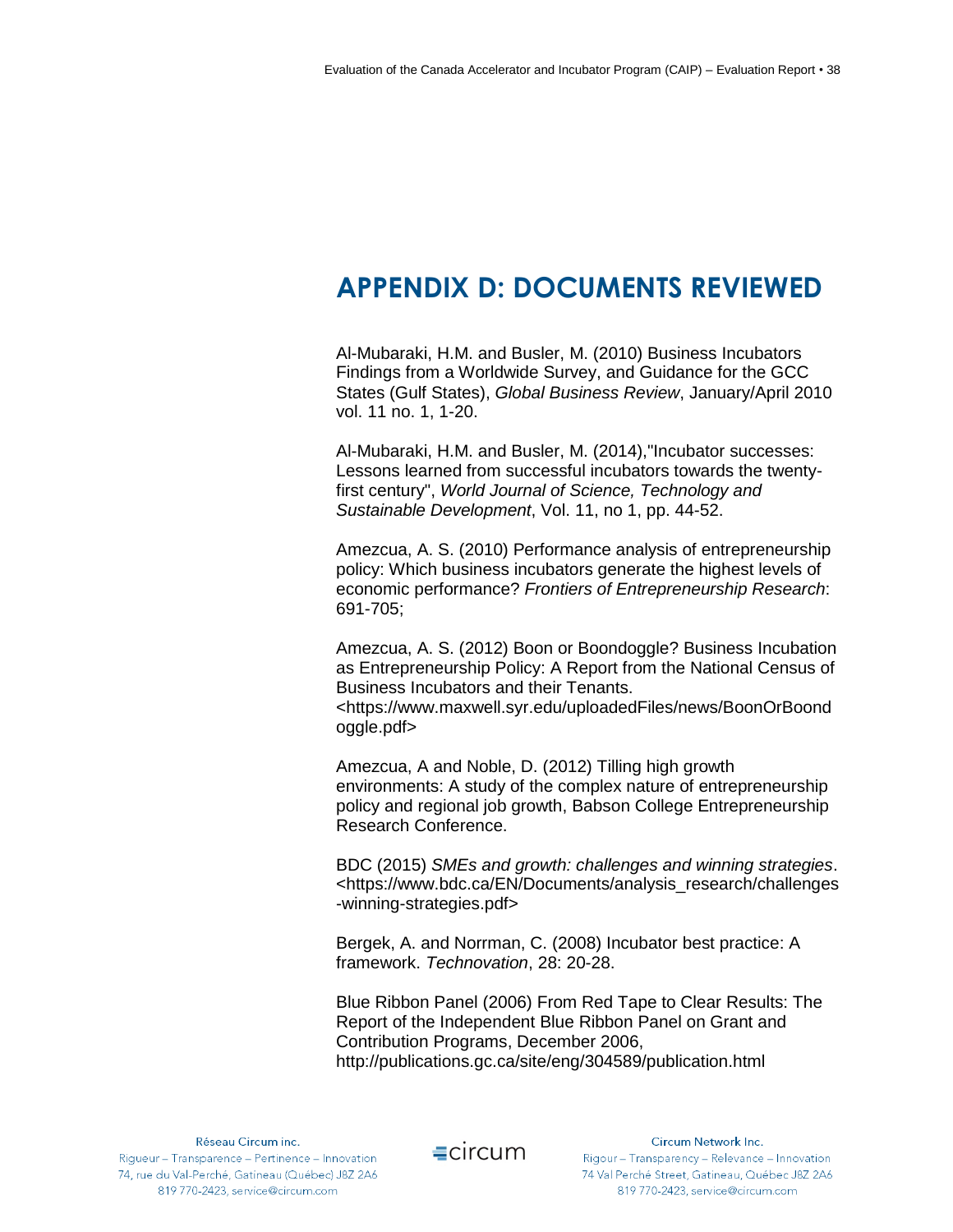# APPENDIX D: DOCUMENTS REVIEWED

Al-Mubaraki, H.M. and Busler, M. (2010) Business Incubators Findings from a Worldwide Survey, and Guidance for the GCC States (Gulf States), *Global Business Review*, January/April 2010 vol. 11 no. 1, 1-20.

Al-Mubaraki, H.M. and Busler, M. (2014),"Incubator successes: Lessons learned from successful incubators towards the twenty-first century", *World Journal of Science, Technology and Sustainable Development*, Vol. 11, no 1, pp. 44-52.

Amezcua, A. S. (2010) Performance analysis of entrepreneurship policy: Which business incubators generate the highest levels of economic performance? *Frontiers of Entrepreneurship Research*: 691-705;

Amezcua, A. S. (2012) Boon or Boondoggle? Business Incubation as Entrepreneurship Policy: A Report from the National Census of Business Incubators and their Tenants. <https://www.maxwell.syr.edu/uploadedFiles/news/BoonOrBoondoggle.pdf>

Amezcua, A and Noble, D. (2012) Tilling high growth environments: A study of the complex nature of entrepreneurship policy and regional job growth, Babson College Entrepreneurship Research Conference.

BDC (2015) *SMEs and growth: challenges and winning strategies*. <https://www.bdc.ca/EN/Documents/analysis_research/challenges-winning-strategies.pdf>

Bergek, A. and Norrman, C. (2008) Incubator best practice: A framework. *Technovation*, 28: 20-28.

Blue Ribbon Panel (2006) From Red Tape to Clear Results: The Report of the Independent Blue Ribbon Panel on Grant and Contribution Programs, December 2006, http://publications.gc.ca/site/eng/304589/publication.html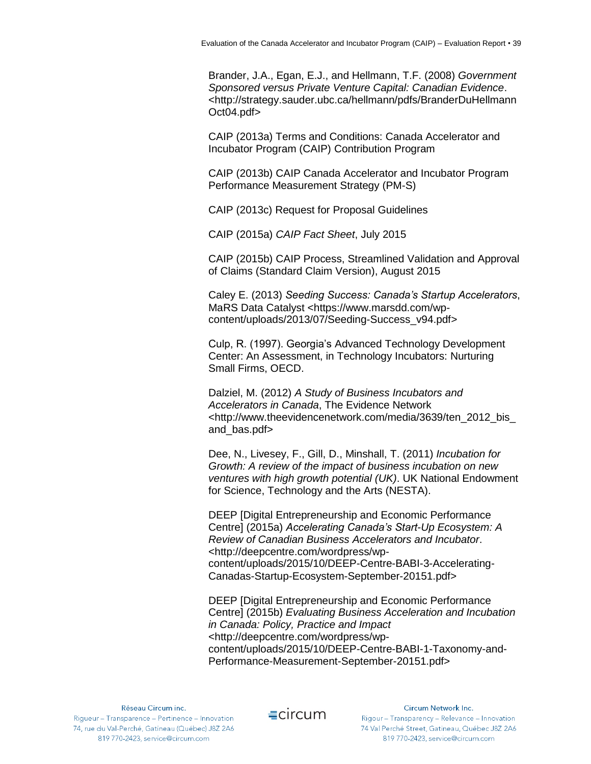Brander, J.A., Egan, E.J., and Hellmann, T.F. (2008) *Government Sponsored versus Private Venture Capital: Canadian Evidence*. <http://strategy.sauder.ubc.ca/hellmann/pdfs/BranderDuHellmannOct04.pdf>

CAIP (2013a) Terms and Conditions: Canada Accelerator and Incubator Program (CAIP) Contribution Program

CAIP (2013b) CAIP Canada Accelerator and Incubator Program Performance Measurement Strategy (PM-S)

CAIP (2013c) Request for Proposal Guidelines

CAIP (2015a) *CAIP Fact Sheet*, July 2015

CAIP (2015b) CAIP Process, Streamlined Validation and Approval of Claims (Standard Claim Version), August 2015

Caley E. (2013) *Seeding Success: Canada's Startup Accelerators*, MaRS Data Catalyst <https://www.marsdd.com/wp-content/uploads/2013/07/Seeding-Success_v94.pdf>

Culp, R. (1997). Georgia's Advanced Technology Development Center: An Assessment, in Technology Incubators: Nurturing Small Firms, OECD.

Dalziel, M. (2012) *A Study of Business Incubators and Accelerators in Canada*, The Evidence Network <http://www.theevidencenetwork.com/media/3639/ten_2012_bis_and_bas.pdf>

Dee, N., Livesey, F., Gill, D., Minshall, T. (2011) *Incubation for Growth: A review of the impact of business incubation on new ventures with high growth potential (UK)*. UK National Endowment for Science, Technology and the Arts (NESTA).

DEEP [Digital Entrepreneurship and Economic Performance Centre] (2015a) *Accelerating Canada's Start-Up Ecosystem: A Review of Canadian Business Accelerators and Incubator*. <http://deepcentre.com/wordpress/wp-content/uploads/2015/10/DEEP-Centre-BABI-3-Accelerating-Canadas-Startup-Ecosystem-September-20151.pdf>

DEEP [Digital Entrepreneurship and Economic Performance Centre] (2015b) *Evaluating Business Acceleration and Incubation in Canada: Policy, Practice and Impact* <http://deepcentre.com/wordpress/wp-content/uploads/2015/10/DEEP-Centre-BABI-1-Taxonomy-and-Performance-Measurement-September-20151.pdf>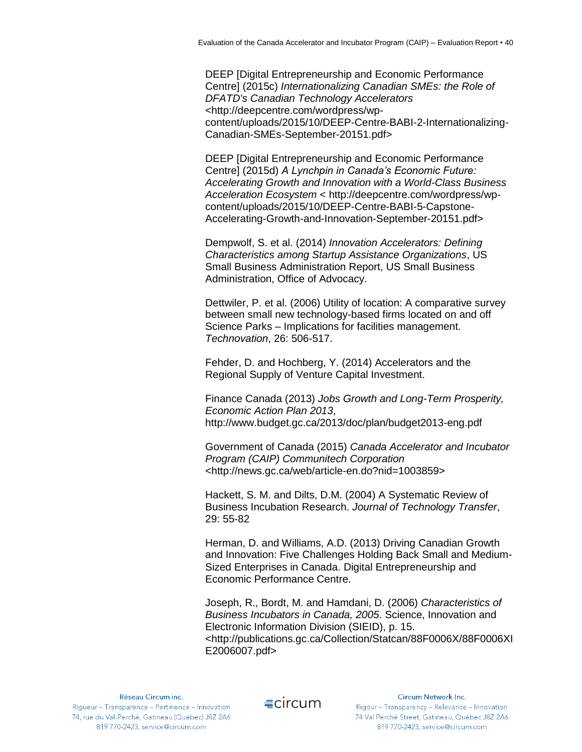DEEP [Digital Entrepreneurship and Economic Performance Centre] (2015c) *Internationalizing Canadian SMEs: the Role of DFATD's Canadian Technology Accelerators* <http://deepcentre.com/wordpress/wp-content/uploads/2015/10/DEEP-Centre-BABI-2-Internationalizing-Canadian-SMEs-September-20151.pdf>

DEEP [Digital Entrepreneurship and Economic Performance Centre] (2015d) *A Lynchpin in Canada's Economic Future: Accelerating Growth and Innovation with a World-Class Business Acceleration Ecosystem* < http://deepcentre.com/wordpress/wp-content/uploads/2015/10/DEEP-Centre-BABI-5-Capstone-Accelerating-Growth-and-Innovation-September-20151.pdf>

Dempwolf, S. et al. (2014) *Innovation Accelerators: Defining Characteristics among Startup Assistance Organizations*, US Small Business Administration Report, US Small Business Administration, Office of Advocacy.

Dettwiler, P. et al. (2006) Utility of location: A comparative survey between small new technology-based firms located on and off Science Parks – Implications for facilities management. *Technovation*, 26: 506-517.

Fehder, D. and Hochberg, Y. (2014) Accelerators and the Regional Supply of Venture Capital Investment.

Finance Canada (2013) *Jobs Growth and Long-Term Prosperity, Economic Action Plan 2013*, http://www.budget.gc.ca/2013/doc/plan/budget2013-eng.pdf

Government of Canada (2015) *Canada Accelerator and Incubator Program (CAIP) Communitech Corporation* <http://news.gc.ca/web/article-en.do?nid=1003859>

Hackett, S. M. and Dilts, D.M. (2004) A Systematic Review of Business Incubation Research. *Journal of Technology Transfer*, 29: 55-82

Herman, D. and Williams, A.D. (2013) Driving Canadian Growth and Innovation: Five Challenges Holding Back Small and Medium-Sized Enterprises in Canada. Digital Entrepreneurship and Economic Performance Centre.

Joseph, R., Bordt, M. and Hamdani, D. (2006) *Characteristics of Business Incubators in Canada, 2005*. Science, Innovation and Electronic Information Division (SIEID), p. 15. <http://publications.gc.ca/Collection/Statcan/88F0006X/88F0006XIE2006007.pdf>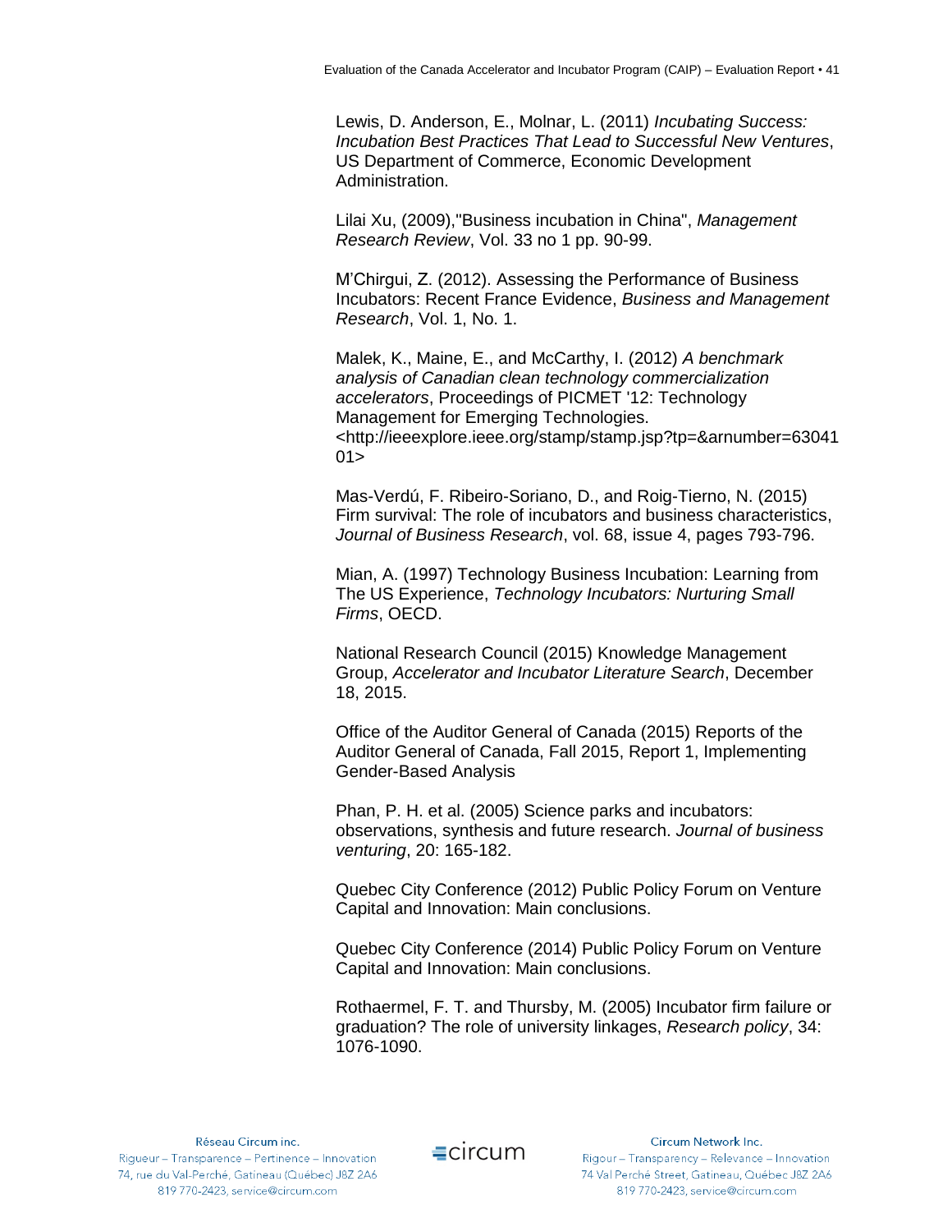Lewis, D. Anderson, E., Molnar, L. (2011) *Incubating Success: Incubation Best Practices That Lead to Successful New Ventures*, US Department of Commerce, Economic Development Administration.

Lilai Xu, (2009),"Business incubation in China", *Management Research Review*, Vol. 33 no 1 pp. 90-99.

M'Chirgui, Z. (2012). Assessing the Performance of Business Incubators: Recent France Evidence, *Business and Management Research*, Vol. 1, No. 1.

Malek, K., Maine, E., and McCarthy, I. (2012) *A benchmark analysis of Canadian clean technology commercialization accelerators*, Proceedings of PICMET '12: Technology Management for Emerging Technologies. <http://ieeexplore.ieee.org/stamp/stamp.jsp?tp=&arnumber=6304101>

Mas-Verdú, F. Ribeiro-Soriano, D., and Roig-Tierno, N. (2015) Firm survival: The role of incubators and business characteristics, *Journal of Business Research*, vol. 68, issue 4, pages 793-796.

Mian, A. (1997) Technology Business Incubation: Learning from The US Experience, *Technology Incubators: Nurturing Small Firms*, OECD.

National Research Council (2015) Knowledge Management Group, *Accelerator and Incubator Literature Search*, December 18, 2015.

Office of the Auditor General of Canada (2015) Reports of the Auditor General of Canada, Fall 2015, Report 1, Implementing Gender-Based Analysis

Phan, P. H. et al. (2005) Science parks and incubators: observations, synthesis and future research. *Journal of business venturing*, 20: 165-182.

Quebec City Conference (2012) Public Policy Forum on Venture Capital and Innovation: Main conclusions.

Quebec City Conference (2014) Public Policy Forum on Venture Capital and Innovation: Main conclusions.

Rothaermel, F. T. and Thursby, M. (2005) Incubator firm failure or graduation? The role of university linkages, *Research policy*, 34: 1076-1090.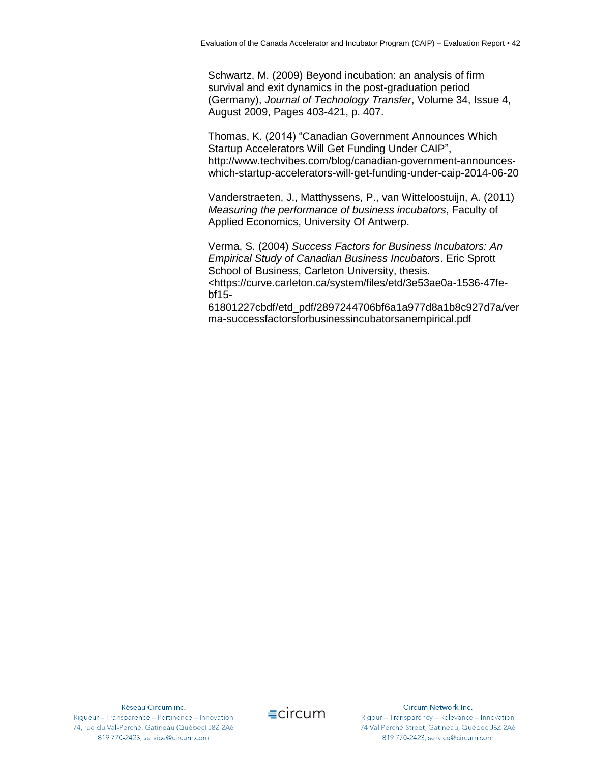Schwartz, M. (2009) Beyond incubation: an analysis of firm survival and exit dynamics in the post-graduation period (Germany), *Journal of Technology Transfer*, Volume 34, Issue 4, August 2009, Pages 403-421, p. 407.

Thomas, K. (2014) "Canadian Government Announces Which Startup Accelerators Will Get Funding Under CAIP", http://www.techvibes.com/blog/canadian-government-announces-which-startup-accelerators-will-get-funding-under-caip-2014-06-20

Vanderstraeten, J., Matthyssens, P., van Witteloostuijn, A. (2011) *Measuring the performance of business incubators*, Faculty of Applied Economics, University Of Antwerp.

Verma, S. (2004) *Success Factors for Business Incubators: An Empirical Study of Canadian Business Incubators*. Eric Sprott School of Business, Carleton University, thesis. <https://curve.carleton.ca/system/files/etd/3e53ae0a-1536-47fe-bf15-61801227cbdf/etd_pdf/2897244706bf6a1a977d8a1b8c927d7a/verma-successfactorsforbusinessincubatorsanempirical.pdf